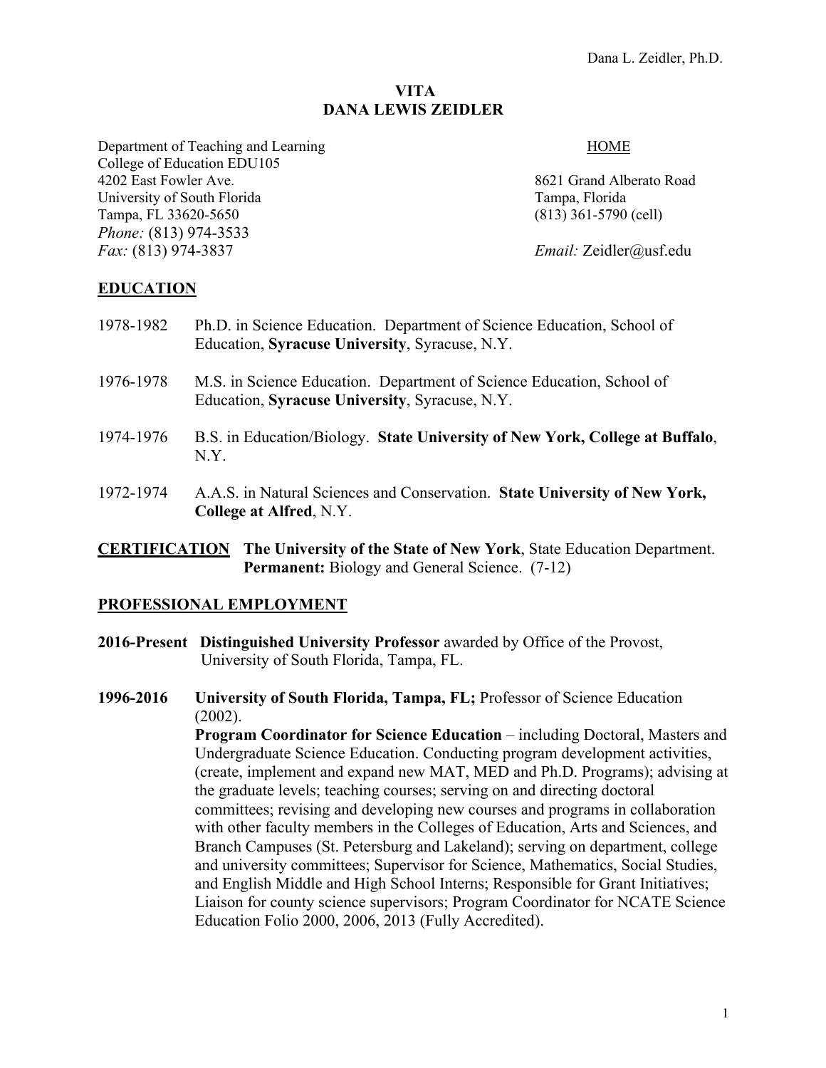# VITA
# DANA LEWIS ZEIDLER

Department of Teaching and Learning
College of Education EDU105
4202 East Fowler Ave.
University of South Florida
Tampa, FL 33620-5650
*Phone:* (813) 974-3533
*Fax:* (813) 974-3837

HOME

8621 Grand Alberato Road
Tampa, Florida
(813) 361-5790 (cell)

*Email:* Zeidler@usf.edu

## EDUCATION

1978-1982 Ph.D. in Science Education. Department of Science Education, School of Education, **Syracuse University**, Syracuse, N.Y.

1976-1978 M.S. in Science Education. Department of Science Education, School of Education, **Syracuse University**, Syracuse, N.Y.

1974-1976 B.S. in Education/Biology. **State University of New York, College at Buffalo**, N.Y.

1972-1974 A.A.S. in Natural Sciences and Conservation. **State University of New York, College at Alfred**, N.Y.

## CERTIFICATION

**The University of the State of New York**, State Education Department.
**Permanent:** Biology and General Science. (7-12)

## PROFESSIONAL EMPLOYMENT

**2016-Present** **Distinguished University Professor** awarded by Office of the Provost, University of South Florida, Tampa, FL.

**1996-2016** **University of South Florida, Tampa, FL;** Professor of Science Education (2002).
**Program Coordinator for Science Education** – including Doctoral, Masters and Undergraduate Science Education. Conducting program development activities, (create, implement and expand new MAT, MED and Ph.D. Programs); advising at the graduate levels; teaching courses; serving on and directing doctoral committees; revising and developing new courses and programs in collaboration with other faculty members in the Colleges of Education, Arts and Sciences, and Branch Campuses (St. Petersburg and Lakeland); serving on department, college and university committees; Supervisor for Science, Mathematics, Social Studies, and English Middle and High School Interns; Responsible for Grant Initiatives; Liaison for county science supervisors; Program Coordinator for NCATE Science Education Folio 2000, 2006, 2013 (Fully Accredited).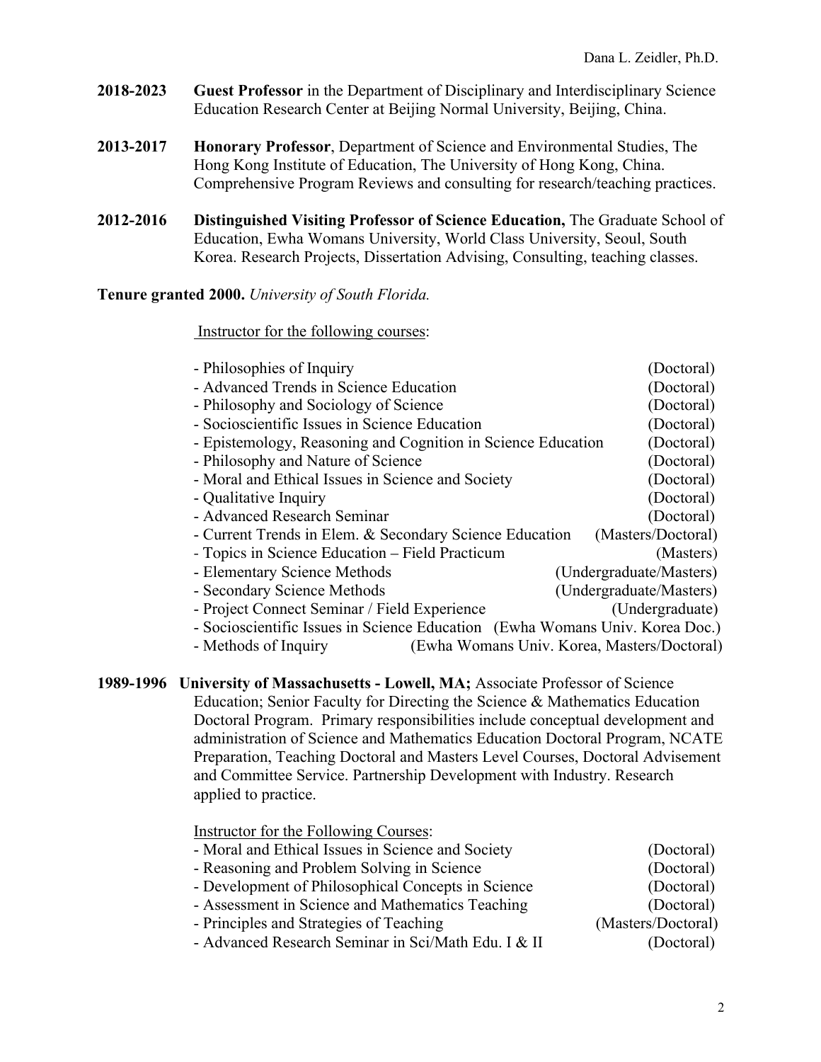**2018-2023** **Guest Professor** in the Department of Disciplinary and Interdisciplinary Science Education Research Center at Beijing Normal University, Beijing, China.

**2013-2017** **Honorary Professor**, Department of Science and Environmental Studies, The Hong Kong Institute of Education, The University of Hong Kong, China. Comprehensive Program Reviews and consulting for research/teaching practices.

**2012-2016** **Distinguished Visiting Professor of Science Education,** The Graduate School of Education, Ewha Womans University, World Class University, Seoul, South Korea. Research Projects, Dissertation Advising, Consulting, teaching classes.

**Tenure granted 2000.** *University of South Florida.*

Instructor for the following courses:

| Course | Level |
|---|---|
| - Philosophies of Inquiry | (Doctoral) |
| - Advanced Trends in Science Education | (Doctoral) |
| - Philosophy and Sociology of Science | (Doctoral) |
| - Socioscientific Issues in Science Education | (Doctoral) |
| - Epistemology, Reasoning and Cognition in Science Education | (Doctoral) |
| - Philosophy and Nature of Science | (Doctoral) |
| - Moral and Ethical Issues in Science and Society | (Doctoral) |
| - Qualitative Inquiry | (Doctoral) |
| - Advanced Research Seminar | (Doctoral) |
| - Current Trends in Elem. & Secondary Science Education | (Masters/Doctoral) |
| - Topics in Science Education – Field Practicum | (Masters) |
| - Elementary Science Methods | (Undergraduate/Masters) |
| - Secondary Science Methods | (Undergraduate/Masters) |
| - Project Connect Seminar / Field Experience | (Undergraduate) |
| - Socioscientific Issues in Science Education | (Ewha Womans Univ. Korea Doc.) |
| - Methods of Inquiry | (Ewha Womans Univ. Korea, Masters/Doctoral) |

**1989-1996** **University of Massachusetts - Lowell, MA;** Associate Professor of Science Education; Senior Faculty for Directing the Science & Mathematics Education Doctoral Program. Primary responsibilities include conceptual development and administration of Science and Mathematics Education Doctoral Program, NCATE Preparation, Teaching Doctoral and Masters Level Courses, Doctoral Advisement and Committee Service. Partnership Development with Industry. Research applied to practice.

Instructor for the Following Courses:

| Course | Level |
|---|---|
| - Moral and Ethical Issues in Science and Society | (Doctoral) |
| - Reasoning and Problem Solving in Science | (Doctoral) |
| - Development of Philosophical Concepts in Science | (Doctoral) |
| - Assessment in Science and Mathematics Teaching | (Doctoral) |
| - Principles and Strategies of Teaching | (Masters/Doctoral) |
| - Advanced Research Seminar in Sci/Math Edu. I & II | (Doctoral) |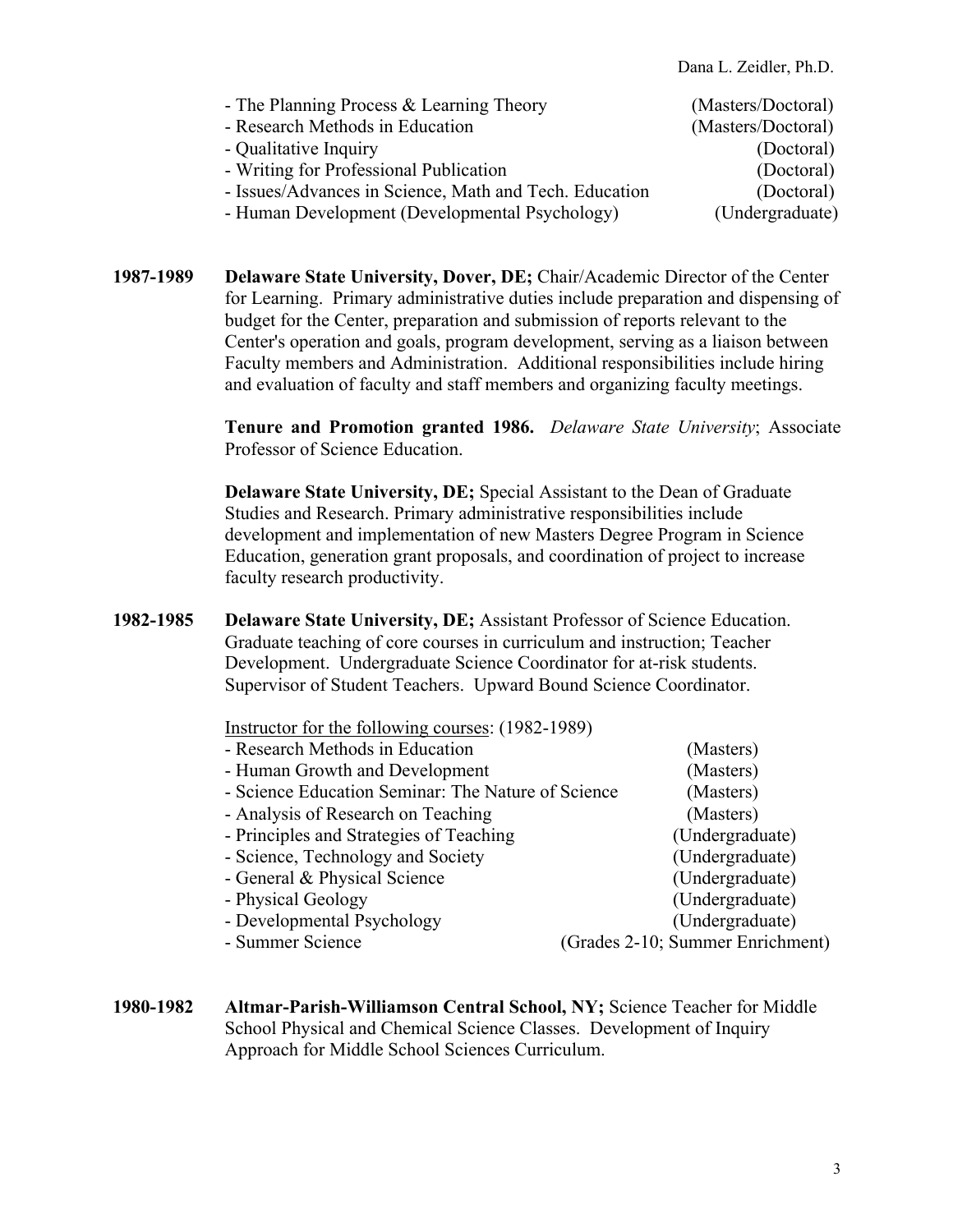- The Planning Process & Learning Theory (Masters/Doctoral)
- Research Methods in Education (Masters/Doctoral)
- Qualitative Inquiry (Doctoral)
- Writing for Professional Publication (Doctoral)
- Issues/Advances in Science, Math and Tech. Education (Doctoral)
- Human Development (Developmental Psychology) (Undergraduate)

**1987-1989** **Delaware State University, Dover, DE;** Chair/Academic Director of the Center for Learning. Primary administrative duties include preparation and dispensing of budget for the Center, preparation and submission of reports relevant to the Center's operation and goals, program development, serving as a liaison between Faculty members and Administration. Additional responsibilities include hiring and evaluation of faculty and staff members and organizing faculty meetings.

**Tenure and Promotion granted 1986.** *Delaware State University*; Associate Professor of Science Education.

**Delaware State University, DE;** Special Assistant to the Dean of Graduate Studies and Research. Primary administrative responsibilities include development and implementation of new Masters Degree Program in Science Education, generation grant proposals, and coordination of project to increase faculty research productivity.

**1982-1985** **Delaware State University, DE;** Assistant Professor of Science Education. Graduate teaching of core courses in curriculum and instruction; Teacher Development. Undergraduate Science Coordinator for at-risk students. Supervisor of Student Teachers. Upward Bound Science Coordinator.

Instructor for the following courses: (1982-1989)

- Research Methods in Education (Masters)
- Human Growth and Development (Masters)
- Science Education Seminar: The Nature of Science (Masters)
- Analysis of Research on Teaching (Masters)
- Principles and Strategies of Teaching (Undergraduate)
- Science, Technology and Society (Undergraduate)
- General & Physical Science (Undergraduate)
- Physical Geology (Undergraduate)
- Developmental Psychology (Undergraduate)
- Summer Science (Grades 2-10; Summer Enrichment)

**1980-1982** **Altmar-Parish-Williamson Central School, NY;** Science Teacher for Middle School Physical and Chemical Science Classes. Development of Inquiry Approach for Middle School Sciences Curriculum.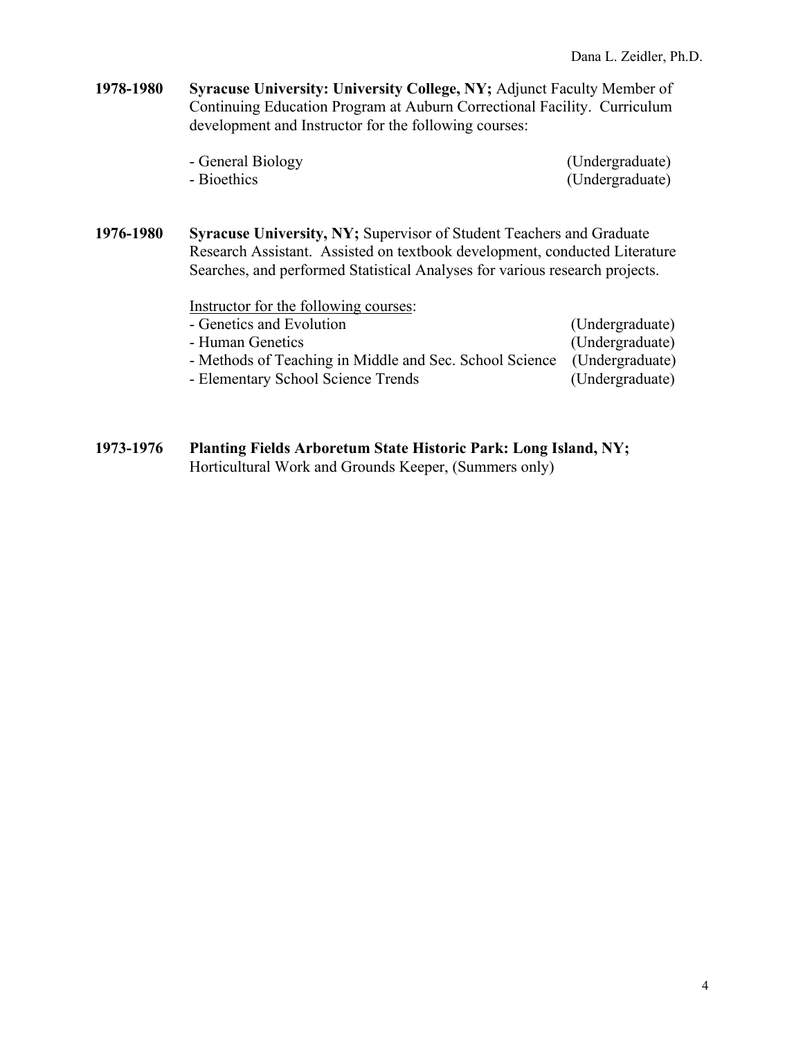**1978-1980** **Syracuse University: University College, NY;** Adjunct Faculty Member of Continuing Education Program at Auburn Correctional Facility. Curriculum development and Instructor for the following courses:

- General Biology (Undergraduate)
- Bioethics (Undergraduate)

**1976-1980** **Syracuse University, NY;** Supervisor of Student Teachers and Graduate Research Assistant. Assisted on textbook development, conducted Literature Searches, and performed Statistical Analyses for various research projects.

<u>Instructor for the following courses</u>:

- Genetics and Evolution (Undergraduate)
- Human Genetics (Undergraduate)
- Methods of Teaching in Middle and Sec. School Science (Undergraduate)
- Elementary School Science Trends (Undergraduate)

**1973-1976** **Planting Fields Arboretum State Historic Park: Long Island, NY;** Horticultural Work and Grounds Keeper, (Summers only)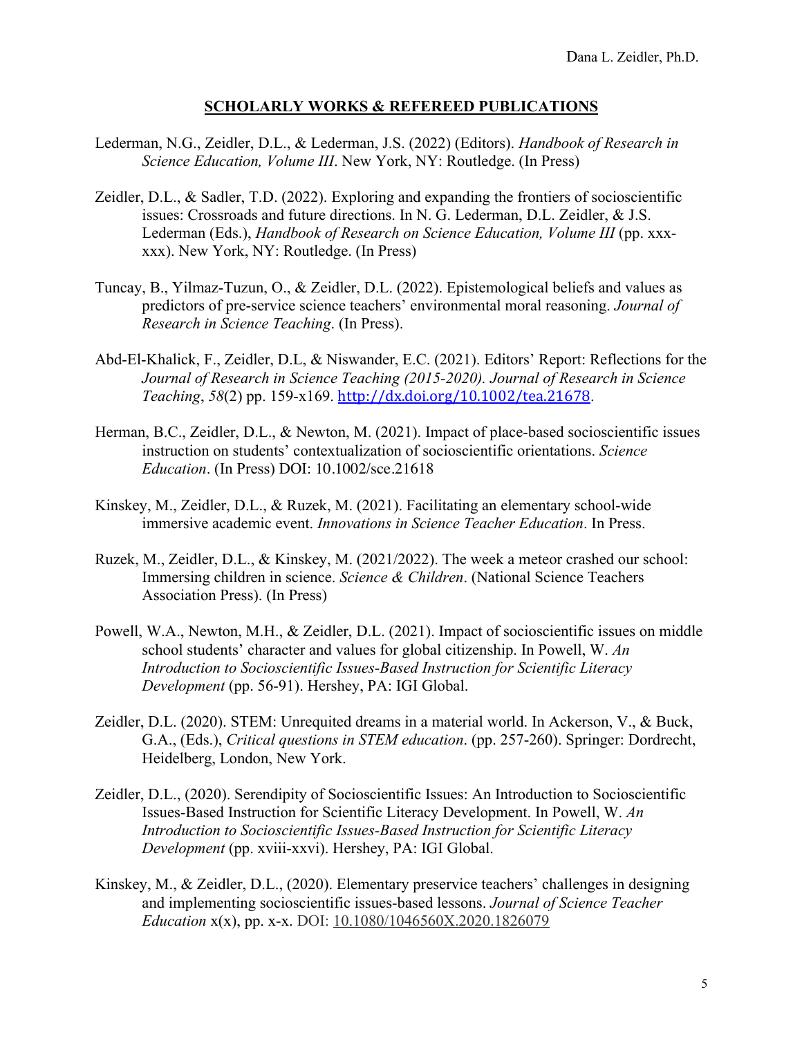## SCHOLARLY WORKS & REFEREED PUBLICATIONS

Lederman, N.G., Zeidler, D.L., & Lederman, J.S. (2022) (Editors). *Handbook of Research in Science Education, Volume III*. New York, NY: Routledge. (In Press)

Zeidler, D.L., & Sadler, T.D. (2022). Exploring and expanding the frontiers of socioscientific issues: Crossroads and future directions. In N. G. Lederman, D.L. Zeidler, & J.S. Lederman (Eds.), *Handbook of Research on Science Education, Volume III* (pp. xxx-xxx). New York, NY: Routledge. (In Press)

Tuncay, B., Yilmaz-Tuzun, O., & Zeidler, D.L. (2022). Epistemological beliefs and values as predictors of pre-service science teachers' environmental moral reasoning. *Journal of Research in Science Teaching*. (In Press).

Abd-El-Khalick, F., Zeidler, D.L, & Niswander, E.C. (2021). Editors' Report: Reflections for the *Journal of Research in Science Teaching (2015-2020). Journal of Research in Science Teaching*, *58*(2) pp. 159-x169. http://dx.doi.org/10.1002/tea.21678.

Herman, B.C., Zeidler, D.L., & Newton, M. (2021). Impact of place-based socioscientific issues instruction on students' contextualization of socioscientific orientations. *Science Education*. (In Press) DOI: 10.1002/sce.21618

Kinskey, M., Zeidler, D.L., & Ruzek, M. (2021). Facilitating an elementary school-wide immersive academic event. *Innovations in Science Teacher Education*. In Press.

Ruzek, M., Zeidler, D.L., & Kinskey, M. (2021/2022). The week a meteor crashed our school: Immersing children in science. *Science & Children*. (National Science Teachers Association Press). (In Press)

Powell, W.A., Newton, M.H., & Zeidler, D.L. (2021). Impact of socioscientific issues on middle school students' character and values for global citizenship. In Powell, W. *An Introduction to Socioscientific Issues-Based Instruction for Scientific Literacy Development* (pp. 56-91). Hershey, PA: IGI Global.

Zeidler, D.L. (2020). STEM: Unrequited dreams in a material world. In Ackerson, V., & Buck, G.A., (Eds.), *Critical questions in STEM education*. (pp. 257-260). Springer: Dordrecht, Heidelberg, London, New York.

Zeidler, D.L., (2020). Serendipity of Socioscientific Issues: An Introduction to Socioscientific Issues-Based Instruction for Scientific Literacy Development. In Powell, W. *An Introduction to Socioscientific Issues-Based Instruction for Scientific Literacy Development* (pp. xviii-xxvi). Hershey, PA: IGI Global.

Kinskey, M., & Zeidler, D.L., (2020). Elementary preservice teachers' challenges in designing and implementing socioscientific issues-based lessons. *Journal of Science Teacher Education* x(x), pp. x-x. DOI: 10.1080/1046560X.2020.1826079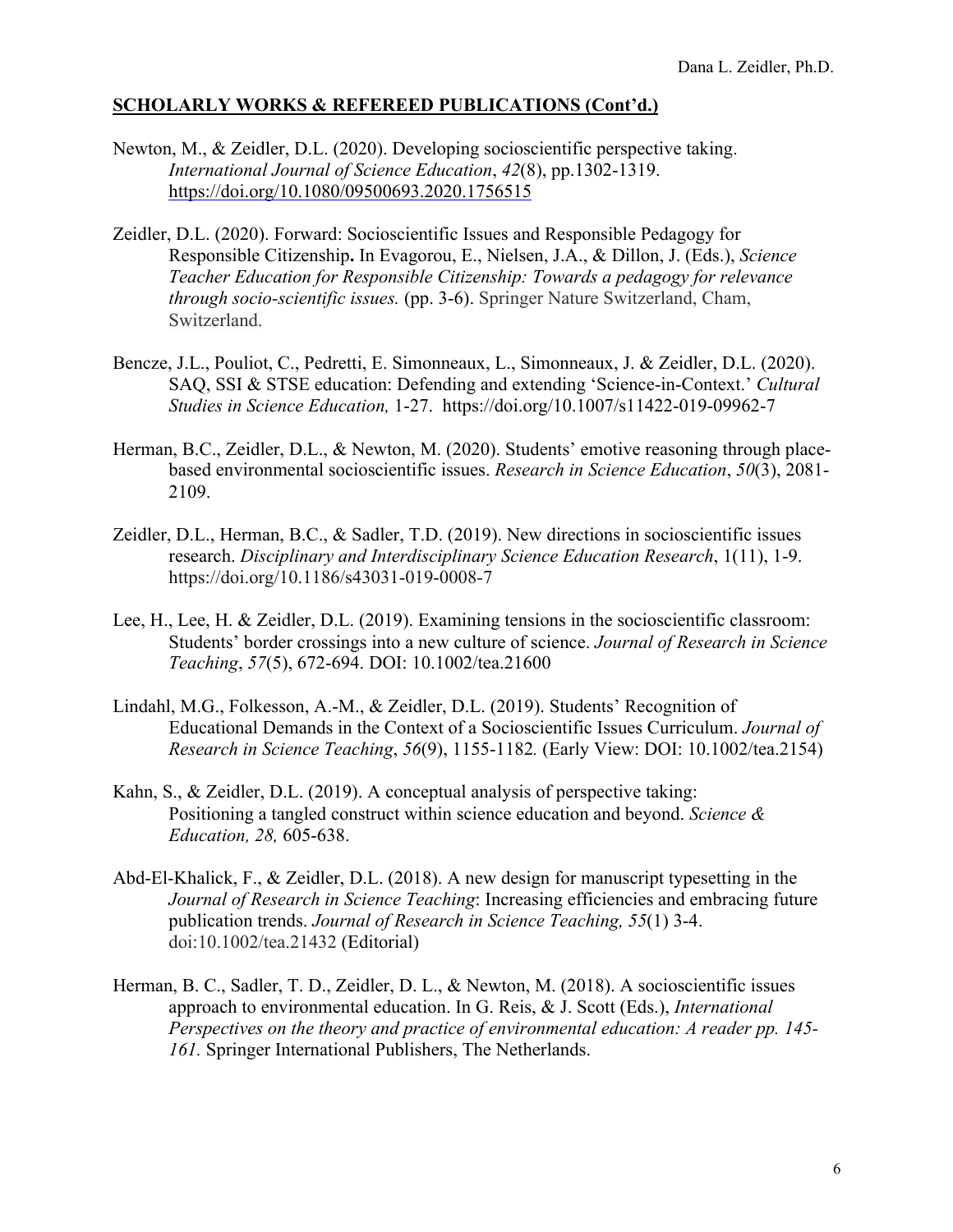**SCHOLARLY WORKS & REFEREED PUBLICATIONS (Cont'd.)**

Newton, M., & Zeidler, D.L. (2020). Developing socioscientific perspective taking. *International Journal of Science Education*, *42*(8), pp.1302-1319. https://doi.org/10.1080/09500693.2020.1756515

Zeidler, D.L. (2020). Forward: Socioscientific Issues and Responsible Pedagogy for Responsible Citizenship**.** In Evagorou, E., Nielsen, J.A., & Dillon, J. (Eds.), *Science Teacher Education for Responsible Citizenship: Towards a pedagogy for relevance through socio-scientific issues.* (pp. 3-6). Springer Nature Switzerland, Cham, Switzerland.

Bencze, J.L., Pouliot, C., Pedretti, E. Simonneaux, L., Simonneaux, J. & Zeidler, D.L. (2020). SAQ, SSI & STSE education: Defending and extending 'Science-in-Context.' *Cultural Studies in Science Education,* 1-27. https://doi.org/10.1007/s11422-019-09962-7

Herman, B.C., Zeidler, D.L., & Newton, M. (2020). Students' emotive reasoning through place-based environmental socioscientific issues. *Research in Science Education*, *50*(3), 2081-2109.

Zeidler, D.L., Herman, B.C., & Sadler, T.D. (2019). New directions in socioscientific issues research. *Disciplinary and Interdisciplinary Science Education Research*, 1(11), 1-9. https://doi.org/10.1186/s43031-019-0008-7

Lee, H., Lee, H. & Zeidler, D.L. (2019). Examining tensions in the socioscientific classroom: Students' border crossings into a new culture of science. *Journal of Research in Science Teaching*, *57*(5), 672-694. DOI: 10.1002/tea.21600

Lindahl, M.G., Folkesson, A.-M., & Zeidler, D.L. (2019). Students' Recognition of Educational Demands in the Context of a Socioscientific Issues Curriculum. *Journal of Research in Science Teaching*, *56*(9), 1155-1182*.* (Early View: DOI: 10.1002/tea.2154)

Kahn, S., & Zeidler, D.L. (2019). A conceptual analysis of perspective taking: Positioning a tangled construct within science education and beyond. *Science & Education, 28,* 605-638.

Abd-El-Khalick, F., & Zeidler, D.L. (2018). A new design for manuscript typesetting in the *Journal of Research in Science Teaching*: Increasing efficiencies and embracing future publication trends. *Journal of Research in Science Teaching, 55*(1) 3-4. doi:10.1002/tea.21432 (Editorial)

Herman, B. C., Sadler, T. D., Zeidler, D. L., & Newton, M. (2018). A socioscientific issues approach to environmental education. In G. Reis, & J. Scott (Eds.), *International Perspectives on the theory and practice of environmental education: A reader pp. 145-161.* Springer International Publishers, The Netherlands.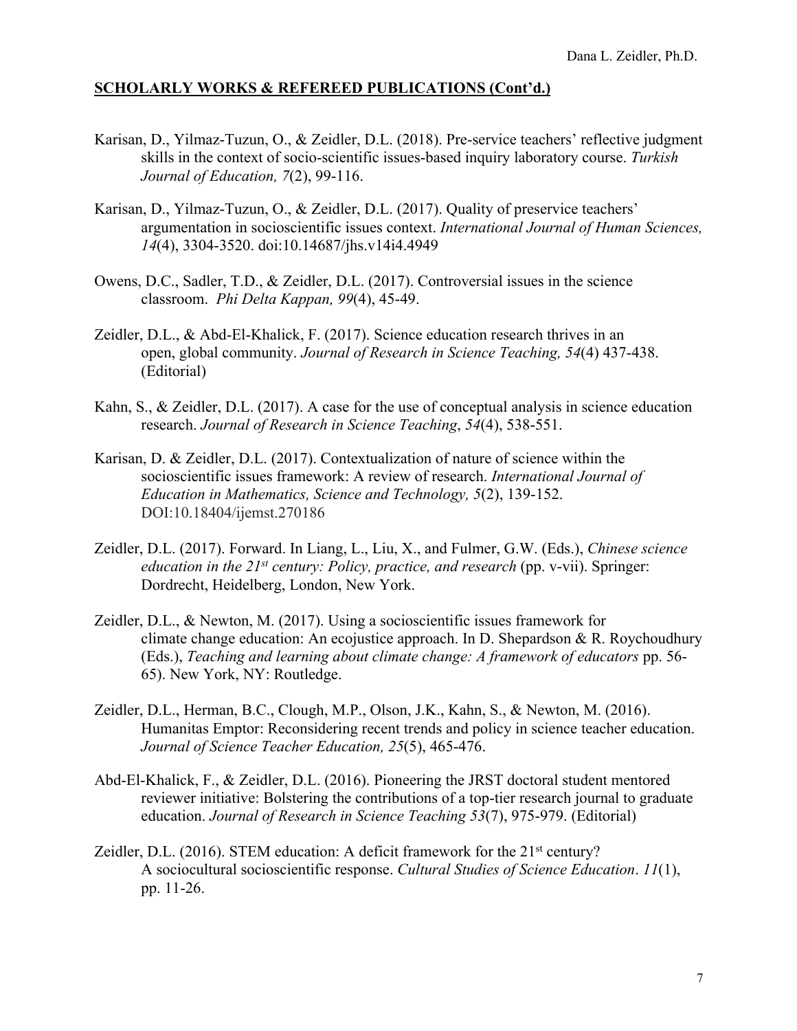**SCHOLARLY WORKS & REFEREED PUBLICATIONS (Cont'd.)**

Karisan, D., Yilmaz-Tuzun, O., & Zeidler, D.L. (2018). Pre-service teachers' reflective judgment skills in the context of socio-scientific issues-based inquiry laboratory course. *Turkish Journal of Education, 7*(2), 99-116.

Karisan, D., Yilmaz-Tuzun, O., & Zeidler, D.L. (2017). Quality of preservice teachers' argumentation in socioscientific issues context. *International Journal of Human Sciences, 14*(4), 3304-3520. doi:10.14687/jhs.v14i4.4949

Owens, D.C., Sadler, T.D., & Zeidler, D.L. (2017). Controversial issues in the science classroom. *Phi Delta Kappan, 99*(4), 45-49.

Zeidler, D.L., & Abd-El-Khalick, F. (2017). Science education research thrives in an open, global community. *Journal of Research in Science Teaching, 54*(4) 437-438. (Editorial)

Kahn, S., & Zeidler, D.L. (2017). A case for the use of conceptual analysis in science education research. *Journal of Research in Science Teaching*, *54*(4), 538-551.

Karisan, D. & Zeidler, D.L. (2017). Contextualization of nature of science within the socioscientific issues framework: A review of research. *International Journal of Education in Mathematics, Science and Technology, 5*(2), 139-152. DOI:10.18404/ijemst.270186

Zeidler, D.L. (2017). Forward. In Liang, L., Liu, X., and Fulmer, G.W. (Eds.), *Chinese science education in the 21st century: Policy, practice, and research* (pp. v-vii). Springer: Dordrecht, Heidelberg, London, New York.

Zeidler, D.L., & Newton, M. (2017). Using a socioscientific issues framework for climate change education: An ecojustice approach. In D. Shepardson & R. Roychoudhury (Eds.), *Teaching and learning about climate change: A framework of educators* pp. 56-65). New York, NY: Routledge.

Zeidler, D.L., Herman, B.C., Clough, M.P., Olson, J.K., Kahn, S., & Newton, M. (2016). Humanitas Emptor: Reconsidering recent trends and policy in science teacher education. *Journal of Science Teacher Education, 25*(5), 465-476.

Abd-El-Khalick, F., & Zeidler, D.L. (2016). Pioneering the JRST doctoral student mentored reviewer initiative: Bolstering the contributions of a top-tier research journal to graduate education. *Journal of Research in Science Teaching 53*(7), 975-979. (Editorial)

Zeidler, D.L. (2016). STEM education: A deficit framework for the 21st century? A sociocultural socioscientific response. *Cultural Studies of Science Education*. *11*(1), pp. 11-26.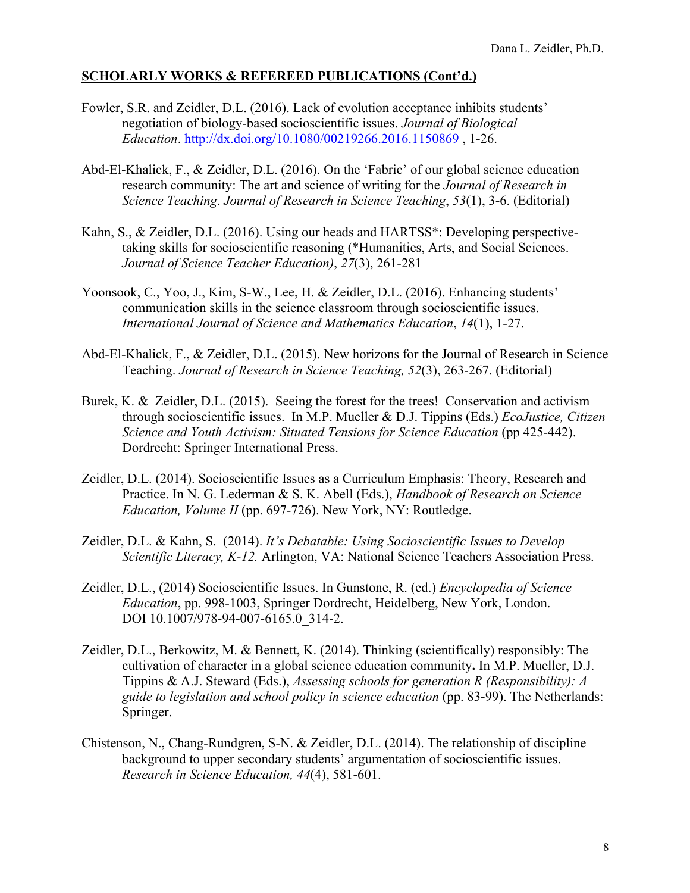**SCHOLARLY WORKS & REFEREED PUBLICATIONS (Cont'd.)**

Fowler, S.R. and Zeidler, D.L. (2016). Lack of evolution acceptance inhibits students' negotiation of biology-based socioscientific issues. *Journal of Biological Education*. http://dx.doi.org/10.1080/00219266.2016.1150869 , 1-26.

Abd-El-Khalick, F., & Zeidler, D.L. (2016). On the 'Fabric' of our global science education research community: The art and science of writing for the *Journal of Research in Science Teaching*. *Journal of Research in Science Teaching*, *53*(1), 3-6. (Editorial)

Kahn, S., & Zeidler, D.L. (2016). Using our heads and HARTSS*: Developing perspective-taking skills for socioscientific reasoning (*Humanities, Arts, and Social Sciences. *Journal of Science Teacher Education)*, *27*(3), 261-281

Yoonsook, C., Yoo, J., Kim, S-W., Lee, H. & Zeidler, D.L. (2016). Enhancing students' communication skills in the science classroom through socioscientific issues. *International Journal of Science and Mathematics Education*, *14*(1), 1-27.

Abd-El-Khalick, F., & Zeidler, D.L. (2015). New horizons for the Journal of Research in Science Teaching. *Journal of Research in Science Teaching, 52*(3), 263-267. (Editorial)

Burek, K. & Zeidler, D.L. (2015). Seeing the forest for the trees! Conservation and activism through socioscientific issues. In M.P. Mueller & D.J. Tippins (Eds.) *EcoJustice, Citizen Science and Youth Activism: Situated Tensions for Science Education* (pp 425-442). Dordrecht: Springer International Press.

Zeidler, D.L. (2014). Socioscientific Issues as a Curriculum Emphasis: Theory, Research and Practice. In N. G. Lederman & S. K. Abell (Eds.), *Handbook of Research on Science Education, Volume II* (pp. 697-726). New York, NY: Routledge.

Zeidler, D.L. & Kahn, S. (2014). *It's Debatable: Using Socioscientific Issues to Develop Scientific Literacy, K-12.* Arlington, VA: National Science Teachers Association Press.

Zeidler, D.L., (2014) Socioscientific Issues. In Gunstone, R. (ed.) *Encyclopedia of Science Education*, pp. 998-1003, Springer Dordrecht, Heidelberg, New York, London. DOI 10.1007/978-94-007-6165.0_314-2.

Zeidler, D.L., Berkowitz, M. & Bennett, K. (2014). Thinking (scientifically) responsibly: The cultivation of character in a global science education community**.** In M.P. Mueller, D.J. Tippins & A.J. Steward (Eds.), *Assessing schools for generation R (Responsibility): A guide to legislation and school policy in science education* (pp. 83-99). The Netherlands: Springer.

Chistenson, N., Chang-Rundgren, S-N. & Zeidler, D.L. (2014). The relationship of discipline background to upper secondary students' argumentation of socioscientific issues. *Research in Science Education, 44*(4), 581-601.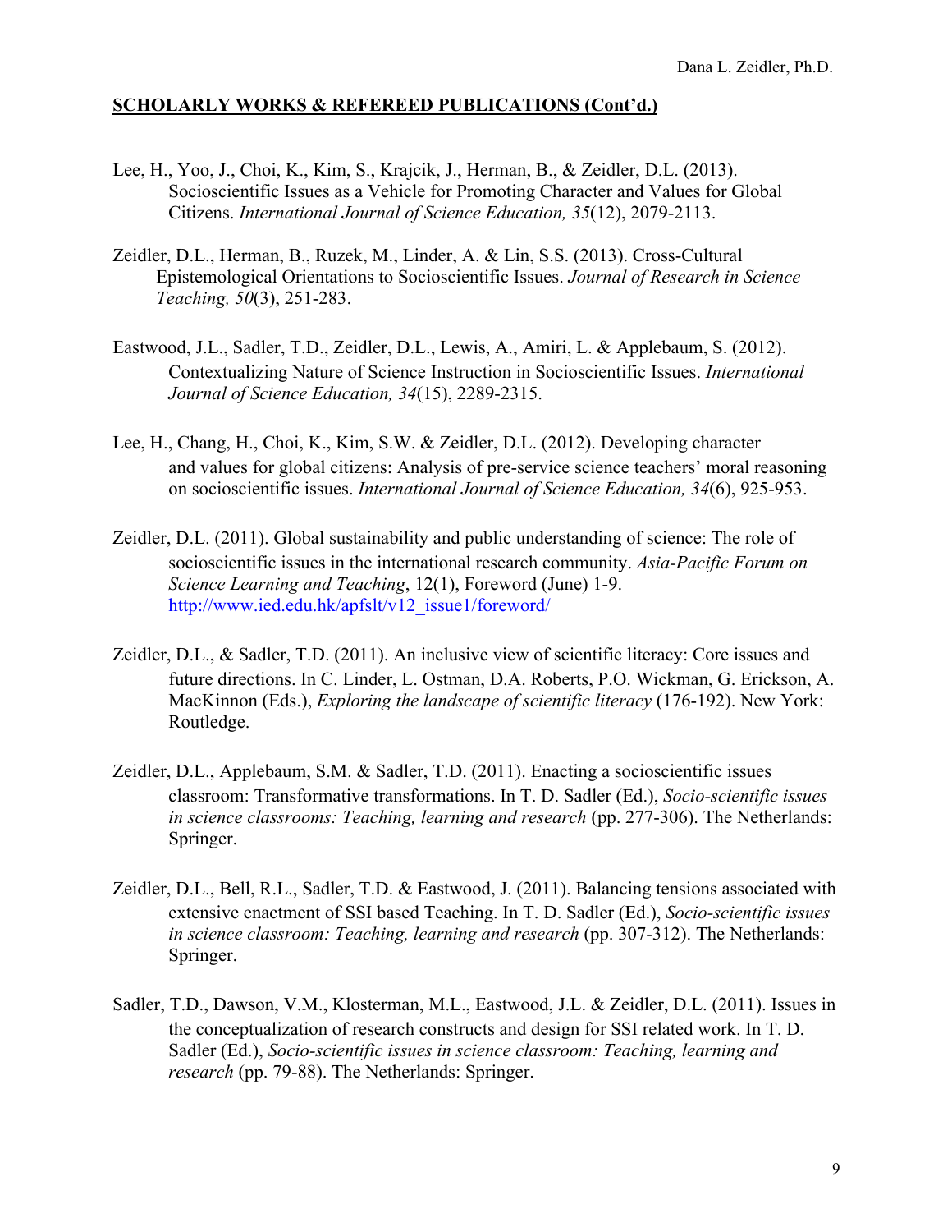**SCHOLARLY WORKS & REFEREED PUBLICATIONS (Cont'd.)**

Lee, H., Yoo, J., Choi, K., Kim, S., Krajcik, J., Herman, B., & Zeidler, D.L. (2013). Socioscientific Issues as a Vehicle for Promoting Character and Values for Global Citizens. *International Journal of Science Education, 35*(12), 2079-2113.

Zeidler, D.L., Herman, B., Ruzek, M., Linder, A. & Lin, S.S. (2013). Cross-Cultural Epistemological Orientations to Socioscientific Issues. *Journal of Research in Science Teaching, 50*(3), 251-283.

Eastwood, J.L., Sadler, T.D., Zeidler, D.L., Lewis, A., Amiri, L. & Applebaum, S. (2012). Contextualizing Nature of Science Instruction in Socioscientific Issues. *International Journal of Science Education, 34*(15), 2289-2315.

Lee, H., Chang, H., Choi, K., Kim, S.W. & Zeidler, D.L. (2012). Developing character and values for global citizens: Analysis of pre-service science teachers' moral reasoning on socioscientific issues. *International Journal of Science Education, 34*(6), 925-953.

Zeidler, D.L. (2011). Global sustainability and public understanding of science: The role of socioscientific issues in the international research community. *Asia-Pacific Forum on Science Learning and Teaching*, 12(1), Foreword (June) 1-9. http://www.ied.edu.hk/apfslt/v12_issue1/foreword/

Zeidler, D.L., & Sadler, T.D. (2011). An inclusive view of scientific literacy: Core issues and future directions. In C. Linder, L. Ostman, D.A. Roberts, P.O. Wickman, G. Erickson, A. MacKinnon (Eds.), *Exploring the landscape of scientific literacy* (176-192). New York: Routledge.

Zeidler, D.L., Applebaum, S.M. & Sadler, T.D. (2011). Enacting a socioscientific issues classroom: Transformative transformations. In T. D. Sadler (Ed.), *Socio-scientific issues in science classrooms: Teaching, learning and research* (pp. 277-306). The Netherlands: Springer.

Zeidler, D.L., Bell, R.L., Sadler, T.D. & Eastwood, J. (2011). Balancing tensions associated with extensive enactment of SSI based Teaching. In T. D. Sadler (Ed.), *Socio-scientific issues in science classroom: Teaching, learning and research* (pp. 307-312). The Netherlands: Springer.

Sadler, T.D., Dawson, V.M., Klosterman, M.L., Eastwood, J.L. & Zeidler, D.L. (2011). Issues in the conceptualization of research constructs and design for SSI related work. In T. D. Sadler (Ed.), *Socio-scientific issues in science classroom: Teaching, learning and research* (pp. 79-88). The Netherlands: Springer.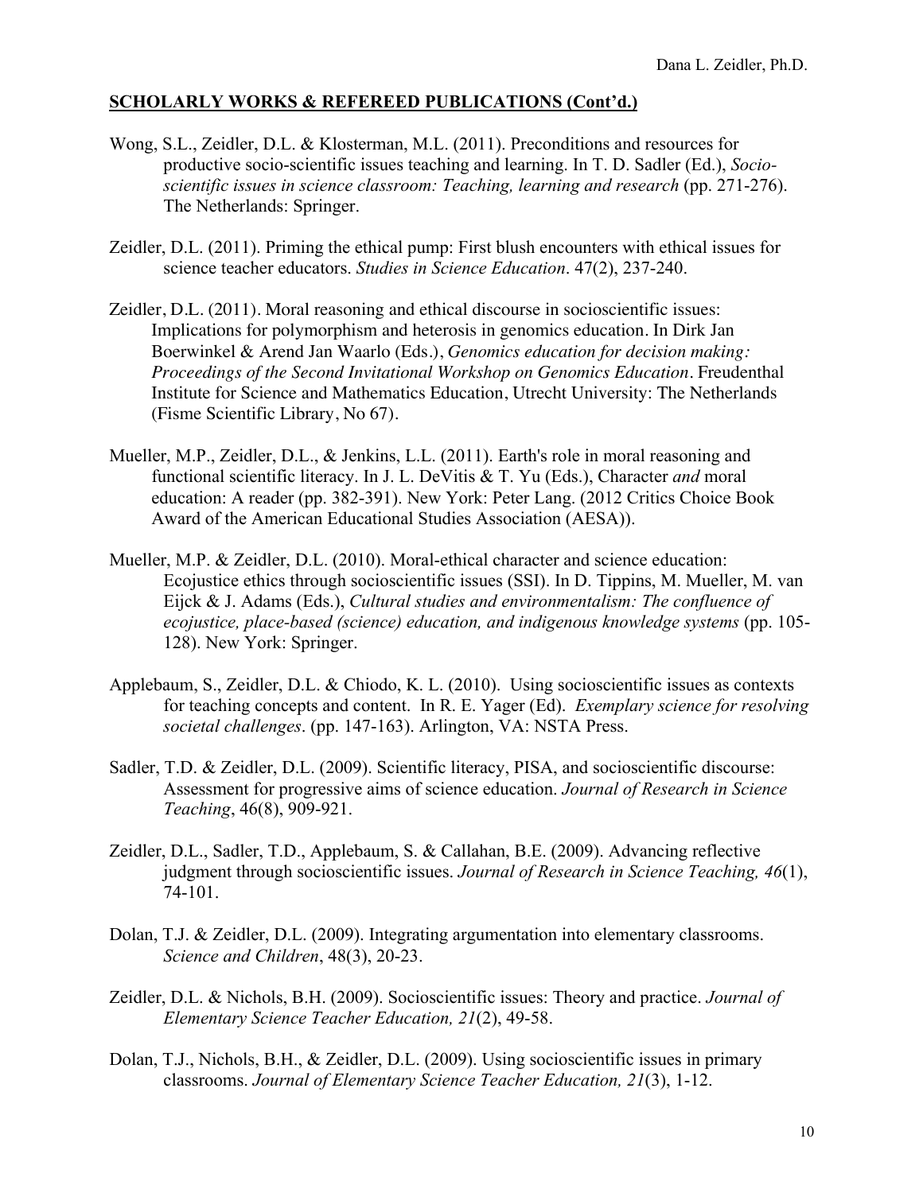## SCHOLARLY WORKS & REFEREED PUBLICATIONS (Cont'd.)

Wong, S.L., Zeidler, D.L. & Klosterman, M.L. (2011). Preconditions and resources for productive socio-scientific issues teaching and learning. In T. D. Sadler (Ed.), *Socio-scientific issues in science classroom: Teaching, learning and research* (pp. 271-276). The Netherlands: Springer.

Zeidler, D.L. (2011). Priming the ethical pump: First blush encounters with ethical issues for science teacher educators. *Studies in Science Education*. 47(2), 237-240.

Zeidler, D.L. (2011). Moral reasoning and ethical discourse in socioscientific issues: Implications for polymorphism and heterosis in genomics education. In Dirk Jan Boerwinkel & Arend Jan Waarlo (Eds.), *Genomics education for decision making: Proceedings of the Second Invitational Workshop on Genomics Education*. Freudenthal Institute for Science and Mathematics Education, Utrecht University: The Netherlands (Fisme Scientific Library, No 67).

Mueller, M.P., Zeidler, D.L., & Jenkins, L.L. (2011). Earth's role in moral reasoning and functional scientific literacy. In J. L. DeVitis & T. Yu (Eds.), Character *and* moral education: A reader (pp. 382-391). New York: Peter Lang. (2012 Critics Choice Book Award of the American Educational Studies Association (AESA)).

Mueller, M.P. & Zeidler, D.L. (2010). Moral-ethical character and science education: Ecojustice ethics through socioscientific issues (SSI). In D. Tippins, M. Mueller, M. van Eijck & J. Adams (Eds.), *Cultural studies and environmentalism: The confluence of ecojustice, place-based (science) education, and indigenous knowledge systems* (pp. 105-128). New York: Springer.

Applebaum, S., Zeidler, D.L. & Chiodo, K. L. (2010). Using socioscientific issues as contexts for teaching concepts and content. In R. E. Yager (Ed). *Exemplary science for resolving societal challenges*. (pp. 147-163). Arlington, VA: NSTA Press.

Sadler, T.D. & Zeidler, D.L. (2009). Scientific literacy, PISA, and socioscientific discourse: Assessment for progressive aims of science education. *Journal of Research in Science Teaching*, 46(8), 909-921.

Zeidler, D.L., Sadler, T.D., Applebaum, S. & Callahan, B.E. (2009). Advancing reflective judgment through socioscientific issues. *Journal of Research in Science Teaching, 46*(1), 74-101.

Dolan, T.J. & Zeidler, D.L. (2009). Integrating argumentation into elementary classrooms. *Science and Children*, 48(3), 20-23.

Zeidler, D.L. & Nichols, B.H. (2009). Socioscientific issues: Theory and practice. *Journal of Elementary Science Teacher Education, 21*(2), 49-58.

Dolan, T.J., Nichols, B.H., & Zeidler, D.L. (2009). Using socioscientific issues in primary classrooms. *Journal of Elementary Science Teacher Education, 21*(3), 1-12.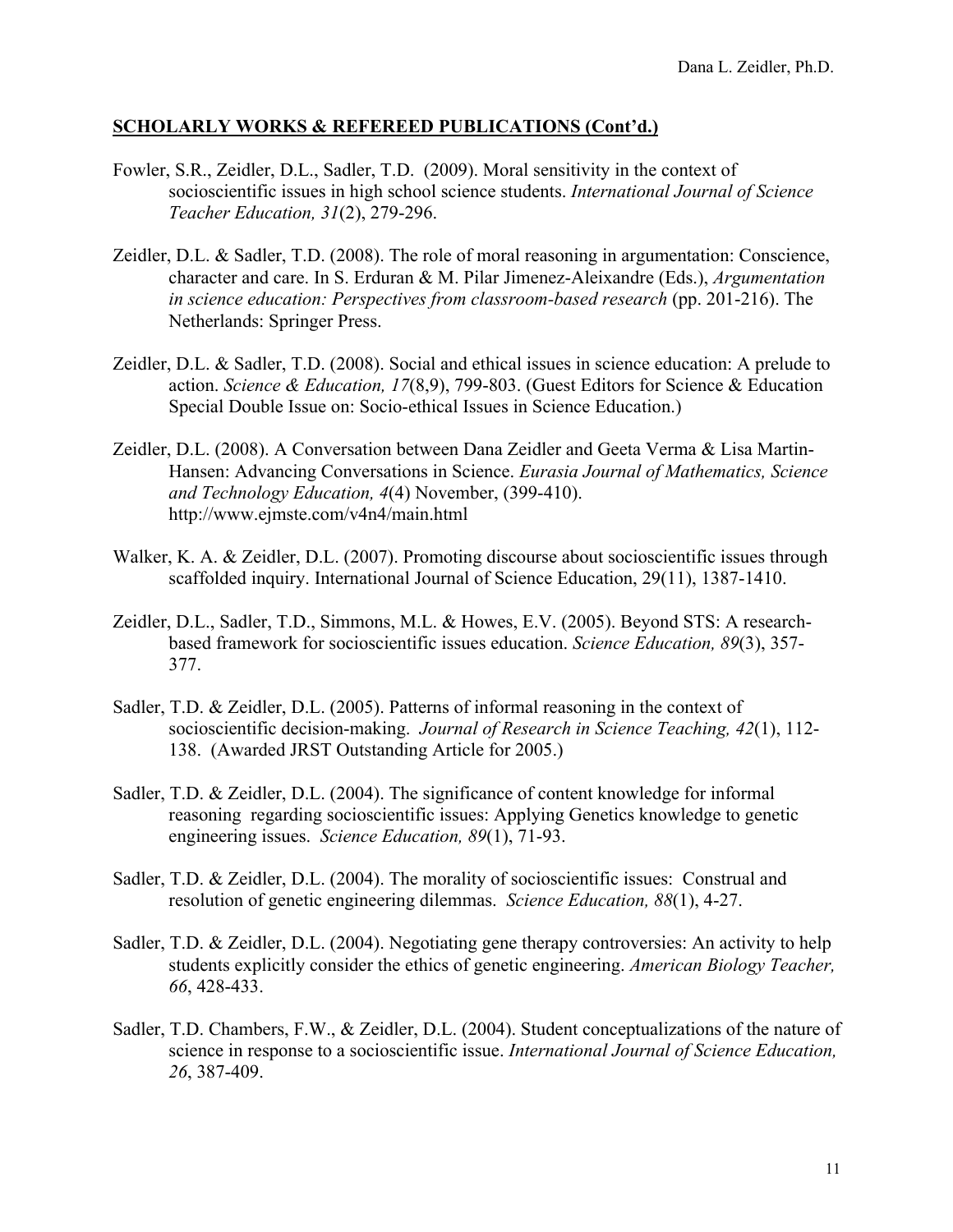## SCHOLARLY WORKS & REFEREED PUBLICATIONS (Cont'd.)

Fowler, S.R., Zeidler, D.L., Sadler, T.D. (2009). Moral sensitivity in the context of socioscientific issues in high school science students. *International Journal of Science Teacher Education, 31*(2), 279-296.

Zeidler, D.L. & Sadler, T.D. (2008). The role of moral reasoning in argumentation: Conscience, character and care. In S. Erduran & M. Pilar Jimenez-Aleixandre (Eds.), *Argumentation in science education: Perspectives from classroom-based research* (pp. 201-216). The Netherlands: Springer Press.

Zeidler, D.L. & Sadler, T.D. (2008). Social and ethical issues in science education: A prelude to action. *Science & Education, 17*(8,9), 799-803. (Guest Editors for Science & Education Special Double Issue on: Socio-ethical Issues in Science Education.)

Zeidler, D.L. (2008). A Conversation between Dana Zeidler and Geeta Verma & Lisa Martin-Hansen: Advancing Conversations in Science. *Eurasia Journal of Mathematics, Science and Technology Education, 4*(4) November, (399-410). http://www.ejmste.com/v4n4/main.html

Walker, K. A. & Zeidler, D.L. (2007). Promoting discourse about socioscientific issues through scaffolded inquiry. International Journal of Science Education, 29(11), 1387-1410.

Zeidler, D.L., Sadler, T.D., Simmons, M.L. & Howes, E.V. (2005). Beyond STS: A research-based framework for socioscientific issues education. *Science Education, 89*(3), 357-377.

Sadler, T.D. & Zeidler, D.L. (2005). Patterns of informal reasoning in the context of socioscientific decision-making. *Journal of Research in Science Teaching, 42*(1), 112-138. (Awarded JRST Outstanding Article for 2005.)

Sadler, T.D. & Zeidler, D.L. (2004). The significance of content knowledge for informal reasoning regarding socioscientific issues: Applying Genetics knowledge to genetic engineering issues. *Science Education, 89*(1), 71-93.

Sadler, T.D. & Zeidler, D.L. (2004). The morality of socioscientific issues: Construal and resolution of genetic engineering dilemmas. *Science Education, 88*(1), 4-27.

Sadler, T.D. & Zeidler, D.L. (2004). Negotiating gene therapy controversies: An activity to help students explicitly consider the ethics of genetic engineering. *American Biology Teacher, 66*, 428-433.

Sadler, T.D. Chambers, F.W., & Zeidler, D.L. (2004). Student conceptualizations of the nature of science in response to a socioscientific issue. *International Journal of Science Education, 26*, 387-409.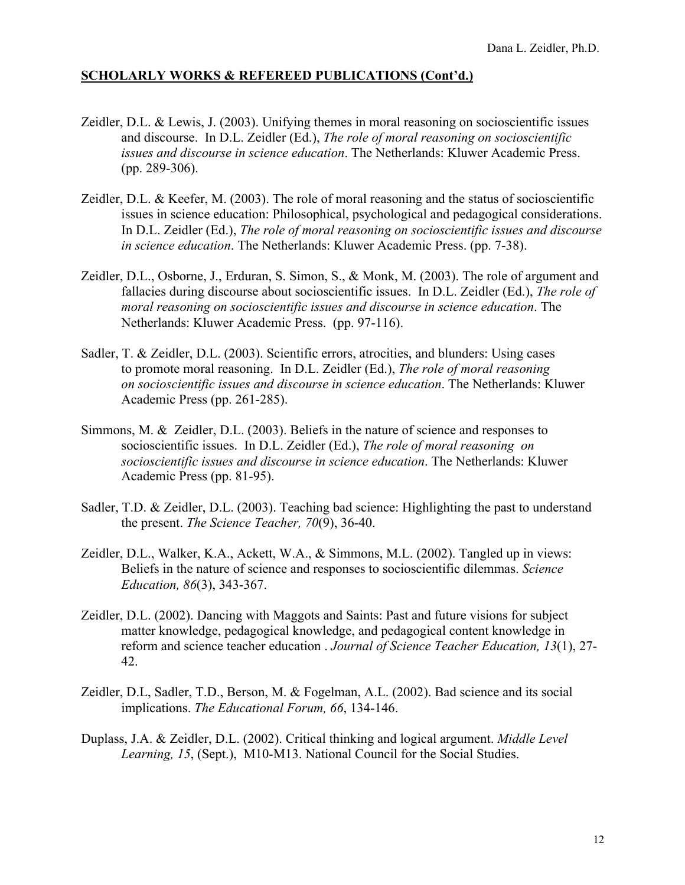## SCHOLARLY WORKS & REFEREED PUBLICATIONS (Cont'd.)

Zeidler, D.L. & Lewis, J. (2003). Unifying themes in moral reasoning on socioscientific issues and discourse. In D.L. Zeidler (Ed.), *The role of moral reasoning on socioscientific issues and discourse in science education*. The Netherlands: Kluwer Academic Press. (pp. 289-306).

Zeidler, D.L. & Keefer, M. (2003). The role of moral reasoning and the status of socioscientific issues in science education: Philosophical, psychological and pedagogical considerations. In D.L. Zeidler (Ed.), *The role of moral reasoning on socioscientific issues and discourse in science education*. The Netherlands: Kluwer Academic Press. (pp. 7-38).

Zeidler, D.L., Osborne, J., Erduran, S. Simon, S., & Monk, M. (2003). The role of argument and fallacies during discourse about socioscientific issues. In D.L. Zeidler (Ed.), *The role of moral reasoning on socioscientific issues and discourse in science education*. The Netherlands: Kluwer Academic Press. (pp. 97-116).

Sadler, T. & Zeidler, D.L. (2003). Scientific errors, atrocities, and blunders: Using cases to promote moral reasoning. In D.L. Zeidler (Ed.), *The role of moral reasoning on socioscientific issues and discourse in science education*. The Netherlands: Kluwer Academic Press (pp. 261-285).

Simmons, M. & Zeidler, D.L. (2003). Beliefs in the nature of science and responses to socioscientific issues. In D.L. Zeidler (Ed.), *The role of moral reasoning on socioscientific issues and discourse in science education*. The Netherlands: Kluwer Academic Press (pp. 81-95).

Sadler, T.D. & Zeidler, D.L. (2003). Teaching bad science: Highlighting the past to understand the present. *The Science Teacher, 70*(9), 36-40.

Zeidler, D.L., Walker, K.A., Ackett, W.A., & Simmons, M.L. (2002). Tangled up in views: Beliefs in the nature of science and responses to socioscientific dilemmas. *Science Education, 86*(3), 343-367.

Zeidler, D.L. (2002). Dancing with Maggots and Saints: Past and future visions for subject matter knowledge, pedagogical knowledge, and pedagogical content knowledge in reform and science teacher education . *Journal of Science Teacher Education, 13*(1), 27-42.

Zeidler, D.L, Sadler, T.D., Berson, M. & Fogelman, A.L. (2002). Bad science and its social implications. *The Educational Forum, 66*, 134-146.

Duplass, J.A. & Zeidler, D.L. (2002). Critical thinking and logical argument. *Middle Level Learning, 15*, (Sept.), M10-M13. National Council for the Social Studies.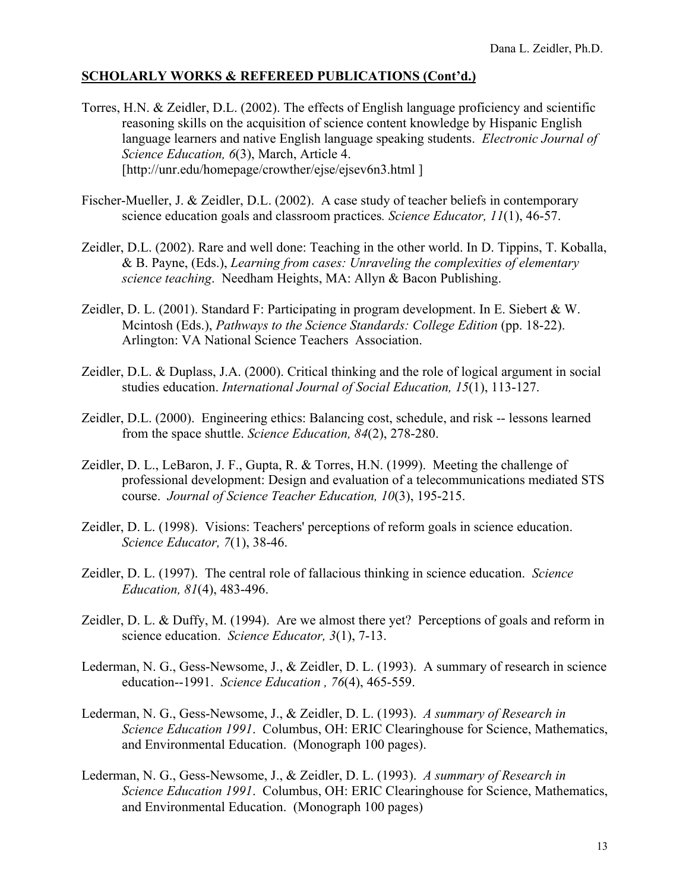## SCHOLARLY WORKS & REFEREED PUBLICATIONS (Cont'd.)

Torres, H.N. & Zeidler, D.L. (2002). The effects of English language proficiency and scientific reasoning skills on the acquisition of science content knowledge by Hispanic English language learners and native English language speaking students. *Electronic Journal of Science Education, 6*(3), March, Article 4. [http://unr.edu/homepage/crowther/ejse/ejsev6n3.html ]

Fischer-Mueller, J. & Zeidler, D.L. (2002). A case study of teacher beliefs in contemporary science education goals and classroom practices*. Science Educator, 11*(1), 46-57.

Zeidler, D.L. (2002). Rare and well done: Teaching in the other world. In D. Tippins, T. Koballa, & B. Payne, (Eds.), *Learning from cases: Unraveling the complexities of elementary science teaching*. Needham Heights, MA: Allyn & Bacon Publishing.

Zeidler, D. L. (2001). Standard F: Participating in program development. In E. Siebert & W. Mcintosh (Eds.), *Pathways to the Science Standards: College Edition* (pp. 18-22). Arlington: VA National Science Teachers Association.

Zeidler, D.L. & Duplass, J.A. (2000). Critical thinking and the role of logical argument in social studies education. *International Journal of Social Education, 15*(1), 113-127.

Zeidler, D.L. (2000). Engineering ethics: Balancing cost, schedule, and risk -- lessons learned from the space shuttle. *Science Education, 84*(2), 278-280.

Zeidler, D. L., LeBaron, J. F., Gupta, R. & Torres, H.N. (1999). Meeting the challenge of professional development: Design and evaluation of a telecommunications mediated STS course. *Journal of Science Teacher Education, 10*(3), 195-215.

Zeidler, D. L. (1998). Visions: Teachers' perceptions of reform goals in science education. *Science Educator, 7*(1), 38-46.

Zeidler, D. L. (1997). The central role of fallacious thinking in science education. *Science Education, 81*(4), 483-496.

Zeidler, D. L. & Duffy, M. (1994). Are we almost there yet? Perceptions of goals and reform in science education. *Science Educator, 3*(1), 7-13.

Lederman, N. G., Gess-Newsome, J., & Zeidler, D. L. (1993). A summary of research in science education--1991. *Science Education , 76*(4), 465-559.

Lederman, N. G., Gess-Newsome, J., & Zeidler, D. L. (1993). *A summary of Research in Science Education 1991*. Columbus, OH: ERIC Clearinghouse for Science, Mathematics, and Environmental Education. (Monograph 100 pages).

Lederman, N. G., Gess-Newsome, J., & Zeidler, D. L. (1993). *A summary of Research in Science Education 1991*. Columbus, OH: ERIC Clearinghouse for Science, Mathematics, and Environmental Education. (Monograph 100 pages)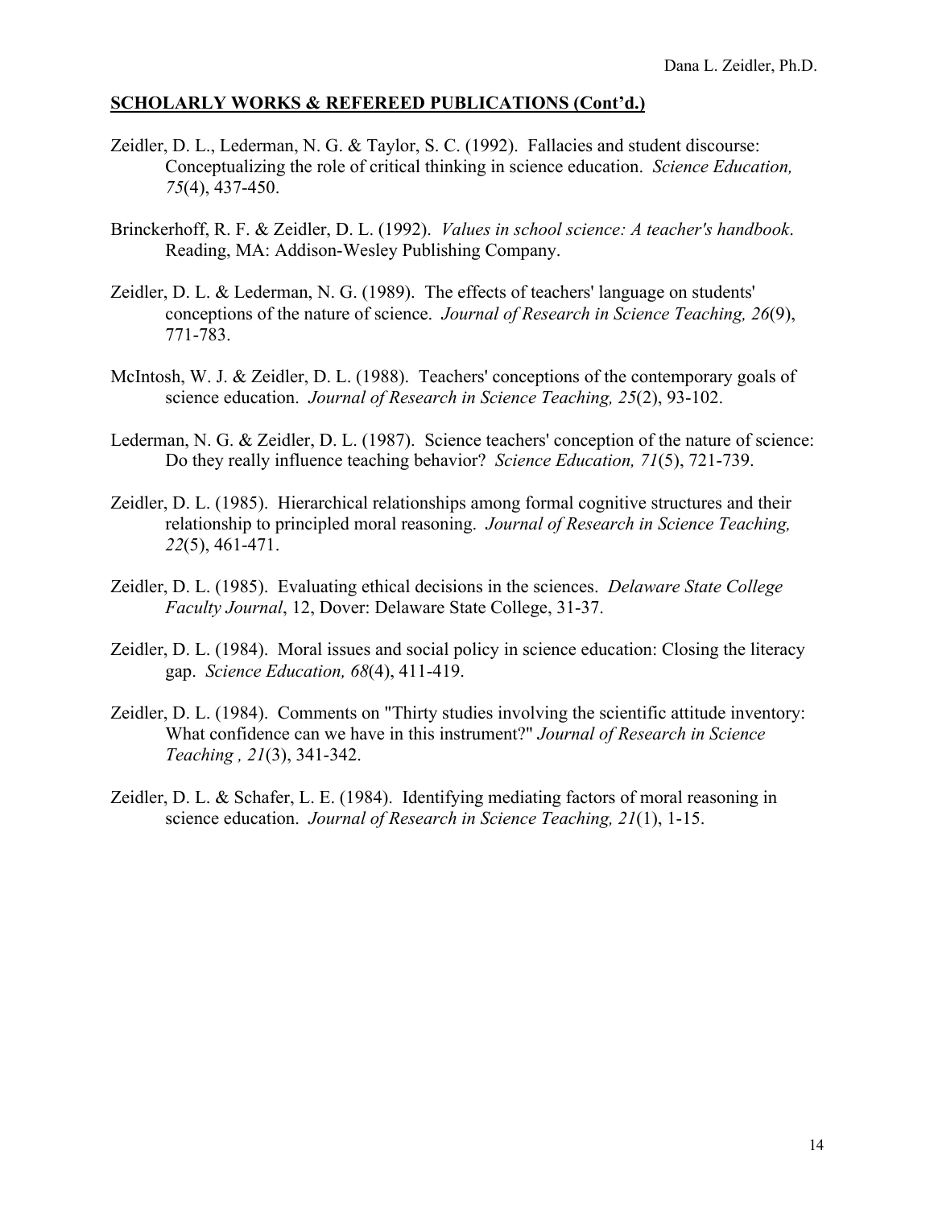**SCHOLARLY WORKS & REFEREED PUBLICATIONS (Cont'd.)**

Zeidler, D. L., Lederman, N. G. & Taylor, S. C. (1992). Fallacies and student discourse: Conceptualizing the role of critical thinking in science education. *Science Education, 75*(4), 437-450.

Brinckerhoff, R. F. & Zeidler, D. L. (1992). *Values in school science: A teacher's handbook*. Reading, MA: Addison-Wesley Publishing Company.

Zeidler, D. L. & Lederman, N. G. (1989). The effects of teachers' language on students' conceptions of the nature of science. *Journal of Research in Science Teaching, 26*(9), 771-783.

McIntosh, W. J. & Zeidler, D. L. (1988). Teachers' conceptions of the contemporary goals of science education. *Journal of Research in Science Teaching, 25*(2), 93-102.

Lederman, N. G. & Zeidler, D. L. (1987). Science teachers' conception of the nature of science: Do they really influence teaching behavior? *Science Education, 71*(5), 721-739.

Zeidler, D. L. (1985). Hierarchical relationships among formal cognitive structures and their relationship to principled moral reasoning. *Journal of Research in Science Teaching, 22*(5), 461-471.

Zeidler, D. L. (1985). Evaluating ethical decisions in the sciences. *Delaware State College Faculty Journal*, 12, Dover: Delaware State College, 31-37.

Zeidler, D. L. (1984). Moral issues and social policy in science education: Closing the literacy gap. *Science Education, 68*(4), 411-419.

Zeidler, D. L. (1984). Comments on "Thirty studies involving the scientific attitude inventory: What confidence can we have in this instrument?" *Journal of Research in Science Teaching , 21*(3), 341-342.

Zeidler, D. L. & Schafer, L. E. (1984). Identifying mediating factors of moral reasoning in science education. *Journal of Research in Science Teaching, 21*(1), 1-15.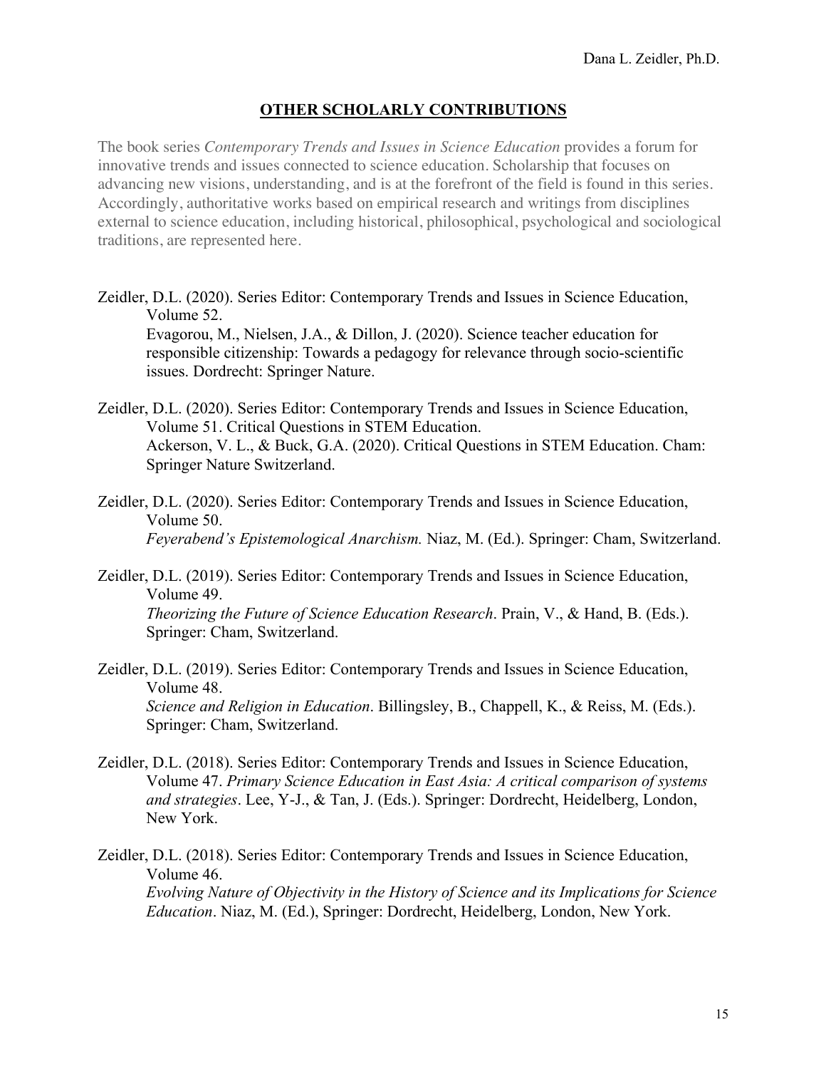## OTHER SCHOLARLY CONTRIBUTIONS

The book series *Contemporary Trends and Issues in Science Education* provides a forum for innovative trends and issues connected to science education. Scholarship that focuses on advancing new visions, understanding, and is at the forefront of the field is found in this series. Accordingly, authoritative works based on empirical research and writings from disciplines external to science education, including historical, philosophical, psychological and sociological traditions, are represented here.

Zeidler, D.L. (2020). Series Editor: Contemporary Trends and Issues in Science Education, Volume 52.
Evagorou, M., Nielsen, J.A., & Dillon, J. (2020). Science teacher education for responsible citizenship: Towards a pedagogy for relevance through socio-scientific issues. Dordrecht: Springer Nature.

Zeidler, D.L. (2020). Series Editor: Contemporary Trends and Issues in Science Education, Volume 51. Critical Questions in STEM Education.
Ackerson, V. L., & Buck, G.A. (2020). Critical Questions in STEM Education. Cham: Springer Nature Switzerland.

Zeidler, D.L. (2020). Series Editor: Contemporary Trends and Issues in Science Education, Volume 50.
*Feyerabend's Epistemological Anarchism.* Niaz, M. (Ed.). Springer: Cham, Switzerland.

Zeidler, D.L. (2019). Series Editor: Contemporary Trends and Issues in Science Education, Volume 49.
*Theorizing the Future of Science Education Research*. Prain, V., & Hand, B. (Eds.). Springer: Cham, Switzerland.

Zeidler, D.L. (2019). Series Editor: Contemporary Trends and Issues in Science Education, Volume 48.
*Science and Religion in Education*. Billingsley, B., Chappell, K., & Reiss, M. (Eds.). Springer: Cham, Switzerland.

Zeidler, D.L. (2018). Series Editor: Contemporary Trends and Issues in Science Education, Volume 47. *Primary Science Education in East Asia: A critical comparison of systems and strategies*. Lee, Y-J., & Tan, J. (Eds.). Springer: Dordrecht, Heidelberg, London, New York.

Zeidler, D.L. (2018). Series Editor: Contemporary Trends and Issues in Science Education, Volume 46.
*Evolving Nature of Objectivity in the History of Science and its Implications for Science Education*. Niaz, M. (Ed.), Springer: Dordrecht, Heidelberg, London, New York.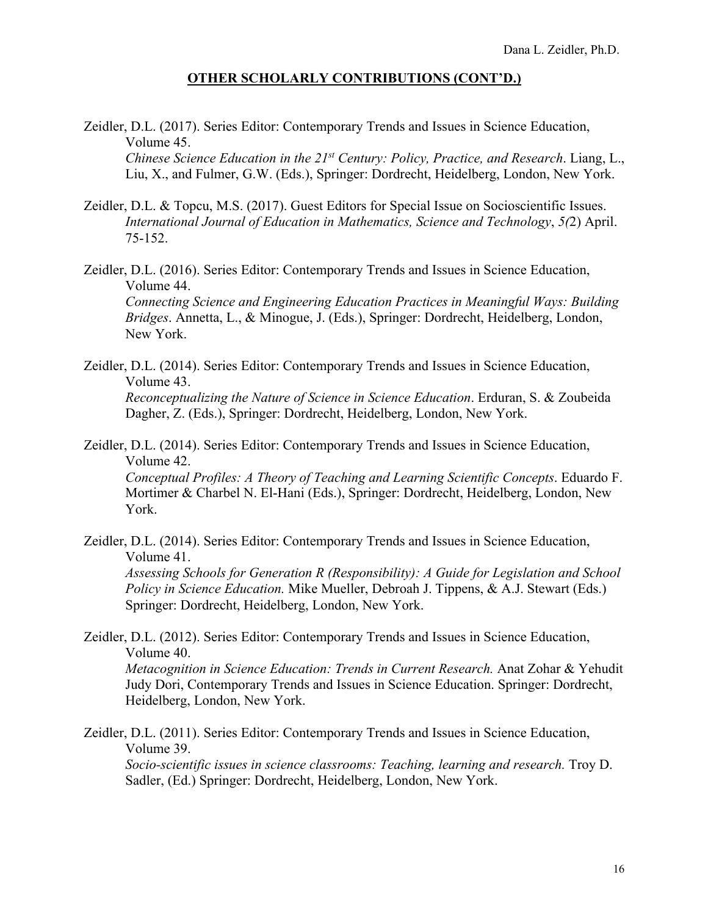## OTHER SCHOLARLY CONTRIBUTIONS (CONT'D.)

Zeidler, D.L. (2017). Series Editor: Contemporary Trends and Issues in Science Education, Volume 45. *Chinese Science Education in the 21st Century: Policy, Practice, and Research*. Liang, L., Liu, X., and Fulmer, G.W. (Eds.), Springer: Dordrecht, Heidelberg, London, New York.

Zeidler, D.L. & Topcu, M.S. (2017). Guest Editors for Special Issue on Socioscientific Issues. *International Journal of Education in Mathematics, Science and Technology*, *5(*2) April. 75-152.

Zeidler, D.L. (2016). Series Editor: Contemporary Trends and Issues in Science Education, Volume 44. *Connecting Science and Engineering Education Practices in Meaningful Ways: Building Bridges*. Annetta, L., & Minogue, J. (Eds.), Springer: Dordrecht, Heidelberg, London, New York.

Zeidler, D.L. (2014). Series Editor: Contemporary Trends and Issues in Science Education, Volume 43. *Reconceptualizing the Nature of Science in Science Education*. Erduran, S. & Zoubeida Dagher, Z. (Eds.), Springer: Dordrecht, Heidelberg, London, New York.

Zeidler, D.L. (2014). Series Editor: Contemporary Trends and Issues in Science Education, Volume 42. *Conceptual Profiles: A Theory of Teaching and Learning Scientific Concepts*. Eduardo F. Mortimer & Charbel N. El-Hani (Eds.), Springer: Dordrecht, Heidelberg, London, New York.

Zeidler, D.L. (2014). Series Editor: Contemporary Trends and Issues in Science Education, Volume 41. *Assessing Schools for Generation R (Responsibility): A Guide for Legislation and School Policy in Science Education.* Mike Mueller, Debroah J. Tippens, & A.J. Stewart (Eds.) Springer: Dordrecht, Heidelberg, London, New York.

Zeidler, D.L. (2012). Series Editor: Contemporary Trends and Issues in Science Education, Volume 40. *Metacognition in Science Education: Trends in Current Research.* Anat Zohar & Yehudit Judy Dori, Contemporary Trends and Issues in Science Education. Springer: Dordrecht, Heidelberg, London, New York.

Zeidler, D.L. (2011). Series Editor: Contemporary Trends and Issues in Science Education, Volume 39. *Socio-scientific issues in science classrooms: Teaching, learning and research.* Troy D. Sadler, (Ed.) Springer: Dordrecht, Heidelberg, London, New York.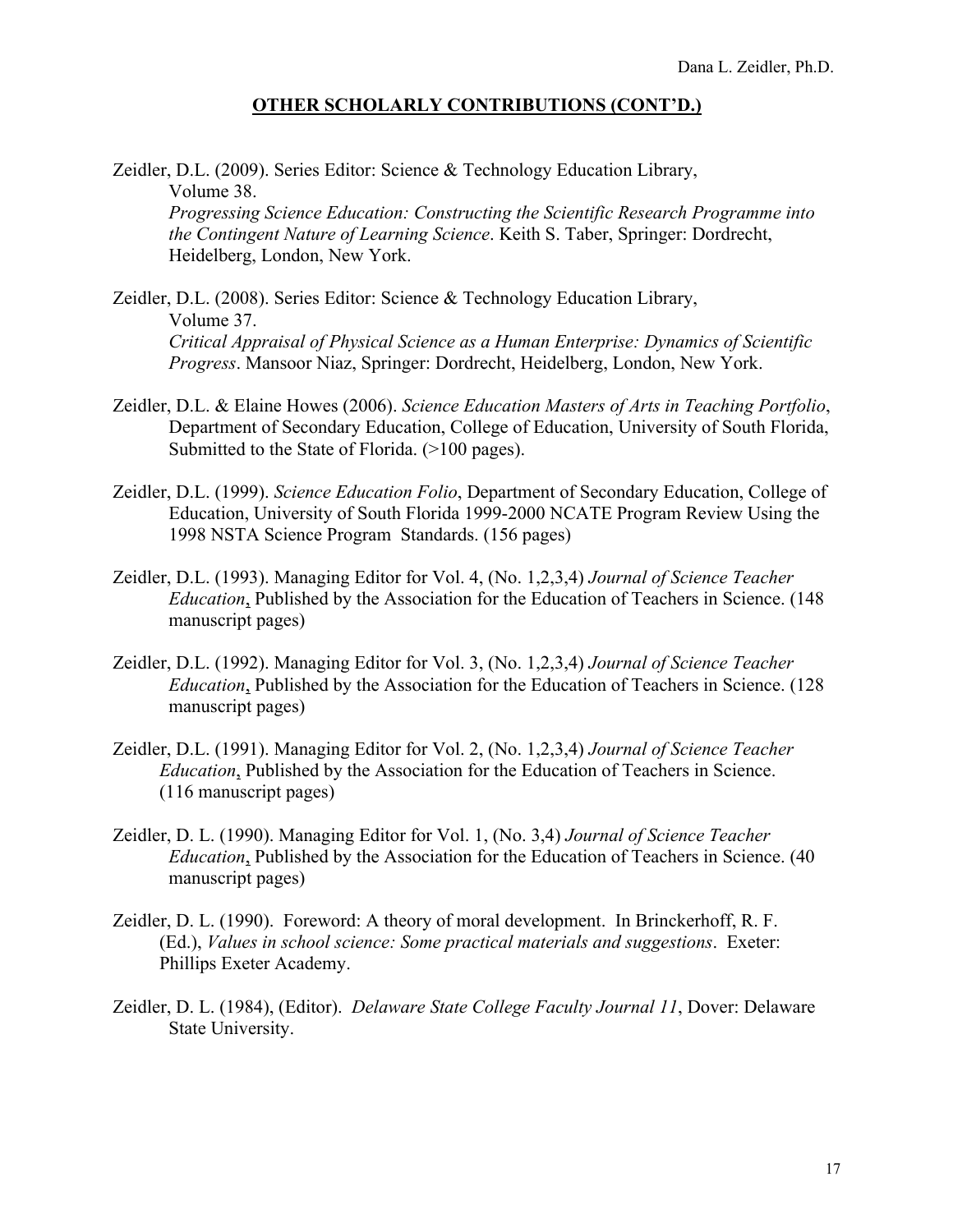## OTHER SCHOLARLY CONTRIBUTIONS (CONT'D.)

Zeidler, D.L. (2009). Series Editor: Science & Technology Education Library, Volume 38. *Progressing Science Education: Constructing the Scientific Research Programme into the Contingent Nature of Learning Science*. Keith S. Taber, Springer: Dordrecht, Heidelberg, London, New York.

Zeidler, D.L. (2008). Series Editor: Science & Technology Education Library, Volume 37. *Critical Appraisal of Physical Science as a Human Enterprise: Dynamics of Scientific Progress*. Mansoor Niaz, Springer: Dordrecht, Heidelberg, London, New York.

Zeidler, D.L. & Elaine Howes (2006). *Science Education Masters of Arts in Teaching Portfolio*, Department of Secondary Education, College of Education, University of South Florida, Submitted to the State of Florida. (>100 pages).

Zeidler, D.L. (1999). *Science Education Folio*, Department of Secondary Education, College of Education, University of South Florida 1999-2000 NCATE Program Review Using the 1998 NSTA Science Program Standards. (156 pages)

Zeidler, D.L. (1993). Managing Editor for Vol. 4, (No. 1,2,3,4) *Journal of Science Teacher Education*, Published by the Association for the Education of Teachers in Science. (148 manuscript pages)

Zeidler, D.L. (1992). Managing Editor for Vol. 3, (No. 1,2,3,4) *Journal of Science Teacher Education*, Published by the Association for the Education of Teachers in Science. (128 manuscript pages)

Zeidler, D.L. (1991). Managing Editor for Vol. 2, (No. 1,2,3,4) *Journal of Science Teacher Education*, Published by the Association for the Education of Teachers in Science. (116 manuscript pages)

Zeidler, D. L. (1990). Managing Editor for Vol. 1, (No. 3,4) *Journal of Science Teacher Education*, Published by the Association for the Education of Teachers in Science. (40 manuscript pages)

Zeidler, D. L. (1990). Foreword: A theory of moral development. In Brinckerhoff, R. F. (Ed.), *Values in school science: Some practical materials and suggestions*. Exeter: Phillips Exeter Academy.

Zeidler, D. L. (1984), (Editor). *Delaware State College Faculty Journal 11*, Dover: Delaware State University.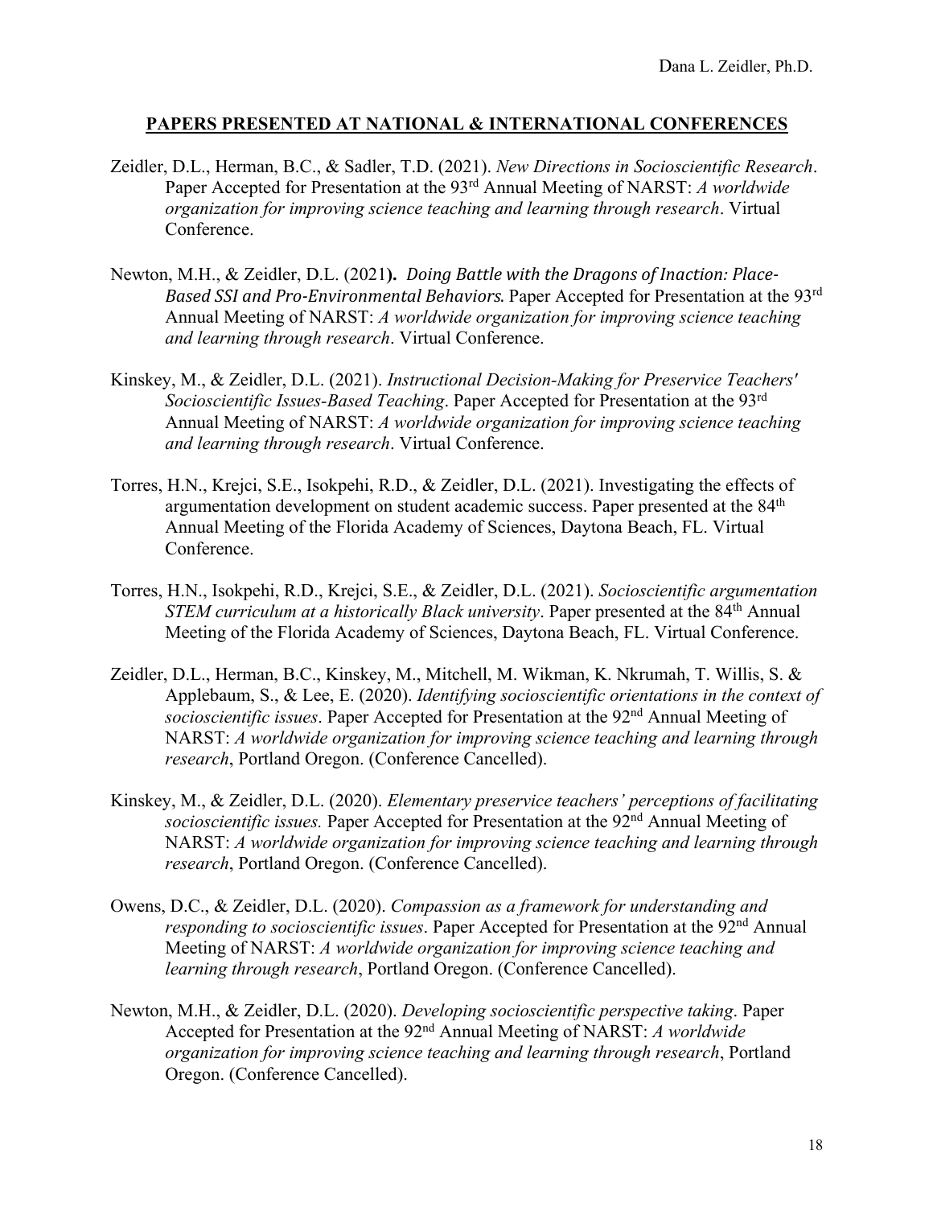## PAPERS PRESENTED AT NATIONAL & INTERNATIONAL CONFERENCES

Zeidler, D.L., Herman, B.C., & Sadler, T.D. (2021). *New Directions in Socioscientific Research*. Paper Accepted for Presentation at the 93rd Annual Meeting of NARST: *A worldwide organization for improving science teaching and learning through research*. Virtual Conference.

Newton, M.H., & Zeidler, D.L. (2021**).** *Doing Battle with the Dragons of Inaction: Place-Based SSI and Pro-Environmental Behaviors*. Paper Accepted for Presentation at the 93rd Annual Meeting of NARST: *A worldwide organization for improving science teaching and learning through research*. Virtual Conference.

Kinskey, M., & Zeidler, D.L. (2021). *Instructional Decision-Making for Preservice Teachers' Socioscientific Issues-Based Teaching*. Paper Accepted for Presentation at the 93rd Annual Meeting of NARST: *A worldwide organization for improving science teaching and learning through research*. Virtual Conference.

Torres, H.N., Krejci, S.E., Isokpehi, R.D., & Zeidler, D.L. (2021). Investigating the effects of argumentation development on student academic success. Paper presented at the 84th Annual Meeting of the Florida Academy of Sciences, Daytona Beach, FL. Virtual Conference.

Torres, H.N., Isokpehi, R.D., Krejci, S.E., & Zeidler, D.L. (2021). *Socioscientific argumentation STEM curriculum at a historically Black university*. Paper presented at the 84th Annual Meeting of the Florida Academy of Sciences, Daytona Beach, FL. Virtual Conference.

Zeidler, D.L., Herman, B.C., Kinskey, M., Mitchell, M. Wikman, K. Nkrumah, T. Willis, S. & Applebaum, S., & Lee, E. (2020). *Identifying socioscientific orientations in the context of socioscientific issues*. Paper Accepted for Presentation at the 92nd Annual Meeting of NARST: *A worldwide organization for improving science teaching and learning through research*, Portland Oregon. (Conference Cancelled).

Kinskey, M., & Zeidler, D.L. (2020). *Elementary preservice teachers' perceptions of facilitating socioscientific issues.* Paper Accepted for Presentation at the 92nd Annual Meeting of NARST: *A worldwide organization for improving science teaching and learning through research*, Portland Oregon. (Conference Cancelled).

Owens, D.C., & Zeidler, D.L. (2020). *Compassion as a framework for understanding and responding to socioscientific issues*. Paper Accepted for Presentation at the 92nd Annual Meeting of NARST: *A worldwide organization for improving science teaching and learning through research*, Portland Oregon. (Conference Cancelled).

Newton, M.H., & Zeidler, D.L. (2020). *Developing socioscientific perspective taking*. Paper Accepted for Presentation at the 92nd Annual Meeting of NARST: *A worldwide organization for improving science teaching and learning through research*, Portland Oregon. (Conference Cancelled).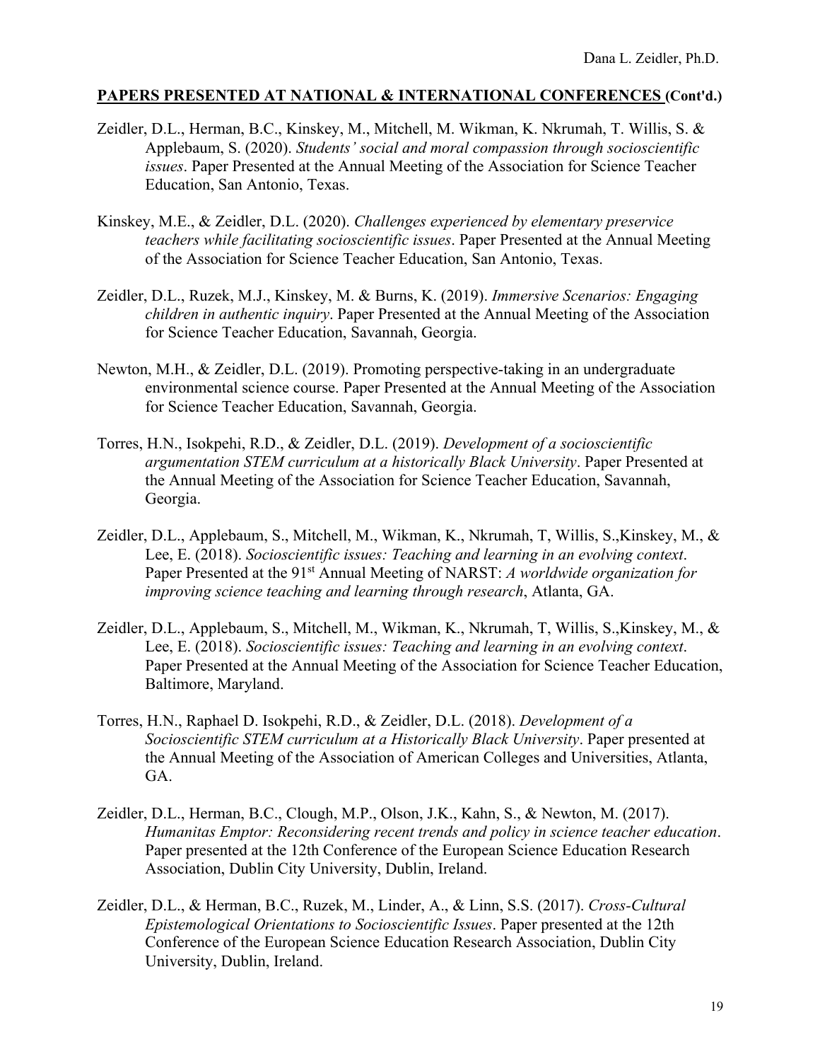## PAPERS PRESENTED AT NATIONAL & INTERNATIONAL CONFERENCES (Cont'd.)

Zeidler, D.L., Herman, B.C., Kinskey, M., Mitchell, M. Wikman, K. Nkrumah, T. Willis, S. & Applebaum, S. (2020). *Students' social and moral compassion through socioscientific issues*. Paper Presented at the Annual Meeting of the Association for Science Teacher Education, San Antonio, Texas.

Kinskey, M.E., & Zeidler, D.L. (2020). *Challenges experienced by elementary preservice teachers while facilitating socioscientific issues*. Paper Presented at the Annual Meeting of the Association for Science Teacher Education, San Antonio, Texas.

Zeidler, D.L., Ruzek, M.J., Kinskey, M. & Burns, K. (2019). *Immersive Scenarios: Engaging children in authentic inquiry*. Paper Presented at the Annual Meeting of the Association for Science Teacher Education, Savannah, Georgia.

Newton, M.H., & Zeidler, D.L. (2019). Promoting perspective-taking in an undergraduate environmental science course. Paper Presented at the Annual Meeting of the Association for Science Teacher Education, Savannah, Georgia.

Torres, H.N., Isokpehi, R.D., & Zeidler, D.L. (2019). *Development of a socioscientific argumentation STEM curriculum at a historically Black University*. Paper Presented at the Annual Meeting of the Association for Science Teacher Education, Savannah, Georgia.

Zeidler, D.L., Applebaum, S., Mitchell, M., Wikman, K., Nkrumah, T, Willis, S.,Kinskey, M., & Lee, E. (2018). *Socioscientific issues: Teaching and learning in an evolving context*. Paper Presented at the 91st Annual Meeting of NARST: *A worldwide organization for improving science teaching and learning through research*, Atlanta, GA.

Zeidler, D.L., Applebaum, S., Mitchell, M., Wikman, K., Nkrumah, T, Willis, S.,Kinskey, M., & Lee, E. (2018). *Socioscientific issues: Teaching and learning in an evolving context*. Paper Presented at the Annual Meeting of the Association for Science Teacher Education, Baltimore, Maryland.

Torres, H.N., Raphael D. Isokpehi, R.D., & Zeidler, D.L. (2018). *Development of a Socioscientific STEM curriculum at a Historically Black University*. Paper presented at the Annual Meeting of the Association of American Colleges and Universities, Atlanta, GA.

Zeidler, D.L., Herman, B.C., Clough, M.P., Olson, J.K., Kahn, S., & Newton, M. (2017). *Humanitas Emptor: Reconsidering recent trends and policy in science teacher education*. Paper presented at the 12th Conference of the European Science Education Research Association, Dublin City University, Dublin, Ireland.

Zeidler, D.L., & Herman, B.C., Ruzek, M., Linder, A., & Linn, S.S. (2017). *Cross-Cultural Epistemological Orientations to Socioscientific Issues*. Paper presented at the 12th Conference of the European Science Education Research Association, Dublin City University, Dublin, Ireland.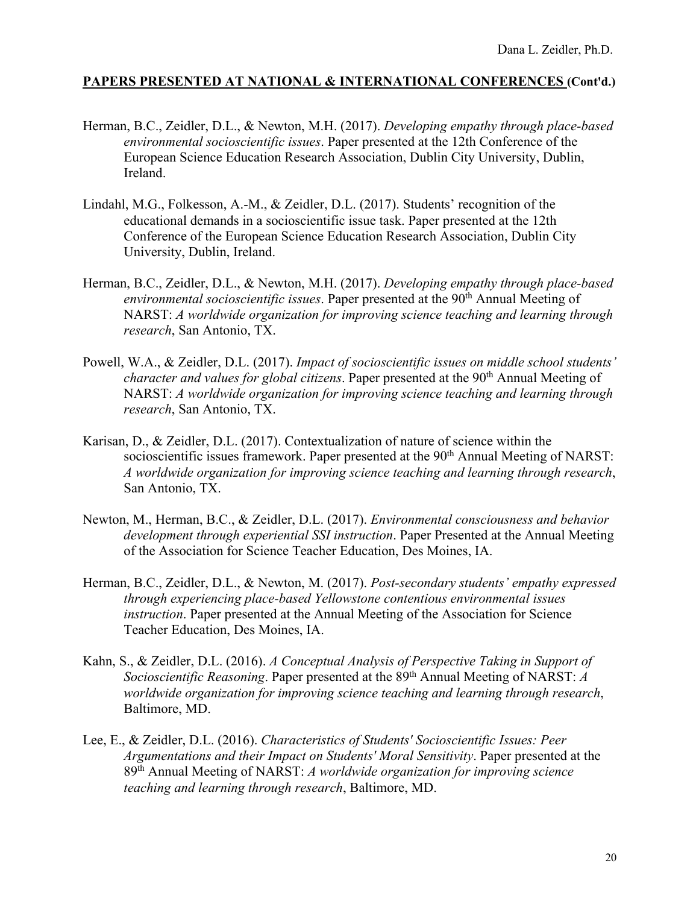## PAPERS PRESENTED AT NATIONAL & INTERNATIONAL CONFERENCES (Cont'd.)

Herman, B.C., Zeidler, D.L., & Newton, M.H. (2017). *Developing empathy through place-based environmental socioscientific issues*. Paper presented at the 12th Conference of the European Science Education Research Association, Dublin City University, Dublin, Ireland.

Lindahl, M.G., Folkesson, A.-M., & Zeidler, D.L. (2017). Students' recognition of the educational demands in a socioscientific issue task. Paper presented at the 12th Conference of the European Science Education Research Association, Dublin City University, Dublin, Ireland.

Herman, B.C., Zeidler, D.L., & Newton, M.H. (2017). *Developing empathy through place-based environmental socioscientific issues*. Paper presented at the 90th Annual Meeting of NARST: *A worldwide organization for improving science teaching and learning through research*, San Antonio, TX.

Powell, W.A., & Zeidler, D.L. (2017). *Impact of socioscientific issues on middle school students' character and values for global citizens*. Paper presented at the 90th Annual Meeting of NARST: *A worldwide organization for improving science teaching and learning through research*, San Antonio, TX.

Karisan, D., & Zeidler, D.L. (2017). Contextualization of nature of science within the socioscientific issues framework. Paper presented at the 90th Annual Meeting of NARST: *A worldwide organization for improving science teaching and learning through research*, San Antonio, TX.

Newton, M., Herman, B.C., & Zeidler, D.L. (2017). *Environmental consciousness and behavior development through experiential SSI instruction*. Paper Presented at the Annual Meeting of the Association for Science Teacher Education, Des Moines, IA.

Herman, B.C., Zeidler, D.L., & Newton, M. (2017). *Post-secondary students' empathy expressed through experiencing place-based Yellowstone contentious environmental issues instruction*. Paper presented at the Annual Meeting of the Association for Science Teacher Education, Des Moines, IA.

Kahn, S., & Zeidler, D.L. (2016). *A Conceptual Analysis of Perspective Taking in Support of Socioscientific Reasoning*. Paper presented at the 89th Annual Meeting of NARST: *A worldwide organization for improving science teaching and learning through research*, Baltimore, MD.

Lee, E., & Zeidler, D.L. (2016). *Characteristics of Students' Socioscientific Issues: Peer Argumentations and their Impact on Students' Moral Sensitivity*. Paper presented at the 89th Annual Meeting of NARST: *A worldwide organization for improving science teaching and learning through research*, Baltimore, MD.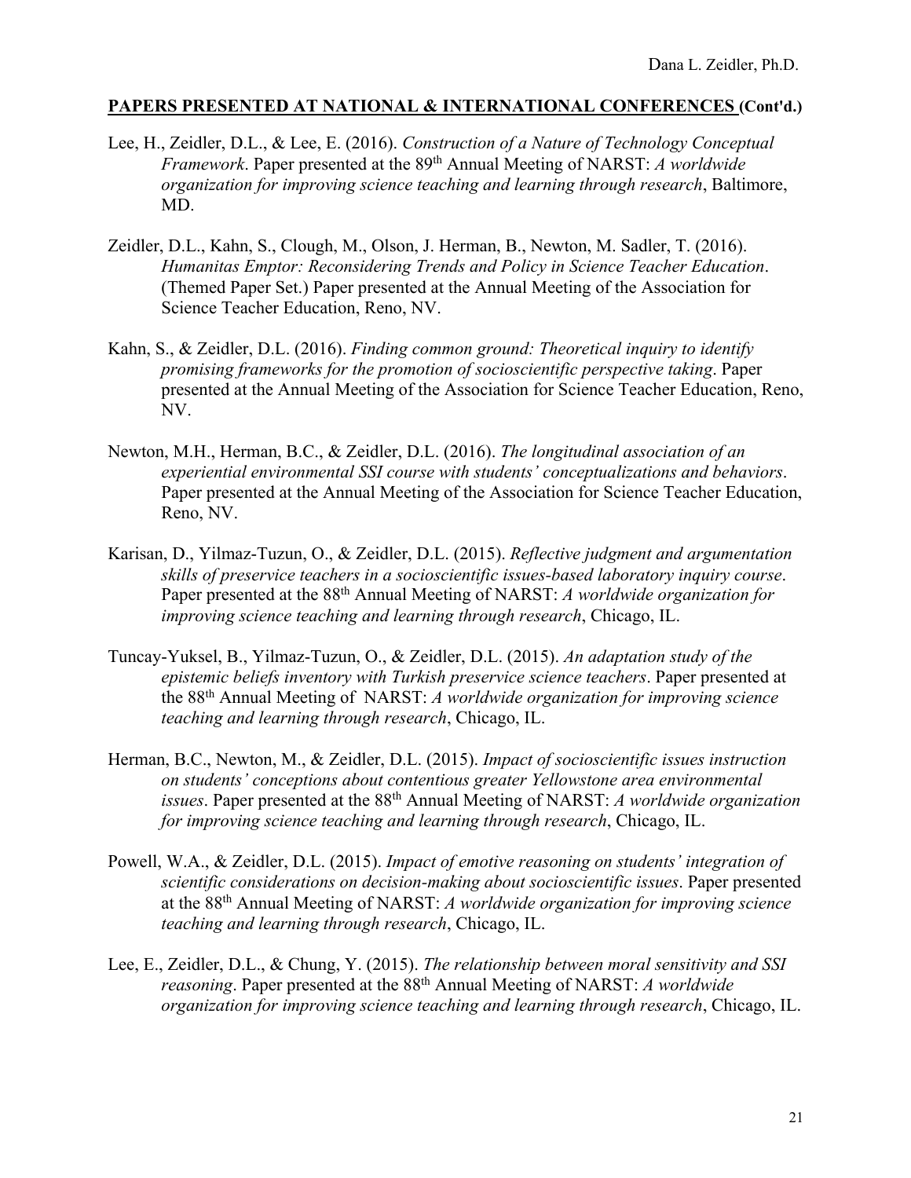## PAPERS PRESENTED AT NATIONAL & INTERNATIONAL CONFERENCES (Cont'd.)

Lee, H., Zeidler, D.L., & Lee, E. (2016). *Construction of a Nature of Technology Conceptual Framework*. Paper presented at the 89th Annual Meeting of NARST: *A worldwide organization for improving science teaching and learning through research*, Baltimore, MD.

Zeidler, D.L., Kahn, S., Clough, M., Olson, J. Herman, B., Newton, M. Sadler, T. (2016). *Humanitas Emptor: Reconsidering Trends and Policy in Science Teacher Education*. (Themed Paper Set.) Paper presented at the Annual Meeting of the Association for Science Teacher Education, Reno, NV.

Kahn, S., & Zeidler, D.L. (2016). *Finding common ground: Theoretical inquiry to identify promising frameworks for the promotion of socioscientific perspective taking*. Paper presented at the Annual Meeting of the Association for Science Teacher Education, Reno, NV.

Newton, M.H., Herman, B.C., & Zeidler, D.L. (2016). *The longitudinal association of an experiential environmental SSI course with students' conceptualizations and behaviors*. Paper presented at the Annual Meeting of the Association for Science Teacher Education, Reno, NV.

Karisan, D., Yilmaz-Tuzun, O., & Zeidler, D.L. (2015). *Reflective judgment and argumentation skills of preservice teachers in a socioscientific issues-based laboratory inquiry course*. Paper presented at the 88th Annual Meeting of NARST: *A worldwide organization for improving science teaching and learning through research*, Chicago, IL.

Tuncay-Yuksel, B., Yilmaz-Tuzun, O., & Zeidler, D.L. (2015). *An adaptation study of the epistemic beliefs inventory with Turkish preservice science teachers*. Paper presented at the 88th Annual Meeting of NARST: *A worldwide organization for improving science teaching and learning through research*, Chicago, IL.

Herman, B.C., Newton, M., & Zeidler, D.L. (2015). *Impact of socioscientific issues instruction on students' conceptions about contentious greater Yellowstone area environmental issues*. Paper presented at the 88th Annual Meeting of NARST: *A worldwide organization for improving science teaching and learning through research*, Chicago, IL.

Powell, W.A., & Zeidler, D.L. (2015). *Impact of emotive reasoning on students' integration of scientific considerations on decision-making about socioscientific issues*. Paper presented at the 88th Annual Meeting of NARST: *A worldwide organization for improving science teaching and learning through research*, Chicago, IL.

Lee, E., Zeidler, D.L., & Chung, Y. (2015). *The relationship between moral sensitivity and SSI reasoning*. Paper presented at the 88th Annual Meeting of NARST: *A worldwide organization for improving science teaching and learning through research*, Chicago, IL.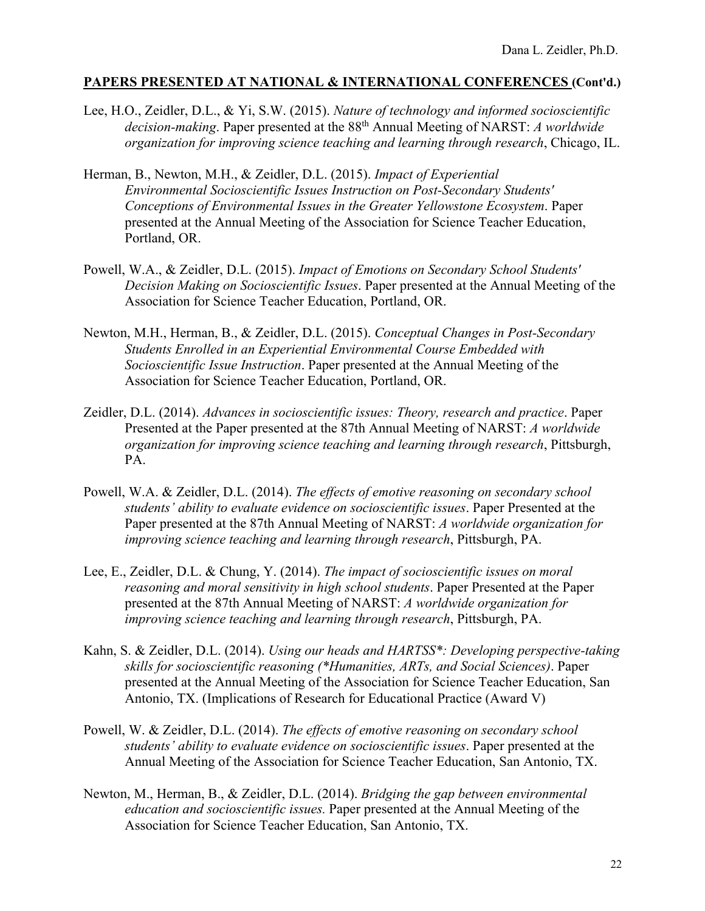## PAPERS PRESENTED AT NATIONAL & INTERNATIONAL CONFERENCES (Cont'd.)

Lee, H.O., Zeidler, D.L., & Yi, S.W. (2015). *Nature of technology and informed socioscientific decision-making*. Paper presented at the 88th Annual Meeting of NARST: *A worldwide organization for improving science teaching and learning through research*, Chicago, IL.

Herman, B., Newton, M.H., & Zeidler, D.L. (2015). *Impact of Experiential Environmental Socioscientific Issues Instruction on Post-Secondary Students' Conceptions of Environmental Issues in the Greater Yellowstone Ecosystem*. Paper presented at the Annual Meeting of the Association for Science Teacher Education, Portland, OR.

Powell, W.A., & Zeidler, D.L. (2015). *Impact of Emotions on Secondary School Students' Decision Making on Socioscientific Issues*. Paper presented at the Annual Meeting of the Association for Science Teacher Education, Portland, OR.

Newton, M.H., Herman, B., & Zeidler, D.L. (2015). *Conceptual Changes in Post-Secondary Students Enrolled in an Experiential Environmental Course Embedded with Socioscientific Issue Instruction*. Paper presented at the Annual Meeting of the Association for Science Teacher Education, Portland, OR.

Zeidler, D.L. (2014). *Advances in socioscientific issues: Theory, research and practice*. Paper Presented at the Paper presented at the 87th Annual Meeting of NARST: *A worldwide organization for improving science teaching and learning through research*, Pittsburgh, PA.

Powell, W.A. & Zeidler, D.L. (2014). *The effects of emotive reasoning on secondary school students' ability to evaluate evidence on socioscientific issues*. Paper Presented at the Paper presented at the 87th Annual Meeting of NARST: *A worldwide organization for improving science teaching and learning through research*, Pittsburgh, PA.

Lee, E., Zeidler, D.L. & Chung, Y. (2014). *The impact of socioscientific issues on moral reasoning and moral sensitivity in high school students*. Paper Presented at the Paper presented at the 87th Annual Meeting of NARST: *A worldwide organization for improving science teaching and learning through research*, Pittsburgh, PA.

Kahn, S. & Zeidler, D.L. (2014). *Using our heads and HARTSS*: Developing perspective-taking skills for socioscientific reasoning (*Humanities, ARTs, and Social Sciences)*. Paper presented at the Annual Meeting of the Association for Science Teacher Education, San Antonio, TX. (Implications of Research for Educational Practice (Award V)

Powell, W. & Zeidler, D.L. (2014). *The effects of emotive reasoning on secondary school students' ability to evaluate evidence on socioscientific issues*. Paper presented at the Annual Meeting of the Association for Science Teacher Education, San Antonio, TX.

Newton, M., Herman, B., & Zeidler, D.L. (2014). *Bridging the gap between environmental education and socioscientific issues.* Paper presented at the Annual Meeting of the Association for Science Teacher Education, San Antonio, TX.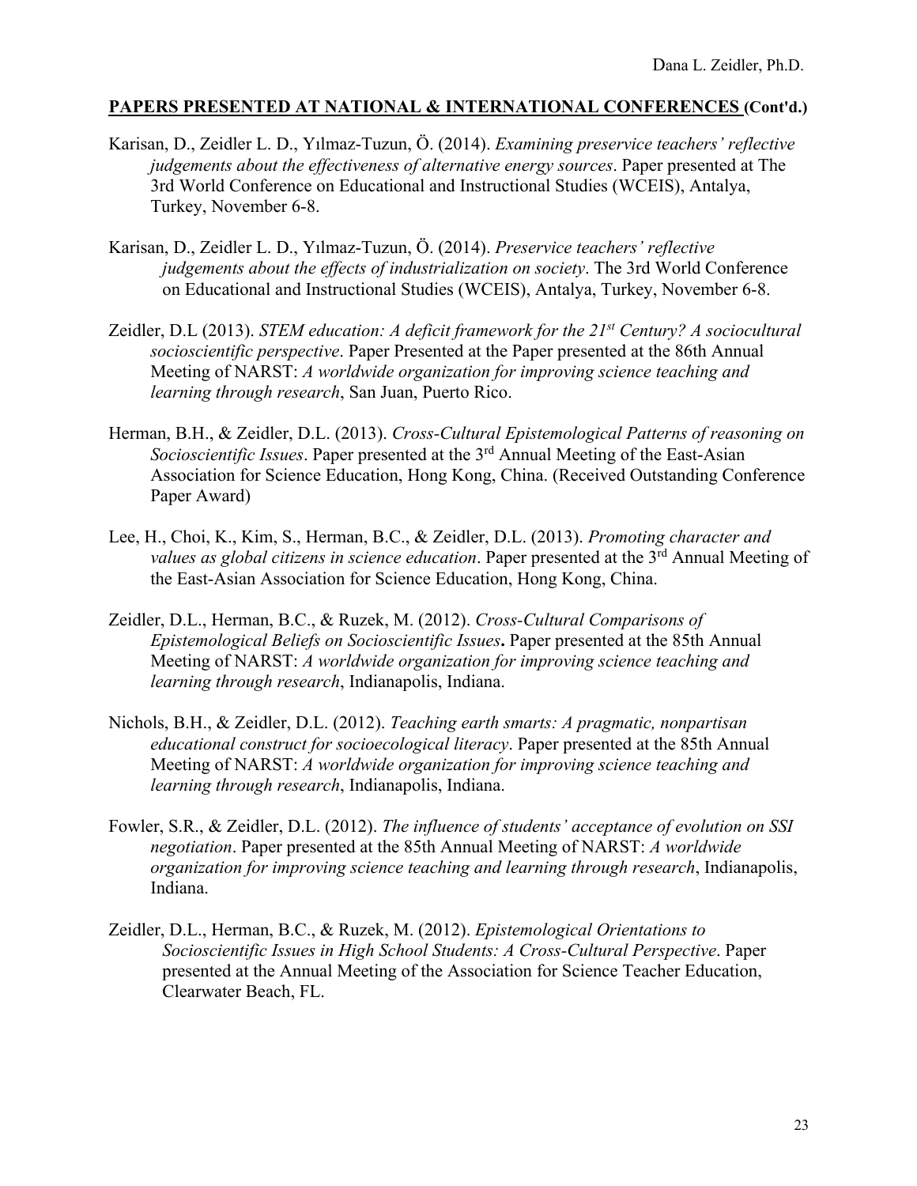**PAPERS PRESENTED AT NATIONAL & INTERNATIONAL CONFERENCES (Cont'd.)**

Karisan, D., Zeidler L. D., Yılmaz-Tuzun, Ö. (2014). *Examining preservice teachers' reflective judgements about the effectiveness of alternative energy sources*. Paper presented at The 3rd World Conference on Educational and Instructional Studies (WCEIS), Antalya, Turkey, November 6-8.

Karisan, D., Zeidler L. D., Yılmaz-Tuzun, Ö. (2014). *Preservice teachers' reflective judgements about the effects of industrialization on society*. The 3rd World Conference on Educational and Instructional Studies (WCEIS), Antalya, Turkey, November 6-8.

Zeidler, D.L (2013). *STEM education: A deficit framework for the 21st Century? A sociocultural socioscientific perspective*. Paper Presented at the Paper presented at the 86th Annual Meeting of NARST: *A worldwide organization for improving science teaching and learning through research*, San Juan, Puerto Rico.

Herman, B.H., & Zeidler, D.L. (2013). *Cross-Cultural Epistemological Patterns of reasoning on Socioscientific Issues*. Paper presented at the 3rd Annual Meeting of the East-Asian Association for Science Education, Hong Kong, China. (Received Outstanding Conference Paper Award)

Lee, H., Choi, K., Kim, S., Herman, B.C., & Zeidler, D.L. (2013). *Promoting character and values as global citizens in science education*. Paper presented at the 3rd Annual Meeting of the East-Asian Association for Science Education, Hong Kong, China.

Zeidler, D.L., Herman, B.C., & Ruzek, M. (2012). *Cross-Cultural Comparisons of Epistemological Beliefs on Socioscientific Issues***.** Paper presented at the 85th Annual Meeting of NARST: *A worldwide organization for improving science teaching and learning through research*, Indianapolis, Indiana.

Nichols, B.H., & Zeidler, D.L. (2012). *Teaching earth smarts: A pragmatic, nonpartisan educational construct for socioecological literacy*. Paper presented at the 85th Annual Meeting of NARST: *A worldwide organization for improving science teaching and learning through research*, Indianapolis, Indiana.

Fowler, S.R., & Zeidler, D.L. (2012). *The influence of students' acceptance of evolution on SSI negotiation*. Paper presented at the 85th Annual Meeting of NARST: *A worldwide organization for improving science teaching and learning through research*, Indianapolis, Indiana.

Zeidler, D.L., Herman, B.C., & Ruzek, M. (2012). *Epistemological Orientations to Socioscientific Issues in High School Students: A Cross-Cultural Perspective*. Paper presented at the Annual Meeting of the Association for Science Teacher Education, Clearwater Beach, FL.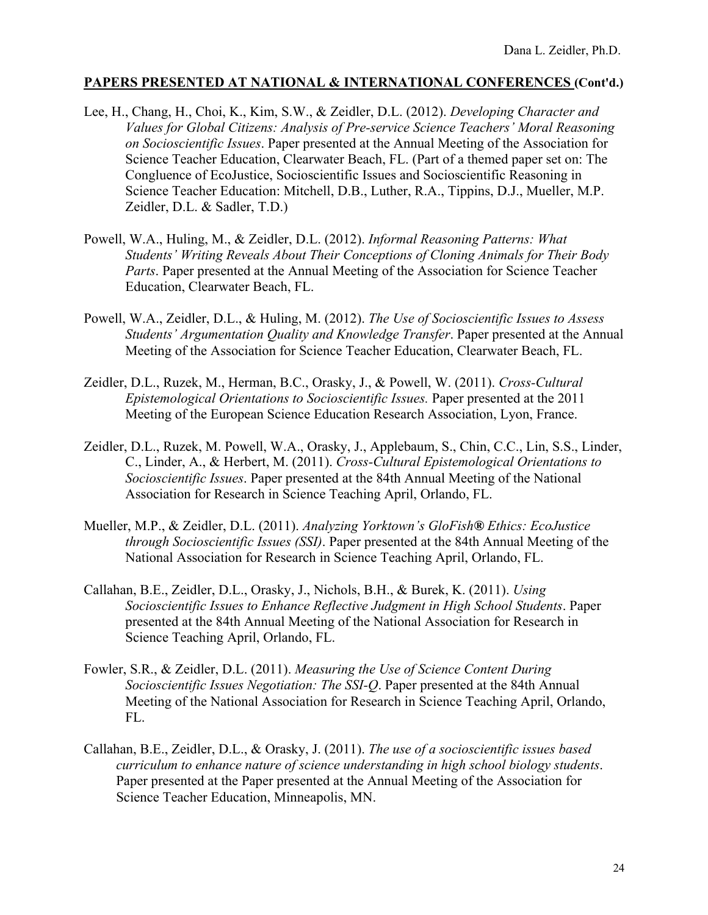## **PAPERS PRESENTED AT NATIONAL & INTERNATIONAL CONFERENCES (Cont'd.)**

Lee, H., Chang, H., Choi, K., Kim, S.W., & Zeidler, D.L. (2012). *Developing Character and Values for Global Citizens: Analysis of Pre-service Science Teachers' Moral Reasoning on Socioscientific Issues*. Paper presented at the Annual Meeting of the Association for Science Teacher Education, Clearwater Beach, FL. (Part of a themed paper set on: The Congluence of EcoJustice, Socioscientific Issues and Socioscientific Reasoning in Science Teacher Education: Mitchell, D.B., Luther, R.A., Tippins, D.J., Mueller, M.P. Zeidler, D.L. & Sadler, T.D.)

Powell, W.A., Huling, M., & Zeidler, D.L. (2012). *Informal Reasoning Patterns: What Students' Writing Reveals About Their Conceptions of Cloning Animals for Their Body Parts*. Paper presented at the Annual Meeting of the Association for Science Teacher Education, Clearwater Beach, FL.

Powell, W.A., Zeidler, D.L., & Huling, M. (2012). *The Use of Socioscientific Issues to Assess Students' Argumentation Quality and Knowledge Transfer*. Paper presented at the Annual Meeting of the Association for Science Teacher Education, Clearwater Beach, FL.

Zeidler, D.L., Ruzek, M., Herman, B.C., Orasky, J., & Powell, W. (2011). *Cross-Cultural Epistemological Orientations to Socioscientific Issues.* Paper presented at the 2011 Meeting of the European Science Education Research Association, Lyon, France.

Zeidler, D.L., Ruzek, M. Powell, W.A., Orasky, J., Applebaum, S., Chin, C.C., Lin, S.S., Linder, C., Linder, A., & Herbert, M. (2011). *Cross-Cultural Epistemological Orientations to Socioscientific Issues*. Paper presented at the 84th Annual Meeting of the National Association for Research in Science Teaching April, Orlando, FL.

Mueller, M.P., & Zeidler, D.L. (2011). *Analyzing Yorktown's GloFish® Ethics: EcoJustice through Socioscientific Issues (SSI)*. Paper presented at the 84th Annual Meeting of the National Association for Research in Science Teaching April, Orlando, FL.

Callahan, B.E., Zeidler, D.L., Orasky, J., Nichols, B.H., & Burek, K. (2011). *Using Socioscientific Issues to Enhance Reflective Judgment in High School Students*. Paper presented at the 84th Annual Meeting of the National Association for Research in Science Teaching April, Orlando, FL.

Fowler, S.R., & Zeidler, D.L. (2011). *Measuring the Use of Science Content During Socioscientific Issues Negotiation: The SSI-Q*. Paper presented at the 84th Annual Meeting of the National Association for Research in Science Teaching April, Orlando, FL.

Callahan, B.E., Zeidler, D.L., & Orasky, J. (2011). *The use of a socioscientific issues based curriculum to enhance nature of science understanding in high school biology students*. Paper presented at the Paper presented at the Annual Meeting of the Association for Science Teacher Education, Minneapolis, MN.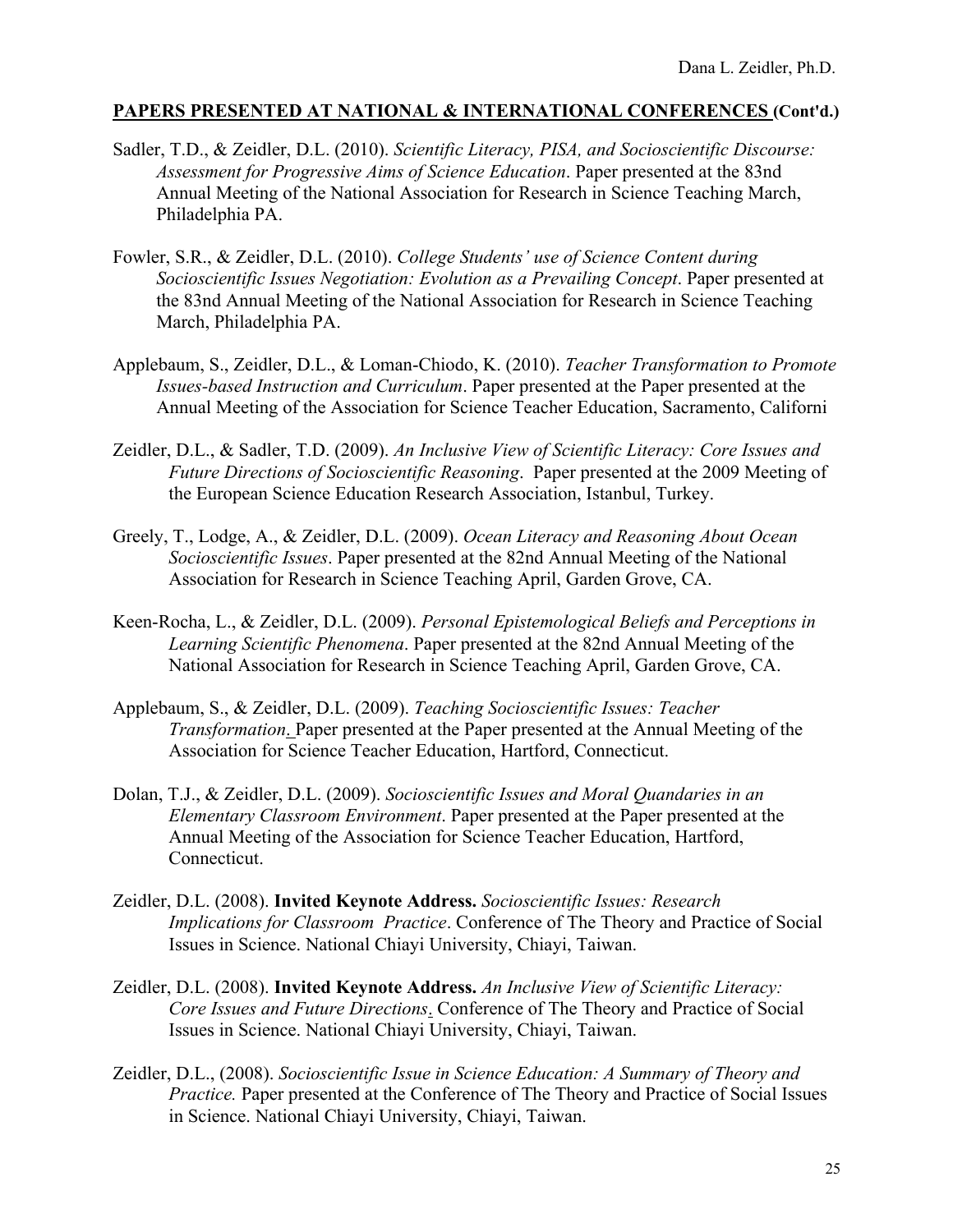**PAPERS PRESENTED AT NATIONAL & INTERNATIONAL CONFERENCES (Cont'd.)**

Sadler, T.D., & Zeidler, D.L. (2010). *Scientific Literacy, PISA, and Socioscientific Discourse: Assessment for Progressive Aims of Science Education*. Paper presented at the 83nd Annual Meeting of the National Association for Research in Science Teaching March, Philadelphia PA.

Fowler, S.R., & Zeidler, D.L. (2010). *College Students' use of Science Content during Socioscientific Issues Negotiation: Evolution as a Prevailing Concept*. Paper presented at the 83nd Annual Meeting of the National Association for Research in Science Teaching March, Philadelphia PA.

Applebaum, S., Zeidler, D.L., & Loman-Chiodo, K. (2010). *Teacher Transformation to Promote Issues-based Instruction and Curriculum*. Paper presented at the Paper presented at the Annual Meeting of the Association for Science Teacher Education, Sacramento, Californi

Zeidler, D.L., & Sadler, T.D. (2009). *An Inclusive View of Scientific Literacy: Core Issues and Future Directions of Socioscientific Reasoning*. Paper presented at the 2009 Meeting of the European Science Education Research Association, Istanbul, Turkey.

Greely, T., Lodge, A., & Zeidler, D.L. (2009). *Ocean Literacy and Reasoning About Ocean Socioscientific Issues*. Paper presented at the 82nd Annual Meeting of the National Association for Research in Science Teaching April, Garden Grove, CA.

Keen-Rocha, L., & Zeidler, D.L. (2009). *Personal Epistemological Beliefs and Perceptions in Learning Scientific Phenomena*. Paper presented at the 82nd Annual Meeting of the National Association for Research in Science Teaching April, Garden Grove, CA.

Applebaum, S., & Zeidler, D.L. (2009). *Teaching Socioscientific Issues: Teacher Transformation*. Paper presented at the Paper presented at the Annual Meeting of the Association for Science Teacher Education, Hartford, Connecticut.

Dolan, T.J., & Zeidler, D.L. (2009). *Socioscientific Issues and Moral Quandaries in an Elementary Classroom Environment*. Paper presented at the Paper presented at the Annual Meeting of the Association for Science Teacher Education, Hartford, Connecticut.

Zeidler, D.L. (2008). **Invited Keynote Address.** *Socioscientific Issues: Research Implications for Classroom Practice*. Conference of The Theory and Practice of Social Issues in Science. National Chiayi University, Chiayi, Taiwan.

Zeidler, D.L. (2008). **Invited Keynote Address.** *An Inclusive View of Scientific Literacy: Core Issues and Future Directions*. Conference of The Theory and Practice of Social Issues in Science. National Chiayi University, Chiayi, Taiwan.

Zeidler, D.L., (2008). *Socioscientific Issue in Science Education: A Summary of Theory and Practice.* Paper presented at the Conference of The Theory and Practice of Social Issues in Science. National Chiayi University, Chiayi, Taiwan.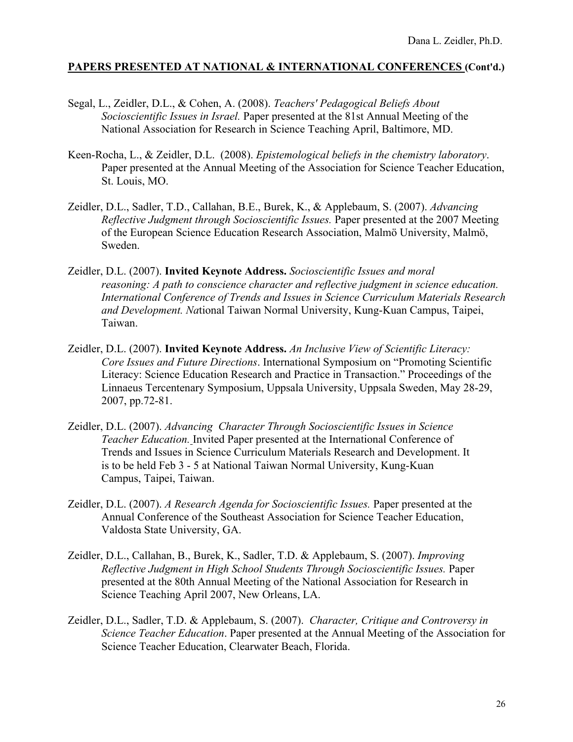## PAPERS PRESENTED AT NATIONAL & INTERNATIONAL CONFERENCES (Cont'd.)

Segal, L., Zeidler, D.L., & Cohen, A. (2008). *Teachers' Pedagogical Beliefs About Socioscientific Issues in Israel.* Paper presented at the 81st Annual Meeting of the National Association for Research in Science Teaching April, Baltimore, MD.

Keen-Rocha, L., & Zeidler, D.L. (2008). *Epistemological beliefs in the chemistry laboratory*. Paper presented at the Annual Meeting of the Association for Science Teacher Education, St. Louis, MO.

Zeidler, D.L., Sadler, T.D., Callahan, B.E., Burek, K., & Applebaum, S. (2007). *Advancing Reflective Judgment through Socioscientific Issues.* Paper presented at the 2007 Meeting of the European Science Education Research Association, Malmö University, Malmö, Sweden.

Zeidler, D.L. (2007). **Invited Keynote Address.** *Socioscientific Issues and moral reasoning: A path to conscience character and reflective judgment in science education. International Conference of Trends and Issues in Science Curriculum Materials Research and Development. Na*tional Taiwan Normal University, Kung-Kuan Campus, Taipei, Taiwan.

Zeidler, D.L. (2007). **Invited Keynote Address.** *An Inclusive View of Scientific Literacy: Core Issues and Future Directions*. International Symposium on "Promoting Scientific Literacy: Science Education Research and Practice in Transaction." Proceedings of the Linnaeus Tercentenary Symposium, Uppsala University, Uppsala Sweden, May 28-29, 2007, pp.72-81.

Zeidler, D.L. (2007). *Advancing Character Through Socioscientific Issues in Science Teacher Education.* Invited Paper presented at the International Conference of Trends and Issues in Science Curriculum Materials Research and Development. It is to be held Feb 3 - 5 at National Taiwan Normal University, Kung-Kuan Campus, Taipei, Taiwan.

Zeidler, D.L. (2007). *A Research Agenda for Socioscientific Issues.* Paper presented at the Annual Conference of the Southeast Association for Science Teacher Education, Valdosta State University, GA.

Zeidler, D.L., Callahan, B., Burek, K., Sadler, T.D. & Applebaum, S. (2007). *Improving Reflective Judgment in High School Students Through Socioscientific Issues.* Paper presented at the 80th Annual Meeting of the National Association for Research in Science Teaching April 2007, New Orleans, LA.

Zeidler, D.L., Sadler, T.D. & Applebaum, S. (2007). *Character, Critique and Controversy in Science Teacher Education*. Paper presented at the Annual Meeting of the Association for Science Teacher Education, Clearwater Beach, Florida.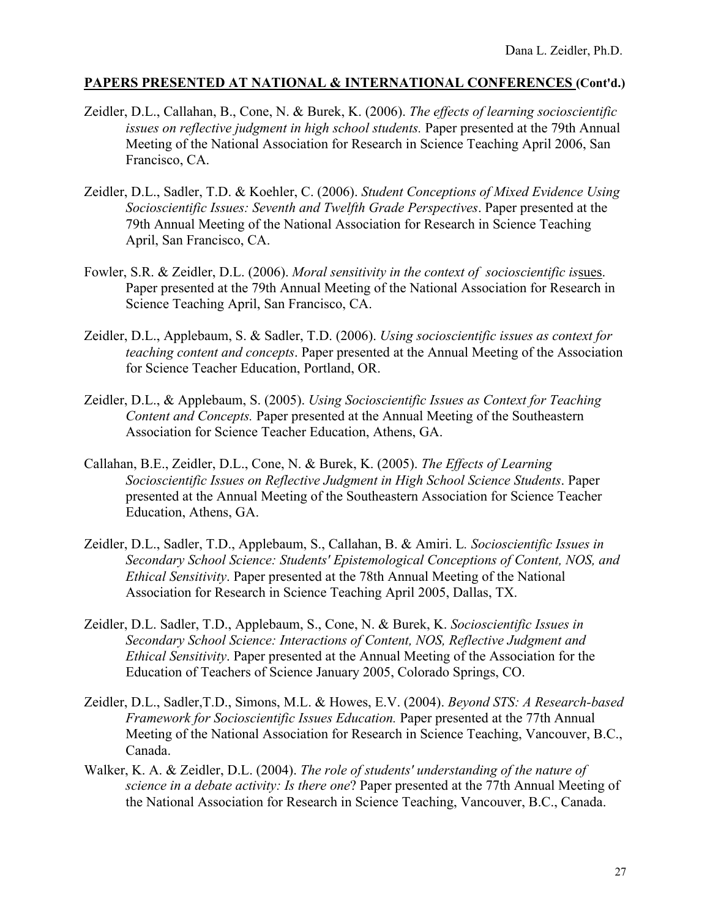**PAPERS PRESENTED AT NATIONAL & INTERNATIONAL CONFERENCES (Cont'd.)**

Zeidler, D.L., Callahan, B., Cone, N. & Burek, K. (2006). *The effects of learning socioscientific issues on reflective judgment in high school students.* Paper presented at the 79th Annual Meeting of the National Association for Research in Science Teaching April 2006, San Francisco, CA.

Zeidler, D.L., Sadler, T.D. & Koehler, C. (2006). *Student Conceptions of Mixed Evidence Using Socioscientific Issues: Seventh and Twelfth Grade Perspectives*. Paper presented at the 79th Annual Meeting of the National Association for Research in Science Teaching April, San Francisco, CA.

Fowler, S.R. & Zeidler, D.L. (2006). *Moral sensitivity in the context of socioscientific issues.* Paper presented at the 79th Annual Meeting of the National Association for Research in Science Teaching April, San Francisco, CA.

Zeidler, D.L., Applebaum, S. & Sadler, T.D. (2006). *Using socioscientific issues as context for teaching content and concepts*. Paper presented at the Annual Meeting of the Association for Science Teacher Education, Portland, OR.

Zeidler, D.L., & Applebaum, S. (2005). *Using Socioscientific Issues as Context for Teaching Content and Concepts.* Paper presented at the Annual Meeting of the Southeastern Association for Science Teacher Education, Athens, GA.

Callahan, B.E., Zeidler, D.L., Cone, N. & Burek, K. (2005). *The Effects of Learning Socioscientific Issues on Reflective Judgment in High School Science Students*. Paper presented at the Annual Meeting of the Southeastern Association for Science Teacher Education, Athens, GA.

Zeidler, D.L., Sadler, T.D., Applebaum, S., Callahan, B. & Amiri. L. *Socioscientific Issues in Secondary School Science: Students' Epistemological Conceptions of Content, NOS, and Ethical Sensitivity*. Paper presented at the 78th Annual Meeting of the National Association for Research in Science Teaching April 2005, Dallas, TX.

Zeidler, D.L. Sadler, T.D., Applebaum, S., Cone, N. & Burek, K. *Socioscientific Issues in Secondary School Science: Interactions of Content, NOS, Reflective Judgment and Ethical Sensitivity*. Paper presented at the Annual Meeting of the Association for the Education of Teachers of Science January 2005, Colorado Springs, CO.

Zeidler, D.L., Sadler,T.D., Simons, M.L. & Howes, E.V. (2004). *Beyond STS: A Research-based Framework for Socioscientific Issues Education.* Paper presented at the 77th Annual Meeting of the National Association for Research in Science Teaching, Vancouver, B.C., Canada.

Walker, K. A. & Zeidler, D.L. (2004). *The role of students' understanding of the nature of science in a debate activity: Is there one*? Paper presented at the 77th Annual Meeting of the National Association for Research in Science Teaching, Vancouver, B.C., Canada.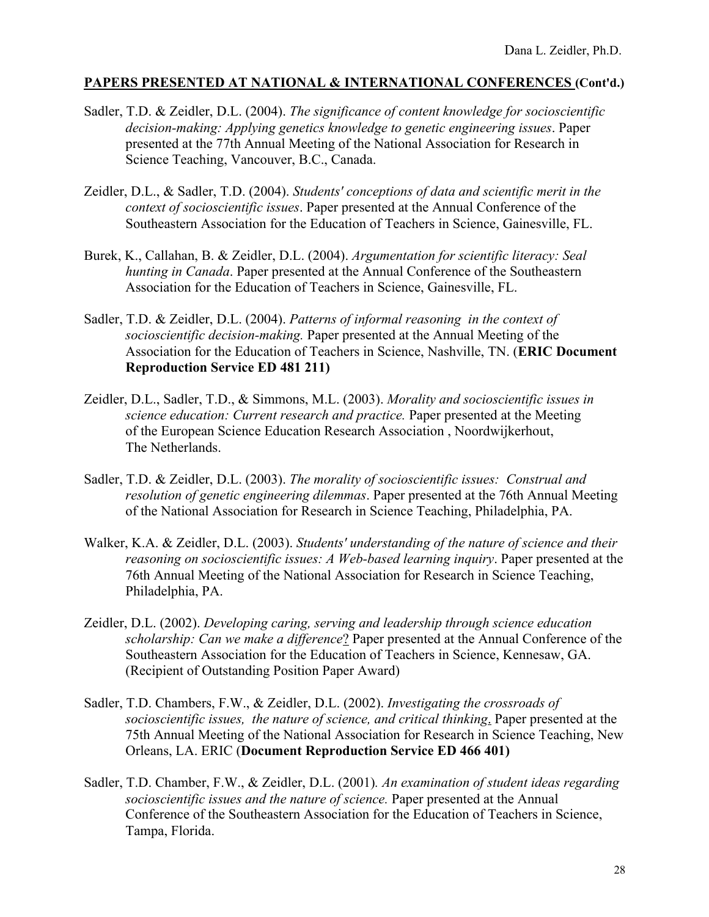## **PAPERS PRESENTED AT NATIONAL & INTERNATIONAL CONFERENCES (Cont'd.)**

Sadler, T.D. & Zeidler, D.L. (2004). *The significance of content knowledge for socioscientific decision-making: Applying genetics knowledge to genetic engineering issues*. Paper presented at the 77th Annual Meeting of the National Association for Research in Science Teaching, Vancouver, B.C., Canada.

Zeidler, D.L., & Sadler, T.D. (2004). *Students' conceptions of data and scientific merit in the context of socioscientific issues*. Paper presented at the Annual Conference of the Southeastern Association for the Education of Teachers in Science, Gainesville, FL.

Burek, K., Callahan, B. & Zeidler, D.L. (2004). *Argumentation for scientific literacy: Seal hunting in Canada*. Paper presented at the Annual Conference of the Southeastern Association for the Education of Teachers in Science, Gainesville, FL.

Sadler, T.D. & Zeidler, D.L. (2004). *Patterns of informal reasoning in the context of socioscientific decision-making.* Paper presented at the Annual Meeting of the Association for the Education of Teachers in Science, Nashville, TN. (**ERIC Document Reproduction Service ED 481 211)**

Zeidler, D.L., Sadler, T.D., & Simmons, M.L. (2003). *Morality and socioscientific issues in science education: Current research and practice.* Paper presented at the Meeting of the European Science Education Research Association , Noordwijkerhout, The Netherlands.

Sadler, T.D. & Zeidler, D.L. (2003). *The morality of socioscientific issues: Construal and resolution of genetic engineering dilemmas*. Paper presented at the 76th Annual Meeting of the National Association for Research in Science Teaching, Philadelphia, PA.

Walker, K.A. & Zeidler, D.L. (2003). *Students' understanding of the nature of science and their reasoning on socioscientific issues: A Web-based learning inquiry*. Paper presented at the 76th Annual Meeting of the National Association for Research in Science Teaching, Philadelphia, PA.

Zeidler, D.L. (2002). *Developing caring, serving and leadership through science education scholarship: Can we make a difference*? Paper presented at the Annual Conference of the Southeastern Association for the Education of Teachers in Science, Kennesaw, GA. (Recipient of Outstanding Position Paper Award)

Sadler, T.D. Chambers, F.W., & Zeidler, D.L. (2002). *Investigating the crossroads of socioscientific issues, the nature of science, and critical thinking*. Paper presented at the 75th Annual Meeting of the National Association for Research in Science Teaching, New Orleans, LA. ERIC (**Document Reproduction Service ED 466 401)**

Sadler, T.D. Chamber, F.W., & Zeidler, D.L. (2001). *An examination of student ideas regarding socioscientific issues and the nature of science.* Paper presented at the Annual Conference of the Southeastern Association for the Education of Teachers in Science, Tampa, Florida.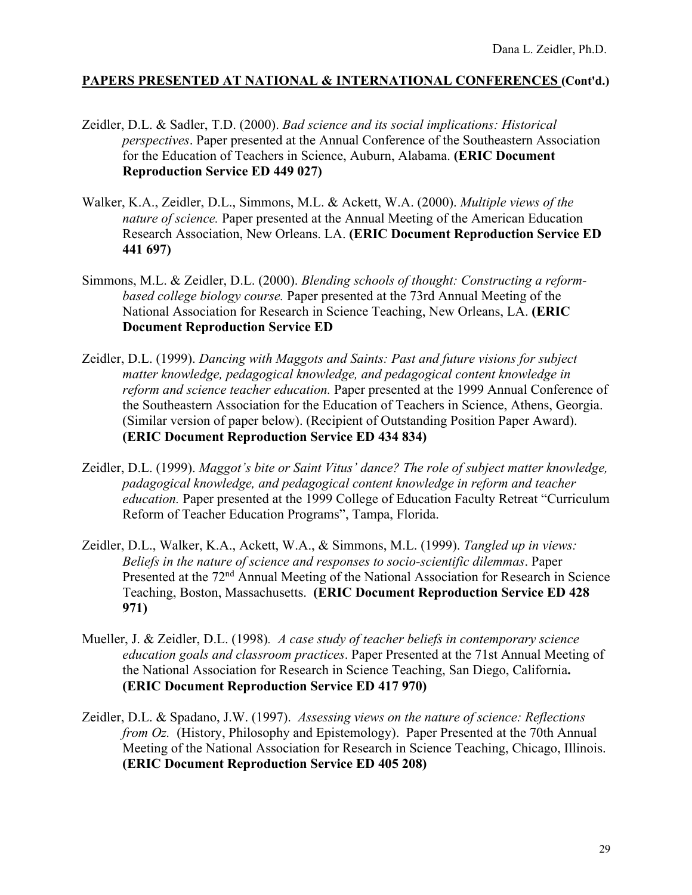## PAPERS PRESENTED AT NATIONAL & INTERNATIONAL CONFERENCES (Cont'd.)

Zeidler, D.L. & Sadler, T.D. (2000). *Bad science and its social implications: Historical perspectives*. Paper presented at the Annual Conference of the Southeastern Association for the Education of Teachers in Science, Auburn, Alabama. **(ERIC Document Reproduction Service ED 449 027)**

Walker, K.A., Zeidler, D.L., Simmons, M.L. & Ackett, W.A. (2000). *Multiple views of the nature of science.* Paper presented at the Annual Meeting of the American Education Research Association, New Orleans. LA. **(ERIC Document Reproduction Service ED 441 697)**

Simmons, M.L. & Zeidler, D.L. (2000). *Blending schools of thought: Constructing a reform-based college biology course.* Paper presented at the 73rd Annual Meeting of the National Association for Research in Science Teaching, New Orleans, LA. **(ERIC Document Reproduction Service ED**

Zeidler, D.L. (1999). *Dancing with Maggots and Saints: Past and future visions for subject matter knowledge, pedagogical knowledge, and pedagogical content knowledge in reform and science teacher education.* Paper presented at the 1999 Annual Conference of the Southeastern Association for the Education of Teachers in Science, Athens, Georgia. (Similar version of paper below). (Recipient of Outstanding Position Paper Award). **(ERIC Document Reproduction Service ED 434 834)**

Zeidler, D.L. (1999). *Maggot's bite or Saint Vitus' dance? The role of subject matter knowledge, padagogical knowledge, and pedagogical content knowledge in reform and teacher education.* Paper presented at the 1999 College of Education Faculty Retreat "Curriculum Reform of Teacher Education Programs", Tampa, Florida.

Zeidler, D.L., Walker, K.A., Ackett, W.A., & Simmons, M.L. (1999). *Tangled up in views: Beliefs in the nature of science and responses to socio-scientific dilemmas*. Paper Presented at the 72nd Annual Meeting of the National Association for Research in Science Teaching, Boston, Massachusetts. **(ERIC Document Reproduction Service ED 428 971)**

Mueller, J. & Zeidler, D.L. (1998). *A case study of teacher beliefs in contemporary science education goals and classroom practices*. Paper Presented at the 71st Annual Meeting of the National Association for Research in Science Teaching, San Diego, California**. (ERIC Document Reproduction Service ED 417 970)**

Zeidler, D.L. & Spadano, J.W. (1997). *Assessing views on the nature of science: Reflections from Oz.* (History, Philosophy and Epistemology). Paper Presented at the 70th Annual Meeting of the National Association for Research in Science Teaching, Chicago, Illinois. **(ERIC Document Reproduction Service ED 405 208)**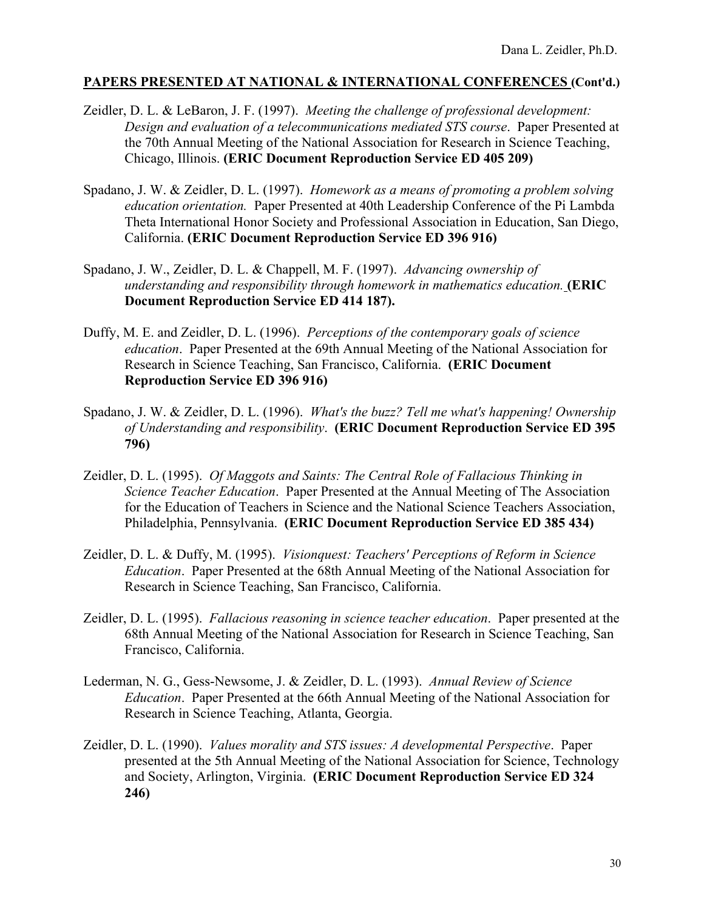## PAPERS PRESENTED AT NATIONAL & INTERNATIONAL CONFERENCES (Cont'd.)

Zeidler, D. L. & LeBaron, J. F. (1997). *Meeting the challenge of professional development: Design and evaluation of a telecommunications mediated STS course*. Paper Presented at the 70th Annual Meeting of the National Association for Research in Science Teaching, Chicago, Illinois. **(ERIC Document Reproduction Service ED 405 209)**

Spadano, J. W. & Zeidler, D. L. (1997). *Homework as a means of promoting a problem solving education orientation.* Paper Presented at 40th Leadership Conference of the Pi Lambda Theta International Honor Society and Professional Association in Education, San Diego, California. **(ERIC Document Reproduction Service ED 396 916)**

Spadano, J. W., Zeidler, D. L. & Chappell, M. F. (1997). *Advancing ownership of understanding and responsibility through homework in mathematics education.* **(ERIC Document Reproduction Service ED 414 187).**

Duffy, M. E. and Zeidler, D. L. (1996). *Perceptions of the contemporary goals of science education*. Paper Presented at the 69th Annual Meeting of the National Association for Research in Science Teaching, San Francisco, California. **(ERIC Document Reproduction Service ED 396 916)**

Spadano, J. W. & Zeidler, D. L. (1996). *What's the buzz? Tell me what's happening! Ownership of Understanding and responsibility*. **(ERIC Document Reproduction Service ED 395 796)**

Zeidler, D. L. (1995). *Of Maggots and Saints: The Central Role of Fallacious Thinking in Science Teacher Education*. Paper Presented at the Annual Meeting of The Association for the Education of Teachers in Science and the National Science Teachers Association, Philadelphia, Pennsylvania. **(ERIC Document Reproduction Service ED 385 434)**

Zeidler, D. L. & Duffy, M. (1995). *Visionquest: Teachers' Perceptions of Reform in Science Education*. Paper Presented at the 68th Annual Meeting of the National Association for Research in Science Teaching, San Francisco, California.

Zeidler, D. L. (1995). *Fallacious reasoning in science teacher education*. Paper presented at the 68th Annual Meeting of the National Association for Research in Science Teaching, San Francisco, California.

Lederman, N. G., Gess-Newsome, J. & Zeidler, D. L. (1993). *Annual Review of Science Education*. Paper Presented at the 66th Annual Meeting of the National Association for Research in Science Teaching, Atlanta, Georgia.

Zeidler, D. L. (1990). *Values morality and STS issues: A developmental Perspective*. Paper presented at the 5th Annual Meeting of the National Association for Science, Technology and Society, Arlington, Virginia. **(ERIC Document Reproduction Service ED 324 246)**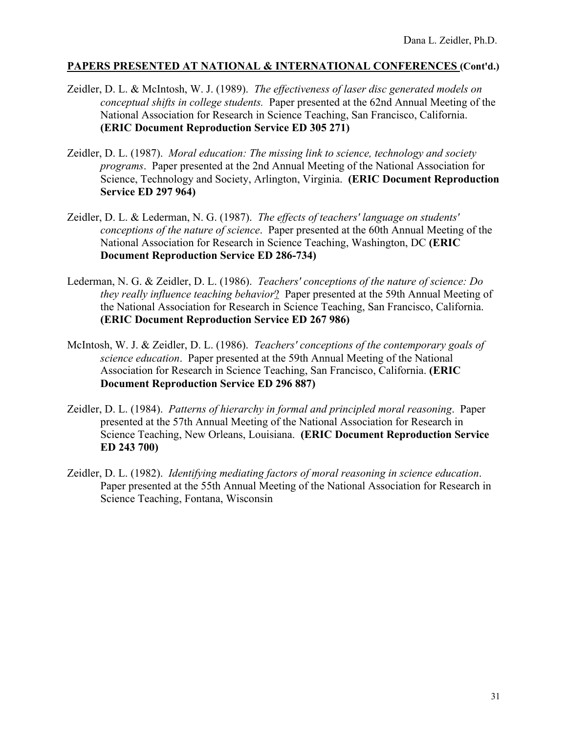## PAPERS PRESENTED AT NATIONAL & INTERNATIONAL CONFERENCES (Cont'd.)

Zeidler, D. L. & McIntosh, W. J. (1989). *The effectiveness of laser disc generated models on conceptual shifts in college students.* Paper presented at the 62nd Annual Meeting of the National Association for Research in Science Teaching, San Francisco, California. **(ERIC Document Reproduction Service ED 305 271)**

Zeidler, D. L. (1987). *Moral education: The missing link to science, technology and society programs*. Paper presented at the 2nd Annual Meeting of the National Association for Science, Technology and Society, Arlington, Virginia. **(ERIC Document Reproduction Service ED 297 964)**

Zeidler, D. L. & Lederman, N. G. (1987). *The effects of teachers' language on students' conceptions of the nature of science*. Paper presented at the 60th Annual Meeting of the National Association for Research in Science Teaching, Washington, DC **(ERIC Document Reproduction Service ED 286-734)**

Lederman, N. G. & Zeidler, D. L. (1986). *Teachers' conceptions of the nature of science: Do they really influence teaching behavior*? Paper presented at the 59th Annual Meeting of the National Association for Research in Science Teaching, San Francisco, California. **(ERIC Document Reproduction Service ED 267 986)**

McIntosh, W. J. & Zeidler, D. L. (1986). *Teachers' conceptions of the contemporary goals of science education*. Paper presented at the 59th Annual Meeting of the National Association for Research in Science Teaching, San Francisco, California. **(ERIC Document Reproduction Service ED 296 887)**

Zeidler, D. L. (1984). *Patterns of hierarchy in formal and principled moral reasoning*. Paper presented at the 57th Annual Meeting of the National Association for Research in Science Teaching, New Orleans, Louisiana. **(ERIC Document Reproduction Service ED 243 700)**

Zeidler, D. L. (1982). *Identifying mediating factors of moral reasoning in science education*. Paper presented at the 55th Annual Meeting of the National Association for Research in Science Teaching, Fontana, Wisconsin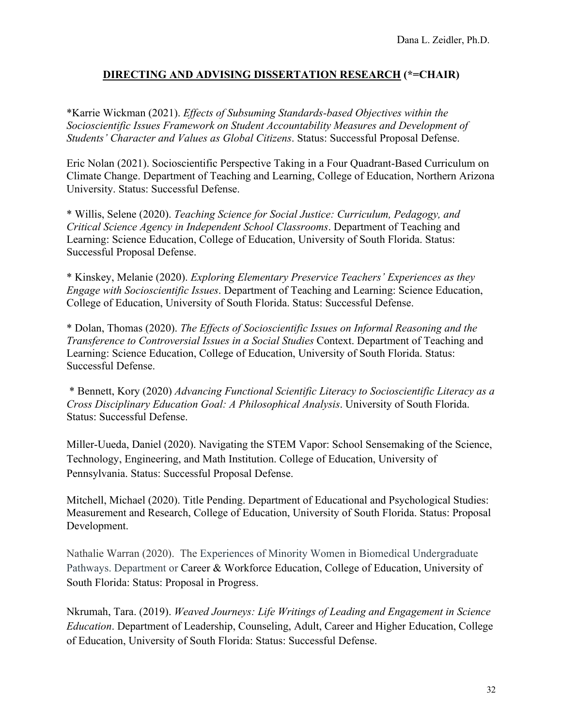## **DIRECTING AND ADVISING DISSERTATION RESEARCH** (*=CHAIR)

*Karrie Wickman (2021). *Effects of Subsuming Standards-based Objectives within the Socioscientific Issues Framework on Student Accountability Measures and Development of Students' Character and Values as Global Citizens*. Status: Successful Proposal Defense.

Eric Nolan (2021). Socioscientific Perspective Taking in a Four Quadrant-Based Curriculum on Climate Change. Department of Teaching and Learning, College of Education, Northern Arizona University. Status: Successful Defense.

* Willis, Selene (2020). *Teaching Science for Social Justice: Curriculum, Pedagogy, and Critical Science Agency in Independent School Classrooms*. Department of Teaching and Learning: Science Education, College of Education, University of South Florida. Status: Successful Proposal Defense.

* Kinskey, Melanie (2020). *Exploring Elementary Preservice Teachers' Experiences as they Engage with Socioscientific Issues*. Department of Teaching and Learning: Science Education, College of Education, University of South Florida. Status: Successful Defense.

* Dolan, Thomas (2020). *The Effects of Socioscientific Issues on Informal Reasoning and the Transference to Controversial Issues in a Social Studies* Context. Department of Teaching and Learning: Science Education, College of Education, University of South Florida. Status: Successful Defense.

* Bennett, Kory (2020) *Advancing Functional Scientific Literacy to Socioscientific Literacy as a Cross Disciplinary Education Goal: A Philosophical Analysis*. University of South Florida. Status: Successful Defense.

Miller-Uueda, Daniel (2020). Navigating the STEM Vapor: School Sensemaking of the Science, Technology, Engineering, and Math Institution. College of Education, University of Pennsylvania. Status: Successful Proposal Defense.

Mitchell, Michael (2020). Title Pending. Department of Educational and Psychological Studies: Measurement and Research, College of Education, University of South Florida. Status: Proposal Development.

Nathalie Warran (2020). The Experiences of Minority Women in Biomedical Undergraduate Pathways. Department or Career & Workforce Education, College of Education, University of South Florida: Status: Proposal in Progress.

Nkrumah, Tara. (2019). *Weaved Journeys: Life Writings of Leading and Engagement in Science Education*. Department of Leadership, Counseling, Adult, Career and Higher Education, College of Education, University of South Florida: Status: Successful Defense.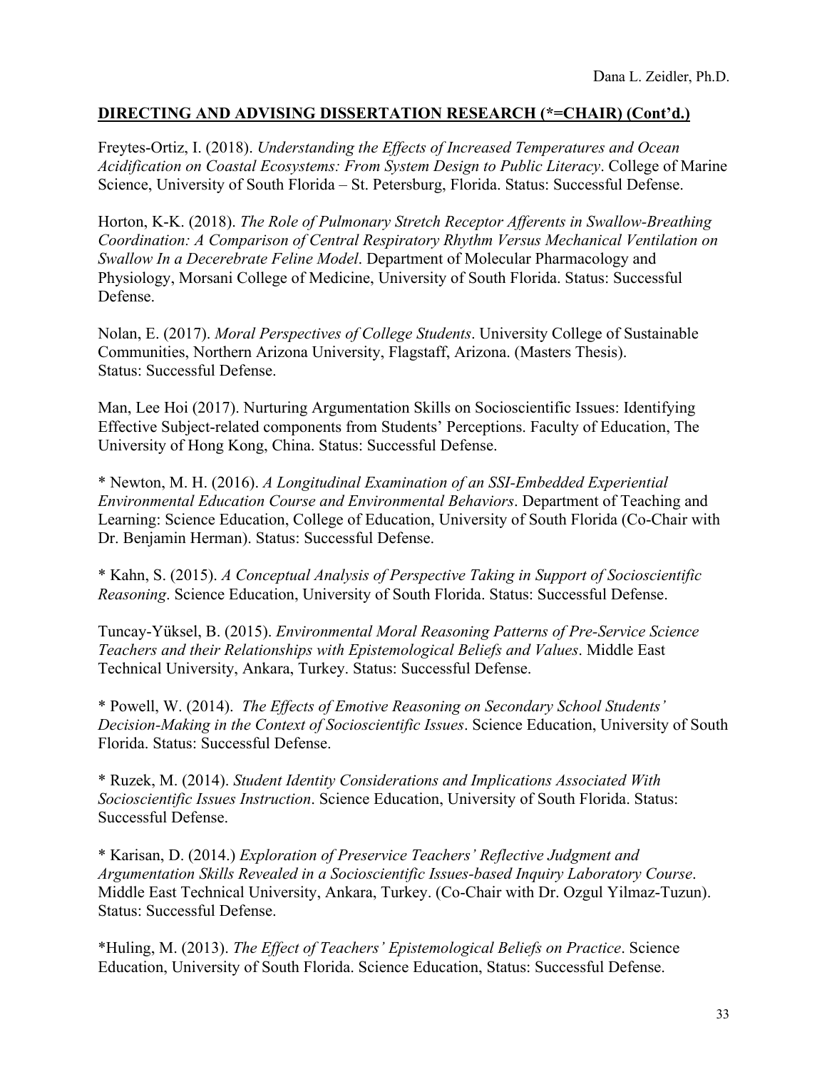## DIRECTING AND ADVISING DISSERTATION RESEARCH (*=CHAIR) (Cont'd.)

Freytes-Ortiz, I. (2018). *Understanding the Effects of Increased Temperatures and Ocean Acidification on Coastal Ecosystems: From System Design to Public Literacy*. College of Marine Science, University of South Florida – St. Petersburg, Florida. Status: Successful Defense.

Horton, K-K. (2018). *The Role of Pulmonary Stretch Receptor Afferents in Swallow-Breathing Coordination: A Comparison of Central Respiratory Rhythm Versus Mechanical Ventilation on Swallow In a Decerebrate Feline Model*. Department of Molecular Pharmacology and Physiology, Morsani College of Medicine, University of South Florida. Status: Successful Defense.

Nolan, E. (2017). *Moral Perspectives of College Students*. University College of Sustainable Communities, Northern Arizona University, Flagstaff, Arizona. (Masters Thesis). Status: Successful Defense.

Man, Lee Hoi (2017). Nurturing Argumentation Skills on Socioscientific Issues: Identifying Effective Subject-related components from Students' Perceptions. Faculty of Education, The University of Hong Kong, China. Status: Successful Defense.

* Newton, M. H. (2016). *A Longitudinal Examination of an SSI-Embedded Experiential Environmental Education Course and Environmental Behaviors*. Department of Teaching and Learning: Science Education, College of Education, University of South Florida (Co-Chair with Dr. Benjamin Herman). Status: Successful Defense.

* Kahn, S. (2015). *A Conceptual Analysis of Perspective Taking in Support of Socioscientific Reasoning*. Science Education, University of South Florida. Status: Successful Defense.

Tuncay-Yüksel, B. (2015). *Environmental Moral Reasoning Patterns of Pre-Service Science Teachers and their Relationships with Epistemological Beliefs and Values*. Middle East Technical University, Ankara, Turkey. Status: Successful Defense.

* Powell, W. (2014). *The Effects of Emotive Reasoning on Secondary School Students' Decision-Making in the Context of Socioscientific Issues*. Science Education, University of South Florida. Status: Successful Defense.

* Ruzek, M. (2014). *Student Identity Considerations and Implications Associated With Socioscientific Issues Instruction*. Science Education, University of South Florida. Status: Successful Defense.

* Karisan, D. (2014.) *Exploration of Preservice Teachers' Reflective Judgment and Argumentation Skills Revealed in a Socioscientific Issues-based Inquiry Laboratory Course*. Middle East Technical University, Ankara, Turkey. (Co-Chair with Dr. Ozgul Yilmaz-Tuzun). Status: Successful Defense.

*Huling, M. (2013). *The Effect of Teachers' Epistemological Beliefs on Practice*. Science Education, University of South Florida. Science Education, Status: Successful Defense.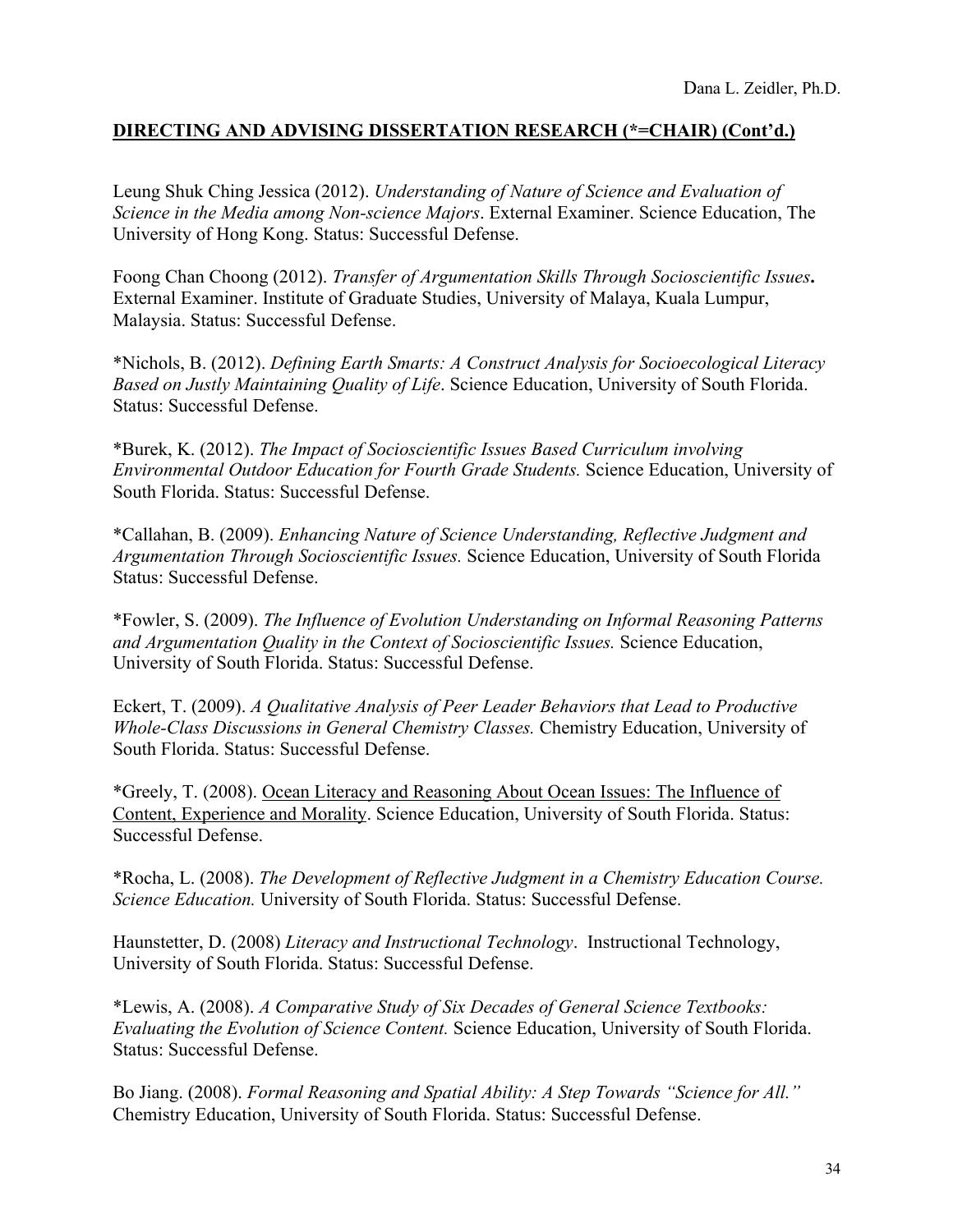## DIRECTING AND ADVISING DISSERTATION RESEARCH (*=CHAIR) (Cont'd.)

Leung Shuk Ching Jessica (2012). *Understanding of Nature of Science and Evaluation of Science in the Media among Non-science Majors*. External Examiner. Science Education, The University of Hong Kong. Status: Successful Defense.

Foong Chan Choong (2012). *Transfer of Argumentation Skills Through Socioscientific Issues***.** External Examiner. Institute of Graduate Studies, University of Malaya, Kuala Lumpur, Malaysia. Status: Successful Defense.

*Nichols, B. (2012). *Defining Earth Smarts: A Construct Analysis for Socioecological Literacy Based on Justly Maintaining Quality of Life*. Science Education, University of South Florida. Status: Successful Defense.

*Burek, K. (2012). *The Impact of Socioscientific Issues Based Curriculum involving Environmental Outdoor Education for Fourth Grade Students.* Science Education, University of South Florida. Status: Successful Defense.

*Callahan, B. (2009). *Enhancing Nature of Science Understanding, Reflective Judgment and Argumentation Through Socioscientific Issues.* Science Education, University of South Florida Status: Successful Defense.

*Fowler, S. (2009). *The Influence of Evolution Understanding on Informal Reasoning Patterns and Argumentation Quality in the Context of Socioscientific Issues.* Science Education, University of South Florida. Status: Successful Defense.

Eckert, T. (2009). *A Qualitative Analysis of Peer Leader Behaviors that Lead to Productive Whole-Class Discussions in General Chemistry Classes.* Chemistry Education, University of South Florida. Status: Successful Defense.

*Greely, T. (2008). <u>Ocean Literacy and Reasoning About Ocean Issues: The Influence of Content, Experience and Morality</u>. Science Education, University of South Florida. Status: Successful Defense.

*Rocha, L. (2008). *The Development of Reflective Judgment in a Chemistry Education Course. Science Education.* University of South Florida. Status: Successful Defense.

Haunstetter, D. (2008) *Literacy and Instructional Technology*. Instructional Technology, University of South Florida. Status: Successful Defense.

*Lewis, A. (2008). *A Comparative Study of Six Decades of General Science Textbooks: Evaluating the Evolution of Science Content.* Science Education, University of South Florida. Status: Successful Defense.

Bo Jiang. (2008). *Formal Reasoning and Spatial Ability: A Step Towards "Science for All."* Chemistry Education, University of South Florida. Status: Successful Defense.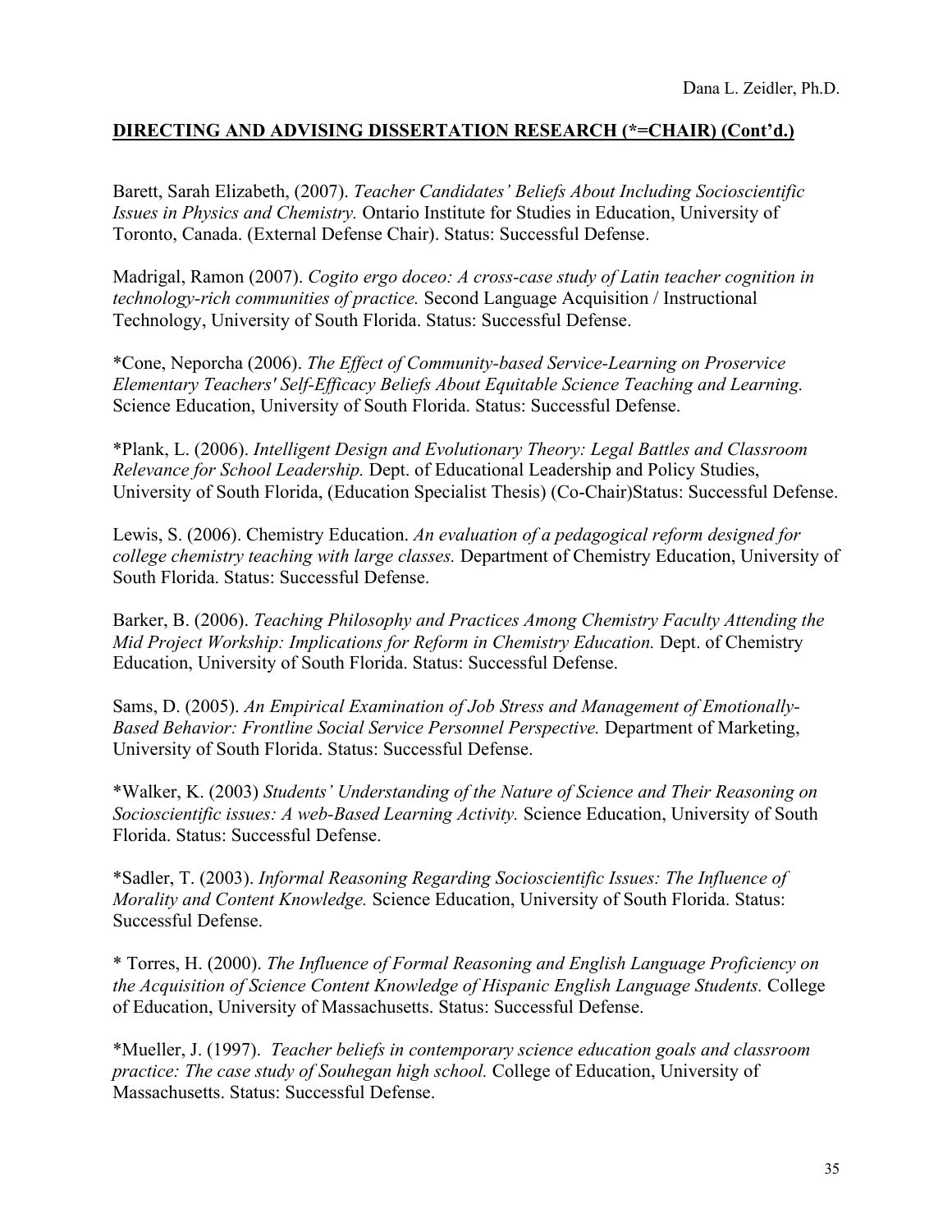## DIRECTING AND ADVISING DISSERTATION RESEARCH (*=CHAIR) (Cont'd.)

Barett, Sarah Elizabeth, (2007). *Teacher Candidates' Beliefs About Including Socioscientific Issues in Physics and Chemistry.* Ontario Institute for Studies in Education, University of Toronto, Canada. (External Defense Chair). Status: Successful Defense.

Madrigal, Ramon (2007). *Cogito ergo doceo: A cross-case study of Latin teacher cognition in technology-rich communities of practice.* Second Language Acquisition / Instructional Technology, University of South Florida. Status: Successful Defense.

*Cone, Neporcha (2006). *The Effect of Community-based Service-Learning on Proservice Elementary Teachers' Self-Efficacy Beliefs About Equitable Science Teaching and Learning.* Science Education, University of South Florida. Status: Successful Defense.

*Plank, L. (2006). *Intelligent Design and Evolutionary Theory: Legal Battles and Classroom Relevance for School Leadership.* Dept. of Educational Leadership and Policy Studies, University of South Florida, (Education Specialist Thesis) (Co-Chair)Status: Successful Defense.

Lewis, S. (2006). Chemistry Education. *An evaluation of a pedagogical reform designed for college chemistry teaching with large classes.* Department of Chemistry Education, University of South Florida. Status: Successful Defense.

Barker, B. (2006). *Teaching Philosophy and Practices Among Chemistry Faculty Attending the Mid Project Workshop: Implications for Reform in Chemistry Education.* Dept. of Chemistry Education, University of South Florida. Status: Successful Defense.

Sams, D. (2005). *An Empirical Examination of Job Stress and Management of Emotionally-Based Behavior: Frontline Social Service Personnel Perspective.* Department of Marketing, University of South Florida. Status: Successful Defense.

*Walker, K. (2003) *Students' Understanding of the Nature of Science and Their Reasoning on Socioscientific issues: A web-Based Learning Activity.* Science Education, University of South Florida. Status: Successful Defense.

*Sadler, T. (2003). *Informal Reasoning Regarding Socioscientific Issues: The Influence of Morality and Content Knowledge.* Science Education, University of South Florida. Status: Successful Defense.

* Torres, H. (2000). *The Influence of Formal Reasoning and English Language Proficiency on the Acquisition of Science Content Knowledge of Hispanic English Language Students.* College of Education, University of Massachusetts. Status: Successful Defense.

*Mueller, J. (1997). *Teacher beliefs in contemporary science education goals and classroom practice: The case study of Souhegan high school.* College of Education, University of Massachusetts. Status: Successful Defense.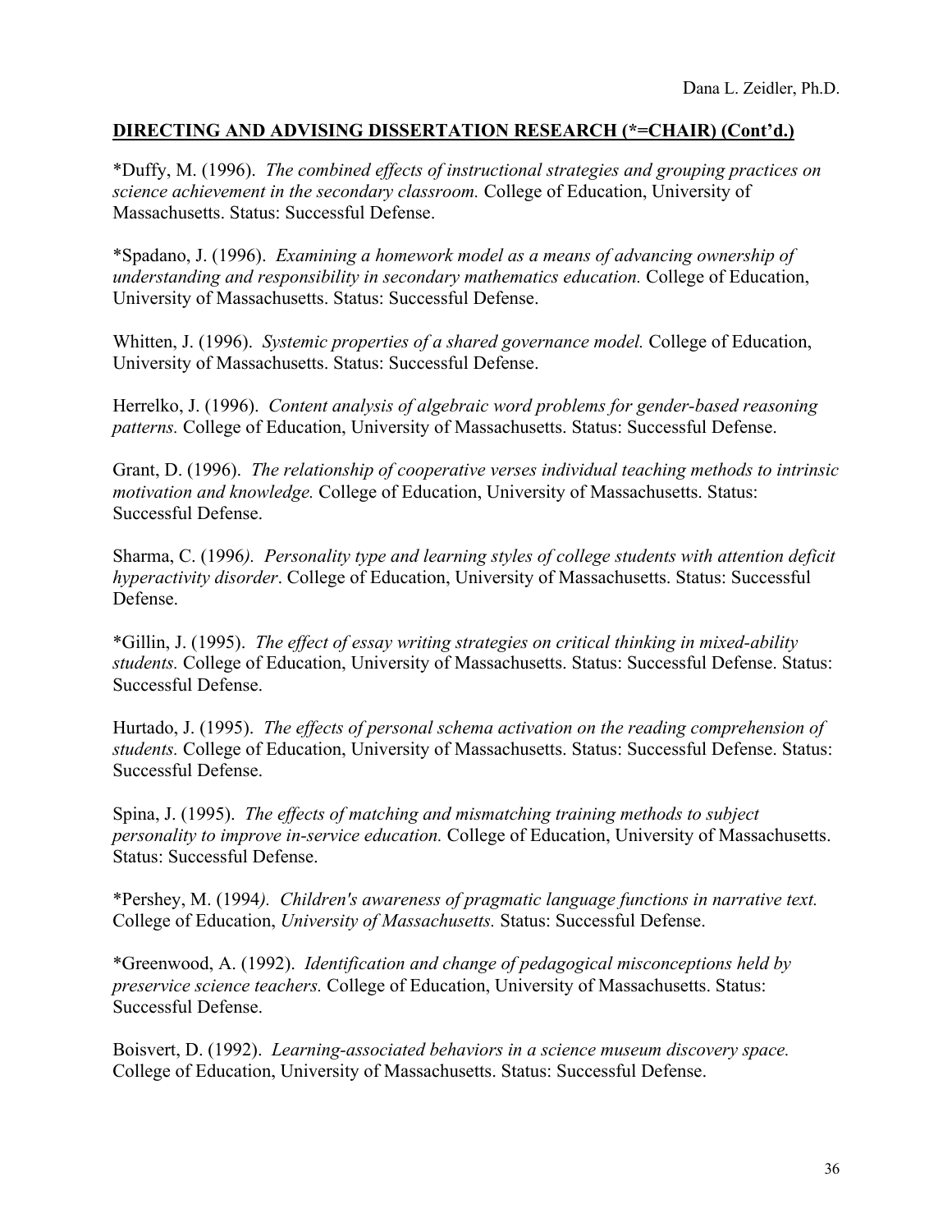## **DIRECTING AND ADVISING DISSERTATION RESEARCH (*=CHAIR) (Cont'd.)**

*Duffy, M. (1996). *The combined effects of instructional strategies and grouping practices on science achievement in the secondary classroom.* College of Education, University of Massachusetts. Status: Successful Defense.

*Spadano, J. (1996). *Examining a homework model as a means of advancing ownership of understanding and responsibility in secondary mathematics education.* College of Education, University of Massachusetts. Status: Successful Defense.

Whitten, J. (1996). *Systemic properties of a shared governance model.* College of Education, University of Massachusetts. Status: Successful Defense.

Herrelko, J. (1996). *Content analysis of algebraic word problems for gender-based reasoning patterns.* College of Education, University of Massachusetts. Status: Successful Defense.

Grant, D. (1996). *The relationship of cooperative verses individual teaching methods to intrinsic motivation and knowledge.* College of Education, University of Massachusetts. Status: Successful Defense.

Sharma, C. (1996*). Personality type and learning styles of college students with attention deficit hyperactivity disorder*. College of Education, University of Massachusetts. Status: Successful Defense.

*Gillin, J. (1995). *The effect of essay writing strategies on critical thinking in mixed-ability students.* College of Education, University of Massachusetts. Status: Successful Defense. Status: Successful Defense.

Hurtado, J. (1995). *The effects of personal schema activation on the reading comprehension of students.* College of Education, University of Massachusetts. Status: Successful Defense. Status: Successful Defense.

Spina, J. (1995). *The effects of matching and mismatching training methods to subject personality to improve in-service education.* College of Education, University of Massachusetts. Status: Successful Defense.

*Pershey, M. (1994*). Children's awareness of pragmatic language functions in narrative text.* College of Education, *University of Massachusetts.* Status: Successful Defense.

*Greenwood, A. (1992). *Identification and change of pedagogical misconceptions held by preservice science teachers.* College of Education, University of Massachusetts. Status: Successful Defense.

Boisvert, D. (1992). *Learning-associated behaviors in a science museum discovery space.* College of Education, University of Massachusetts. Status: Successful Defense.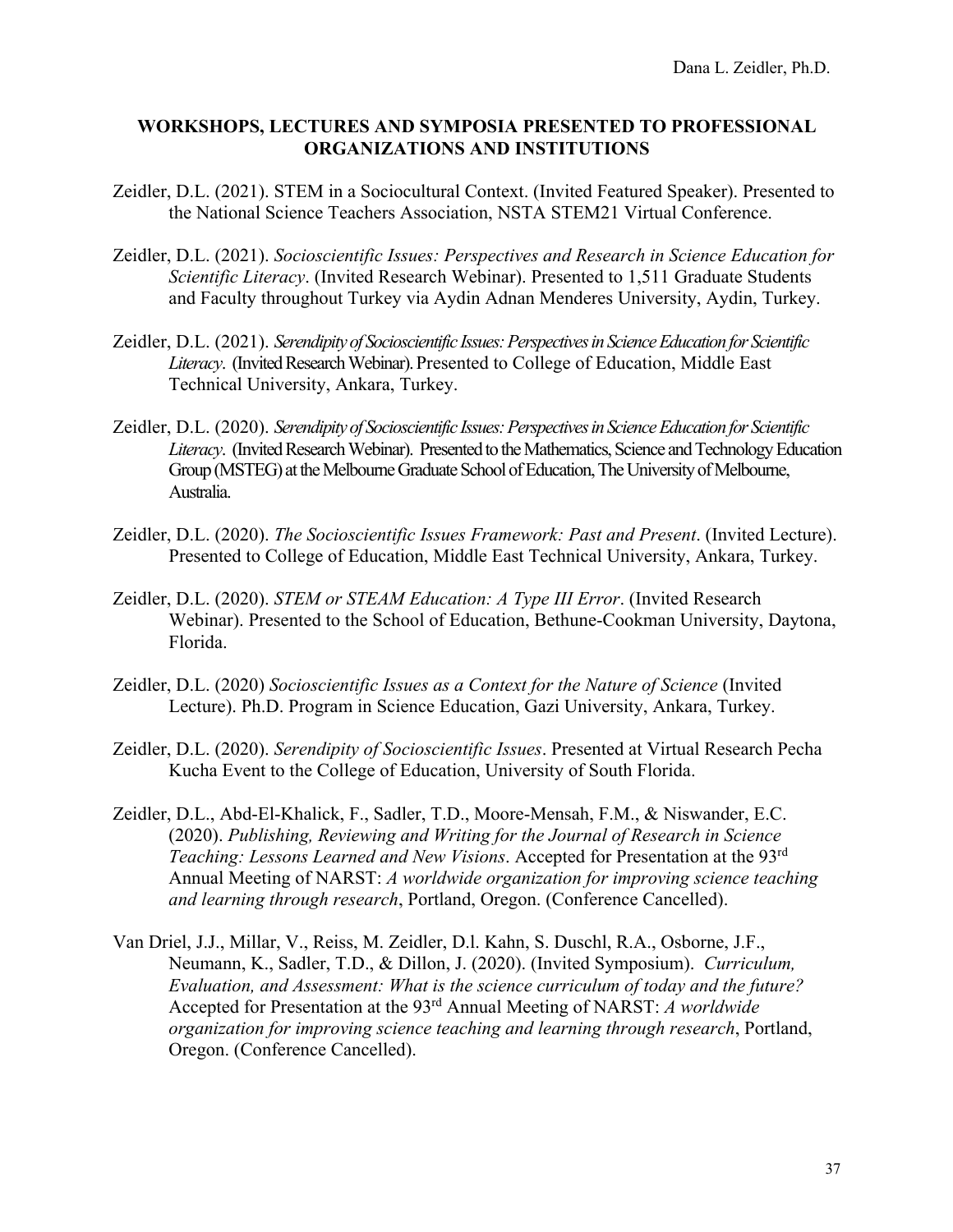## WORKSHOPS, LECTURES AND SYMPOSIA PRESENTED TO PROFESSIONAL ORGANIZATIONS AND INSTITUTIONS

Zeidler, D.L. (2021). STEM in a Sociocultural Context. (Invited Featured Speaker). Presented to the National Science Teachers Association, NSTA STEM21 Virtual Conference.

Zeidler, D.L. (2021). *Socioscientific Issues: Perspectives and Research in Science Education for Scientific Literacy*. (Invited Research Webinar). Presented to 1,511 Graduate Students and Faculty throughout Turkey via Aydin Adnan Menderes University, Aydin, Turkey.

Zeidler, D.L. (2021). *Serendipity of Socioscientific Issues: Perspectives in Science Education for Scientific Literacy*. (Invited Research Webinar). Presented to College of Education, Middle East Technical University, Ankara, Turkey.

Zeidler, D.L. (2020). *Serendipity of Socioscientific Issues: Perspectives in Science Education for Scientific Literacy*. (Invited Research Webinar). Presented to the Mathematics, Science and Technology Education Group (MSTEG) at the Melbourne Graduate School of Education, The University of Melbourne, Australia.

Zeidler, D.L. (2020). *The Socioscientific Issues Framework: Past and Present*. (Invited Lecture). Presented to College of Education, Middle East Technical University, Ankara, Turkey.

Zeidler, D.L. (2020). *STEM or STEAM Education: A Type III Error*. (Invited Research Webinar). Presented to the School of Education, Bethune-Cookman University, Daytona, Florida.

Zeidler, D.L. (2020) *Socioscientific Issues as a Context for the Nature of Science* (Invited Lecture). Ph.D. Program in Science Education, Gazi University, Ankara, Turkey.

Zeidler, D.L. (2020). *Serendipity of Socioscientific Issues*. Presented at Virtual Research Pecha Kucha Event to the College of Education, University of South Florida.

Zeidler, D.L., Abd-El-Khalick, F., Sadler, T.D., Moore-Mensah, F.M., & Niswander, E.C. (2020). *Publishing, Reviewing and Writing for the Journal of Research in Science Teaching: Lessons Learned and New Visions*. Accepted for Presentation at the 93rd Annual Meeting of NARST: *A worldwide organization for improving science teaching and learning through research*, Portland, Oregon. (Conference Cancelled).

Van Driel, J.J., Millar, V., Reiss, M. Zeidler, D.l. Kahn, S. Duschl, R.A., Osborne, J.F., Neumann, K., Sadler, T.D., & Dillon, J. (2020). (Invited Symposium). *Curriculum, Evaluation, and Assessment: What is the science curriculum of today and the future?* Accepted for Presentation at the 93rd Annual Meeting of NARST: *A worldwide organization for improving science teaching and learning through research*, Portland, Oregon. (Conference Cancelled).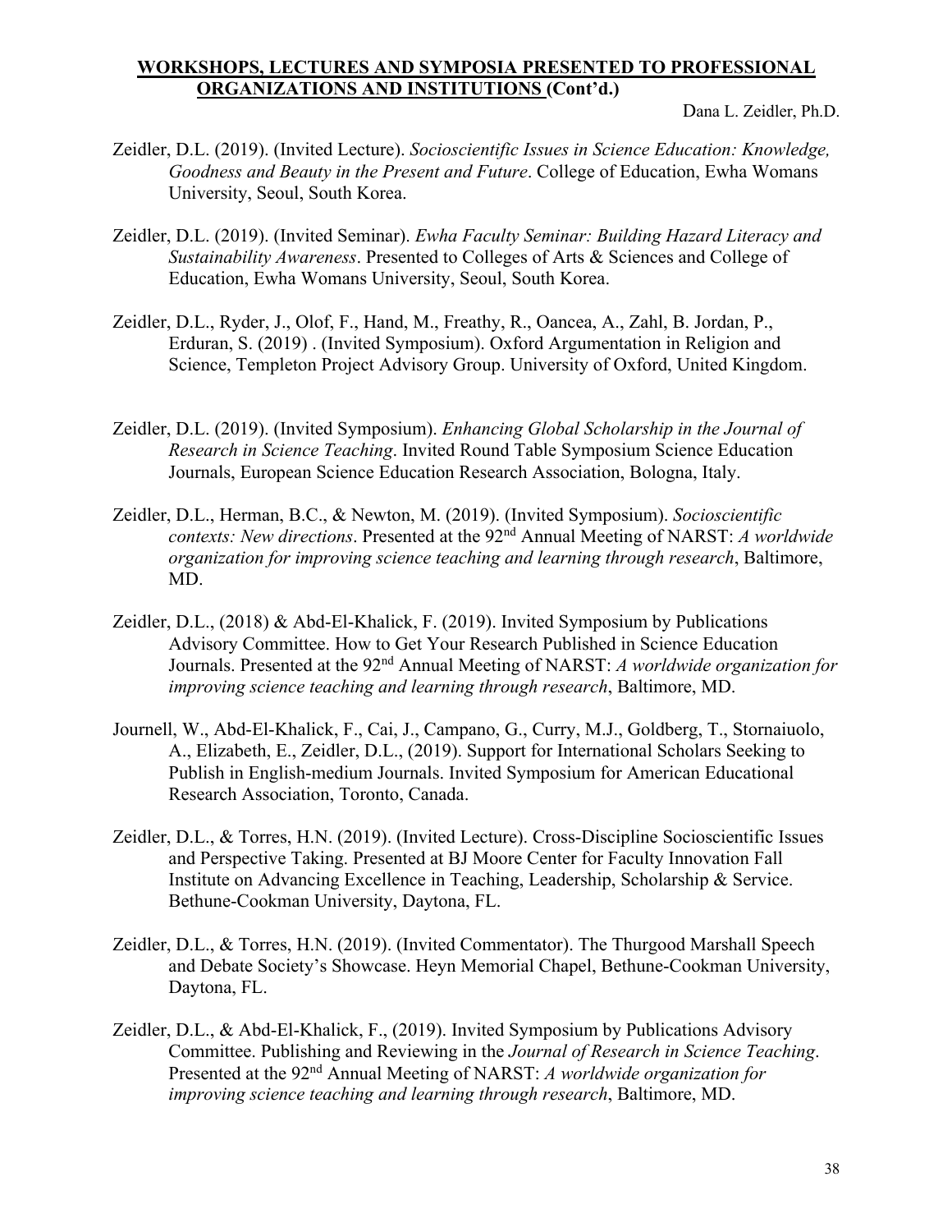## WORKSHOPS, LECTURES AND SYMPOSIA PRESENTED TO PROFESSIONAL ORGANIZATIONS AND INSTITUTIONS (Cont'd.)

Zeidler, D.L. (2019). (Invited Lecture). *Socioscientific Issues in Science Education: Knowledge, Goodness and Beauty in the Present and Future*. College of Education, Ewha Womans University, Seoul, South Korea.

Zeidler, D.L. (2019). (Invited Seminar). *Ewha Faculty Seminar: Building Hazard Literacy and Sustainability Awareness*. Presented to Colleges of Arts & Sciences and College of Education, Ewha Womans University, Seoul, South Korea.

Zeidler, D.L., Ryder, J., Olof, F., Hand, M., Freathy, R., Oancea, A., Zahl, B. Jordan, P., Erduran, S. (2019) . (Invited Symposium). Oxford Argumentation in Religion and Science, Templeton Project Advisory Group. University of Oxford, United Kingdom.

Zeidler, D.L. (2019). (Invited Symposium). *Enhancing Global Scholarship in the Journal of Research in Science Teaching*. Invited Round Table Symposium Science Education Journals, European Science Education Research Association, Bologna, Italy.

Zeidler, D.L., Herman, B.C., & Newton, M. (2019). (Invited Symposium). *Socioscientific contexts: New directions*. Presented at the 92nd Annual Meeting of NARST: *A worldwide organization for improving science teaching and learning through research*, Baltimore, MD.

Zeidler, D.L., (2018) & Abd-El-Khalick, F. (2019). Invited Symposium by Publications Advisory Committee. How to Get Your Research Published in Science Education Journals. Presented at the 92nd Annual Meeting of NARST: *A worldwide organization for improving science teaching and learning through research*, Baltimore, MD.

Journell, W., Abd-El-Khalick, F., Cai, J., Campano, G., Curry, M.J., Goldberg, T., Stornaiuolo, A., Elizabeth, E., Zeidler, D.L., (2019). Support for International Scholars Seeking to Publish in English-medium Journals. Invited Symposium for American Educational Research Association, Toronto, Canada.

Zeidler, D.L., & Torres, H.N. (2019). (Invited Lecture). Cross-Discipline Socioscientific Issues and Perspective Taking. Presented at BJ Moore Center for Faculty Innovation Fall Institute on Advancing Excellence in Teaching, Leadership, Scholarship & Service. Bethune-Cookman University, Daytona, FL.

Zeidler, D.L., & Torres, H.N. (2019). (Invited Commentator). The Thurgood Marshall Speech and Debate Society's Showcase. Heyn Memorial Chapel, Bethune-Cookman University, Daytona, FL.

Zeidler, D.L., & Abd-El-Khalick, F., (2019). Invited Symposium by Publications Advisory Committee. Publishing and Reviewing in the *Journal of Research in Science Teaching*. Presented at the 92nd Annual Meeting of NARST: *A worldwide organization for improving science teaching and learning through research*, Baltimore, MD.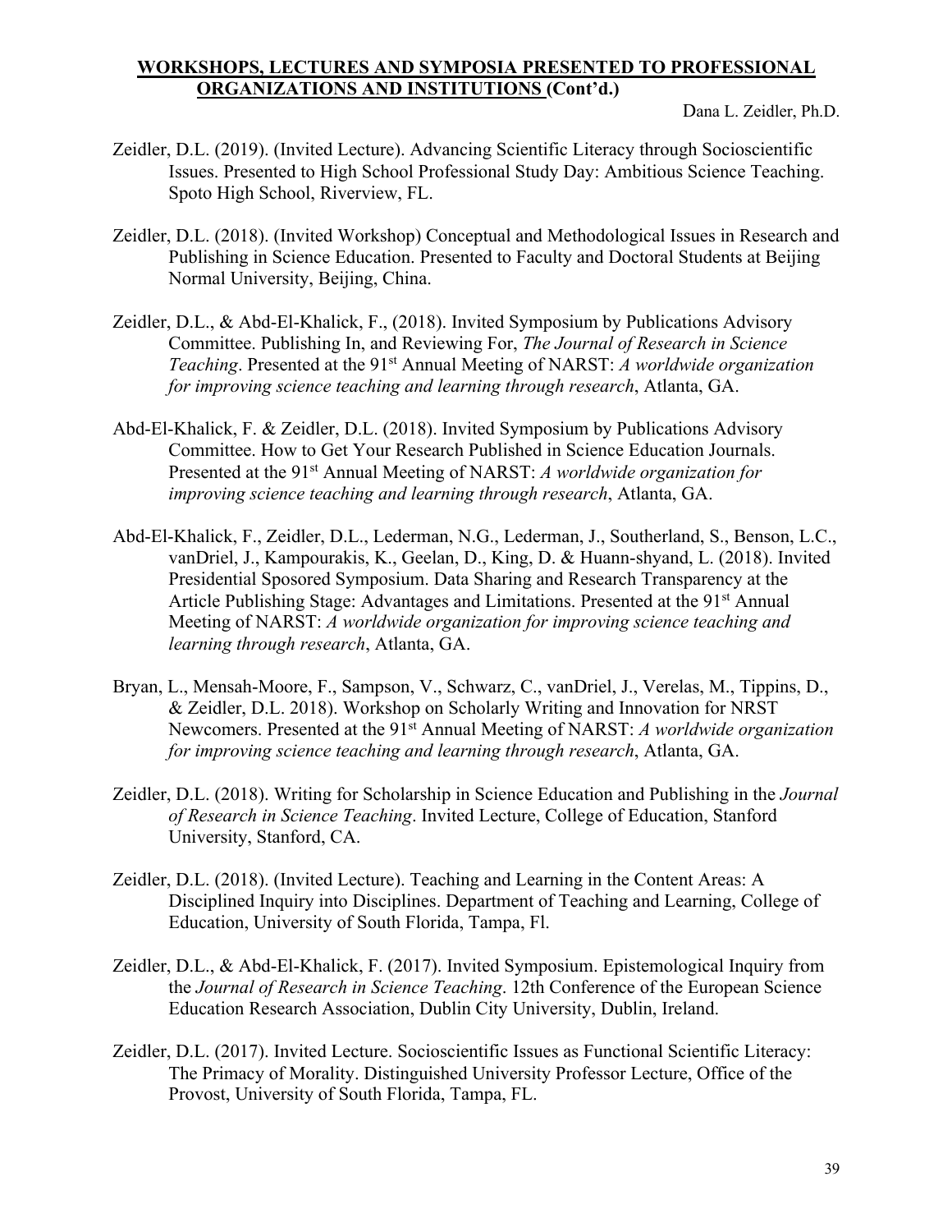## WORKSHOPS, LECTURES AND SYMPOSIA PRESENTED TO PROFESSIONAL ORGANIZATIONS AND INSTITUTIONS (Cont'd.)

Zeidler, D.L. (2019). (Invited Lecture). Advancing Scientific Literacy through Socioscientific Issues. Presented to High School Professional Study Day: Ambitious Science Teaching. Spoto High School, Riverview, FL.

Zeidler, D.L. (2018). (Invited Workshop) Conceptual and Methodological Issues in Research and Publishing in Science Education. Presented to Faculty and Doctoral Students at Beijing Normal University, Beijing, China.

Zeidler, D.L., & Abd-El-Khalick, F., (2018). Invited Symposium by Publications Advisory Committee. Publishing In, and Reviewing For, *The Journal of Research in Science Teaching*. Presented at the 91st Annual Meeting of NARST: *A worldwide organization for improving science teaching and learning through research*, Atlanta, GA.

Abd-El-Khalick, F. & Zeidler, D.L. (2018). Invited Symposium by Publications Advisory Committee. How to Get Your Research Published in Science Education Journals. Presented at the 91st Annual Meeting of NARST: *A worldwide organization for improving science teaching and learning through research*, Atlanta, GA.

Abd-El-Khalick, F., Zeidler, D.L., Lederman, N.G., Lederman, J., Southerland, S., Benson, L.C., vanDriel, J., Kampourakis, K., Geelan, D., King, D. & Huann-shyand, L. (2018). Invited Presidential Sposored Symposium. Data Sharing and Research Transparency at the Article Publishing Stage: Advantages and Limitations. Presented at the 91st Annual Meeting of NARST: *A worldwide organization for improving science teaching and learning through research*, Atlanta, GA.

Bryan, L., Mensah-Moore, F., Sampson, V., Schwarz, C., vanDriel, J., Verelas, M., Tippins, D., & Zeidler, D.L. 2018). Workshop on Scholarly Writing and Innovation for NRST Newcomers. Presented at the 91st Annual Meeting of NARST: *A worldwide organization for improving science teaching and learning through research*, Atlanta, GA.

Zeidler, D.L. (2018). Writing for Scholarship in Science Education and Publishing in the *Journal of Research in Science Teaching*. Invited Lecture, College of Education, Stanford University, Stanford, CA.

Zeidler, D.L. (2018). (Invited Lecture). Teaching and Learning in the Content Areas: A Disciplined Inquiry into Disciplines. Department of Teaching and Learning, College of Education, University of South Florida, Tampa, Fl.

Zeidler, D.L., & Abd-El-Khalick, F. (2017). Invited Symposium. Epistemological Inquiry from the *Journal of Research in Science Teaching*. 12th Conference of the European Science Education Research Association, Dublin City University, Dublin, Ireland.

Zeidler, D.L. (2017). Invited Lecture. Socioscientific Issues as Functional Scientific Literacy: The Primacy of Morality. Distinguished University Professor Lecture, Office of the Provost, University of South Florida, Tampa, FL.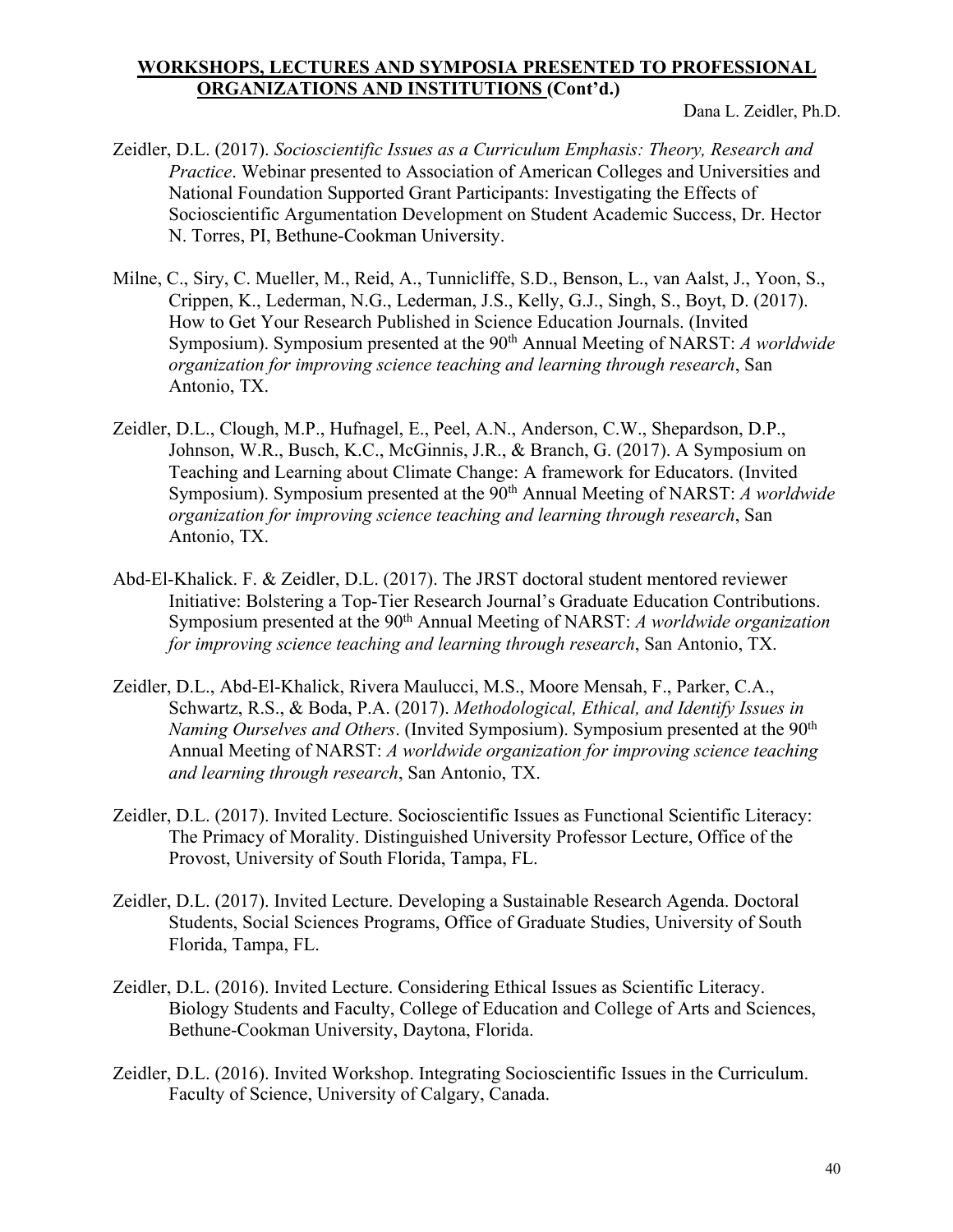## WORKSHOPS, LECTURES AND SYMPOSIA PRESENTED TO PROFESSIONAL ORGANIZATIONS AND INSTITUTIONS (Cont'd.)

Dana L. Zeidler, Ph.D.

Zeidler, D.L. (2017). *Socioscientific Issues as a Curriculum Emphasis: Theory, Research and Practice*. Webinar presented to Association of American Colleges and Universities and National Foundation Supported Grant Participants: Investigating the Effects of Socioscientific Argumentation Development on Student Academic Success, Dr. Hector N. Torres, PI, Bethune-Cookman University.

Milne, C., Siry, C. Mueller, M., Reid, A., Tunnicliffe, S.D., Benson, L., van Aalst, J., Yoon, S., Crippen, K., Lederman, N.G., Lederman, J.S., Kelly, G.J., Singh, S., Boyt, D. (2017). How to Get Your Research Published in Science Education Journals. (Invited Symposium). Symposium presented at the 90th Annual Meeting of NARST: *A worldwide organization for improving science teaching and learning through research*, San Antonio, TX.

Zeidler, D.L., Clough, M.P., Hufnagel, E., Peel, A.N., Anderson, C.W., Shepardson, D.P., Johnson, W.R., Busch, K.C., McGinnis, J.R., & Branch, G. (2017). A Symposium on Teaching and Learning about Climate Change: A framework for Educators. (Invited Symposium). Symposium presented at the 90th Annual Meeting of NARST: *A worldwide organization for improving science teaching and learning through research*, San Antonio, TX.

Abd-El-Khalick. F. & Zeidler, D.L. (2017). The JRST doctoral student mentored reviewer Initiative: Bolstering a Top-Tier Research Journal's Graduate Education Contributions. Symposium presented at the 90th Annual Meeting of NARST: *A worldwide organization for improving science teaching and learning through research*, San Antonio, TX.

Zeidler, D.L., Abd-El-Khalick, Rivera Maulucci, M.S., Moore Mensah, F., Parker, C.A., Schwartz, R.S., & Boda, P.A. (2017). *Methodological, Ethical, and Identify Issues in Naming Ourselves and Others*. (Invited Symposium). Symposium presented at the 90th Annual Meeting of NARST: *A worldwide organization for improving science teaching and learning through research*, San Antonio, TX.

Zeidler, D.L. (2017). Invited Lecture. Socioscientific Issues as Functional Scientific Literacy: The Primacy of Morality. Distinguished University Professor Lecture, Office of the Provost, University of South Florida, Tampa, FL.

Zeidler, D.L. (2017). Invited Lecture. Developing a Sustainable Research Agenda. Doctoral Students, Social Sciences Programs, Office of Graduate Studies, University of South Florida, Tampa, FL.

Zeidler, D.L. (2016). Invited Lecture. Considering Ethical Issues as Scientific Literacy. Biology Students and Faculty, College of Education and College of Arts and Sciences, Bethune-Cookman University, Daytona, Florida.

Zeidler, D.L. (2016). Invited Workshop. Integrating Socioscientific Issues in the Curriculum. Faculty of Science, University of Calgary, Canada.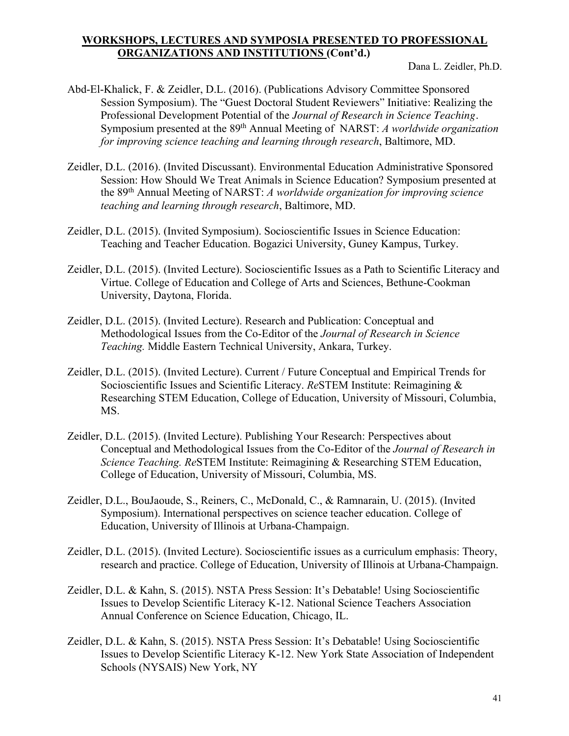## WORKSHOPS, LECTURES AND SYMPOSIA PRESENTED TO PROFESSIONAL ORGANIZATIONS AND INSTITUTIONS (Cont'd.)

Dana L. Zeidler, Ph.D.

Abd-El-Khalick, F. & Zeidler, D.L. (2016). (Publications Advisory Committee Sponsored Session Symposium). The "Guest Doctoral Student Reviewers" Initiative: Realizing the Professional Development Potential of the *Journal of Research in Science Teaching*. Symposium presented at the 89th Annual Meeting of NARST: *A worldwide organization for improving science teaching and learning through research*, Baltimore, MD.

Zeidler, D.L. (2016). (Invited Discussant). Environmental Education Administrative Sponsored Session: How Should We Treat Animals in Science Education? Symposium presented at the 89th Annual Meeting of NARST: *A worldwide organization for improving science teaching and learning through research*, Baltimore, MD.

Zeidler, D.L. (2015). (Invited Symposium). Socioscientific Issues in Science Education: Teaching and Teacher Education. Bogazici University, Guney Kampus, Turkey.

Zeidler, D.L. (2015). (Invited Lecture). Socioscientific Issues as a Path to Scientific Literacy and Virtue. College of Education and College of Arts and Sciences, Bethune-Cookman University, Daytona, Florida.

Zeidler, D.L. (2015). (Invited Lecture). Research and Publication: Conceptual and Methodological Issues from the Co-Editor of the *Journal of Research in Science Teaching.* Middle Eastern Technical University, Ankara, Turkey.

Zeidler, D.L. (2015). (Invited Lecture). Current / Future Conceptual and Empirical Trends for Socioscientific Issues and Scientific Literacy. *Re*STEM Institute: Reimagining & Researching STEM Education, College of Education, University of Missouri, Columbia, MS.

Zeidler, D.L. (2015). (Invited Lecture). Publishing Your Research: Perspectives about Conceptual and Methodological Issues from the Co-Editor of the *Journal of Research in Science Teaching. Re*STEM Institute: Reimagining & Researching STEM Education, College of Education, University of Missouri, Columbia, MS.

Zeidler, D.L., BouJaoude, S., Reiners, C., McDonald, C., & Ramnarain, U. (2015). (Invited Symposium). International perspectives on science teacher education. College of Education, University of Illinois at Urbana-Champaign.

Zeidler, D.L. (2015). (Invited Lecture). Socioscientific issues as a curriculum emphasis: Theory, research and practice. College of Education, University of Illinois at Urbana-Champaign.

Zeidler, D.L. & Kahn, S. (2015). NSTA Press Session: It's Debatable! Using Socioscientific Issues to Develop Scientific Literacy K-12. National Science Teachers Association Annual Conference on Science Education, Chicago, IL.

Zeidler, D.L. & Kahn, S. (2015). NSTA Press Session: It's Debatable! Using Socioscientific Issues to Develop Scientific Literacy K-12. New York State Association of Independent Schools (NYSAIS) New York, NY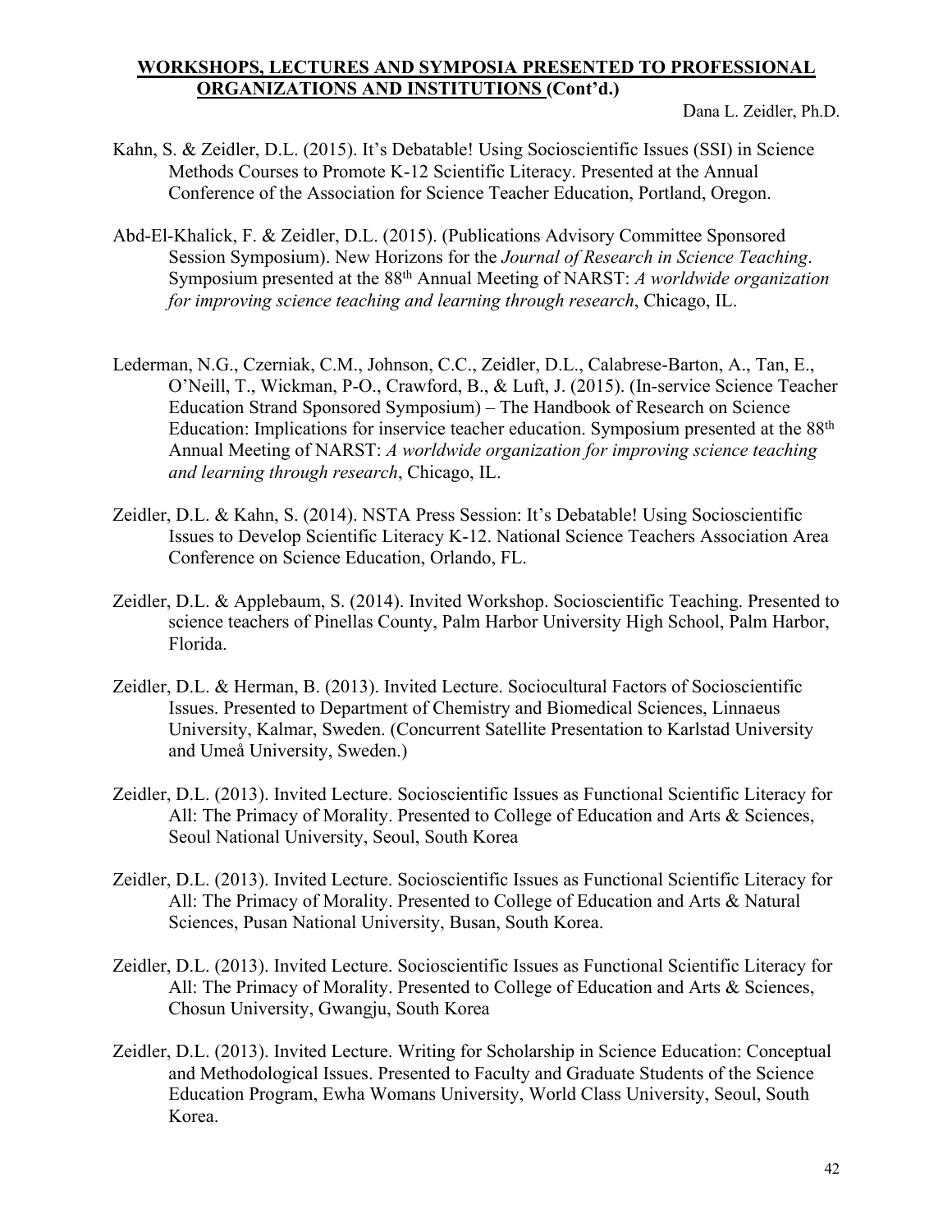## WORKSHOPS, LECTURES AND SYMPOSIA PRESENTED TO PROFESSIONAL ORGANIZATIONS AND INSTITUTIONS (Cont'd.)

Kahn, S. & Zeidler, D.L. (2015). It's Debatable! Using Socioscientific Issues (SSI) in Science Methods Courses to Promote K-12 Scientific Literacy. Presented at the Annual Conference of the Association for Science Teacher Education, Portland, Oregon.

Abd-El-Khalick, F. & Zeidler, D.L. (2015). (Publications Advisory Committee Sponsored Session Symposium). New Horizons for the *Journal of Research in Science Teaching*. Symposium presented at the 88th Annual Meeting of NARST: *A worldwide organization for improving science teaching and learning through research*, Chicago, IL.

Lederman, N.G., Czerniak, C.M., Johnson, C.C., Zeidler, D.L., Calabrese-Barton, A., Tan, E., O'Neill, T., Wickman, P-O., Crawford, B., & Luft, J. (2015). (In-service Science Teacher Education Strand Sponsored Symposium) – The Handbook of Research on Science Education: Implications for inservice teacher education. Symposium presented at the 88th Annual Meeting of NARST: *A worldwide organization for improving science teaching and learning through research*, Chicago, IL.

Zeidler, D.L. & Kahn, S. (2014). NSTA Press Session: It's Debatable! Using Socioscientific Issues to Develop Scientific Literacy K-12. National Science Teachers Association Area Conference on Science Education, Orlando, FL.

Zeidler, D.L. & Applebaum, S. (2014). Invited Workshop. Socioscientific Teaching. Presented to science teachers of Pinellas County, Palm Harbor University High School, Palm Harbor, Florida.

Zeidler, D.L. & Herman, B. (2013). Invited Lecture. Sociocultural Factors of Socioscientific Issues. Presented to Department of Chemistry and Biomedical Sciences, Linnaeus University, Kalmar, Sweden. (Concurrent Satellite Presentation to Karlstad University and Umeå University, Sweden.)

Zeidler, D.L. (2013). Invited Lecture. Socioscientific Issues as Functional Scientific Literacy for All: The Primacy of Morality. Presented to College of Education and Arts & Sciences, Seoul National University, Seoul, South Korea

Zeidler, D.L. (2013). Invited Lecture. Socioscientific Issues as Functional Scientific Literacy for All: The Primacy of Morality. Presented to College of Education and Arts & Natural Sciences, Pusan National University, Busan, South Korea.

Zeidler, D.L. (2013). Invited Lecture. Socioscientific Issues as Functional Scientific Literacy for All: The Primacy of Morality. Presented to College of Education and Arts & Sciences, Chosun University, Gwangju, South Korea

Zeidler, D.L. (2013). Invited Lecture. Writing for Scholarship in Science Education: Conceptual and Methodological Issues. Presented to Faculty and Graduate Students of the Science Education Program, Ewha Womans University, World Class University, Seoul, South Korea.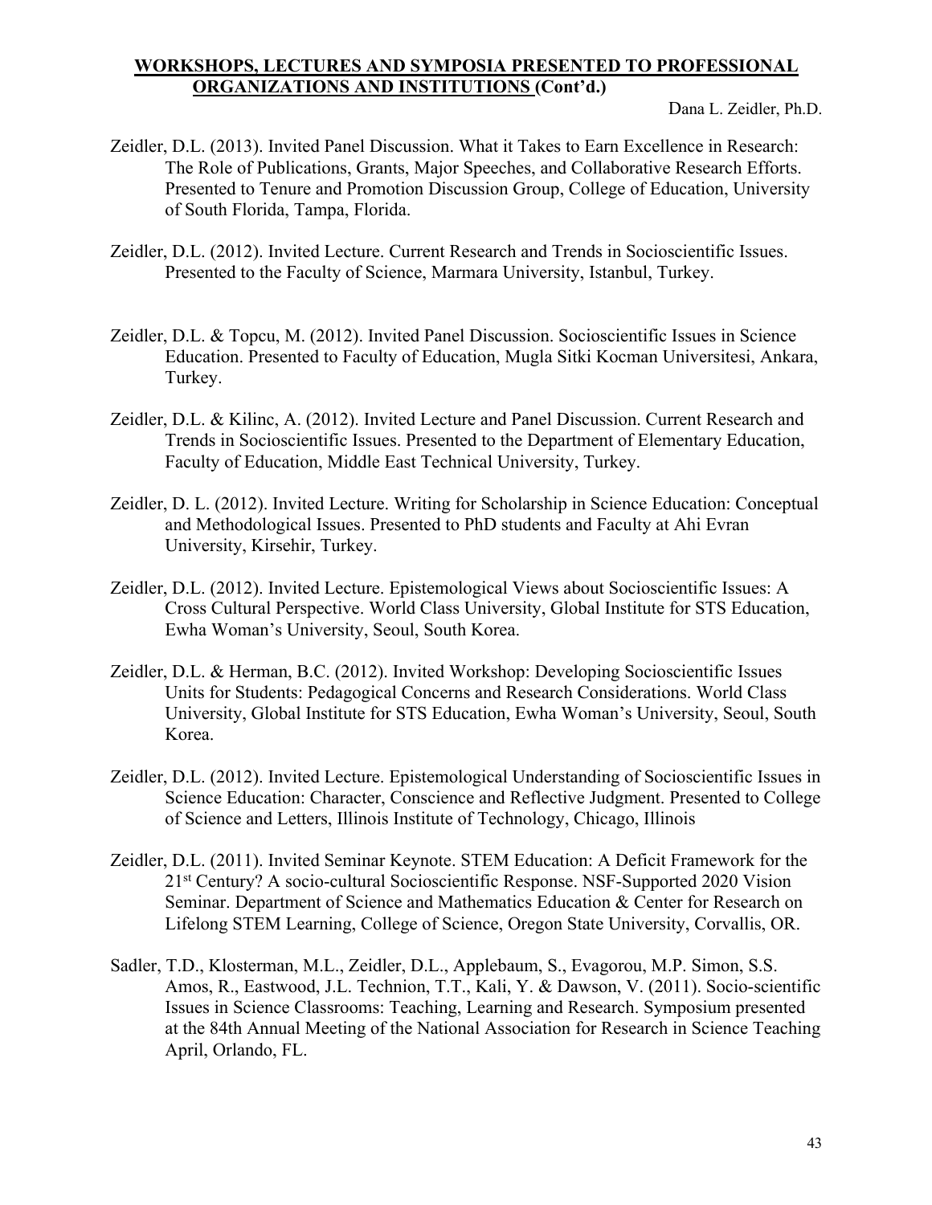## WORKSHOPS, LECTURES AND SYMPOSIA PRESENTED TO PROFESSIONAL ORGANIZATIONS AND INSTITUTIONS (Cont'd.)

Zeidler, D.L. (2013). Invited Panel Discussion. What it Takes to Earn Excellence in Research: The Role of Publications, Grants, Major Speeches, and Collaborative Research Efforts. Presented to Tenure and Promotion Discussion Group, College of Education, University of South Florida, Tampa, Florida.

Zeidler, D.L. (2012). Invited Lecture. Current Research and Trends in Socioscientific Issues. Presented to the Faculty of Science, Marmara University, Istanbul, Turkey.

Zeidler, D.L. & Topcu, M. (2012). Invited Panel Discussion. Socioscientific Issues in Science Education. Presented to Faculty of Education, Mugla Sitki Kocman Universitesi, Ankara, Turkey.

Zeidler, D.L. & Kilinc, A. (2012). Invited Lecture and Panel Discussion. Current Research and Trends in Socioscientific Issues. Presented to the Department of Elementary Education, Faculty of Education, Middle East Technical University, Turkey.

Zeidler, D. L. (2012). Invited Lecture. Writing for Scholarship in Science Education: Conceptual and Methodological Issues. Presented to PhD students and Faculty at Ahi Evran University, Kirsehir, Turkey.

Zeidler, D.L. (2012). Invited Lecture. Epistemological Views about Socioscientific Issues: A Cross Cultural Perspective. World Class University, Global Institute for STS Education, Ewha Woman's University, Seoul, South Korea.

Zeidler, D.L. & Herman, B.C. (2012). Invited Workshop: Developing Socioscientific Issues Units for Students: Pedagogical Concerns and Research Considerations. World Class University, Global Institute for STS Education, Ewha Woman's University, Seoul, South Korea.

Zeidler, D.L. (2012). Invited Lecture. Epistemological Understanding of Socioscientific Issues in Science Education: Character, Conscience and Reflective Judgment. Presented to College of Science and Letters, Illinois Institute of Technology, Chicago, Illinois

Zeidler, D.L. (2011). Invited Seminar Keynote. STEM Education: A Deficit Framework for the 21st Century? A socio-cultural Socioscientific Response. NSF-Supported 2020 Vision Seminar. Department of Science and Mathematics Education & Center for Research on Lifelong STEM Learning, College of Science, Oregon State University, Corvallis, OR.

Sadler, T.D., Klosterman, M.L., Zeidler, D.L., Applebaum, S., Evagorou, M.P. Simon, S.S. Amos, R., Eastwood, J.L. Technion, T.T., Kali, Y. & Dawson, V. (2011). Socio-scientific Issues in Science Classrooms: Teaching, Learning and Research. Symposium presented at the 84th Annual Meeting of the National Association for Research in Science Teaching April, Orlando, FL.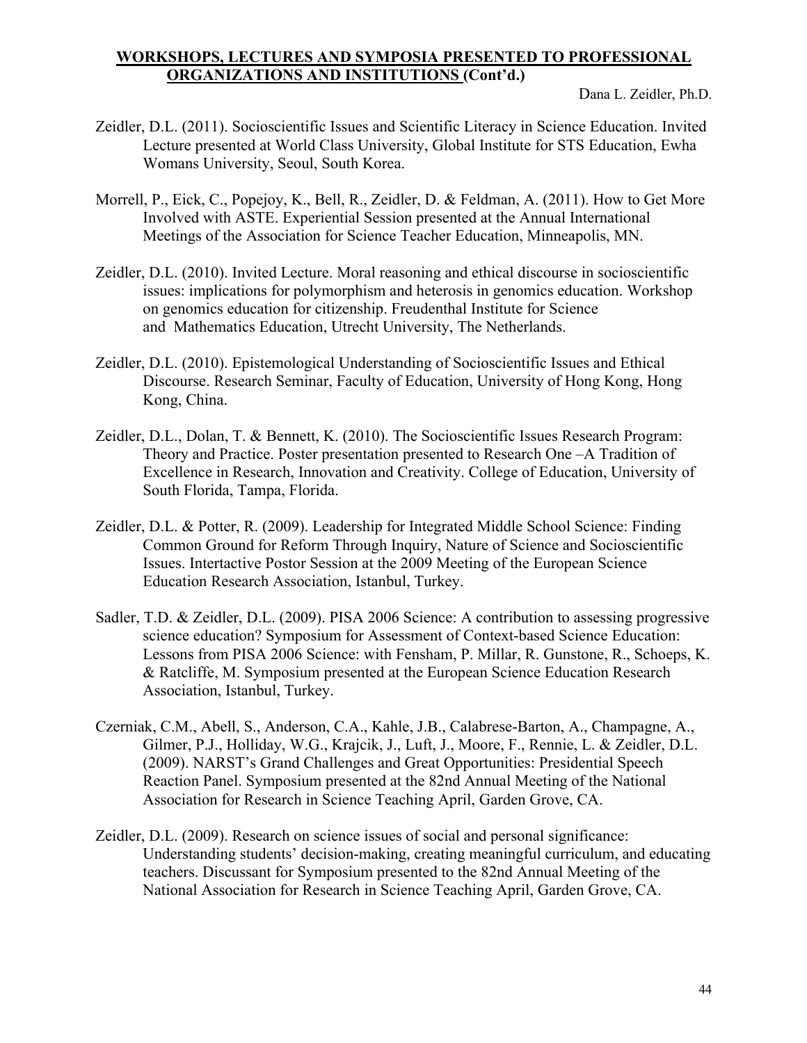## WORKSHOPS, LECTURES AND SYMPOSIA PRESENTED TO PROFESSIONAL ORGANIZATIONS AND INSTITUTIONS (Cont'd.)

Zeidler, D.L. (2011). Socioscientific Issues and Scientific Literacy in Science Education. Invited Lecture presented at World Class University, Global Institute for STS Education, Ewha Womans University, Seoul, South Korea.

Morrell, P., Eick, C., Popejoy, K., Bell, R., Zeidler, D. & Feldman, A. (2011). How to Get More Involved with ASTE. Experiential Session presented at the Annual International Meetings of the Association for Science Teacher Education, Minneapolis, MN.

Zeidler, D.L. (2010). Invited Lecture. Moral reasoning and ethical discourse in socioscientific issues: implications for polymorphism and heterosis in genomics education. Workshop on genomics education for citizenship. Freudenthal Institute for Science and Mathematics Education, Utrecht University, The Netherlands.

Zeidler, D.L. (2010). Epistemological Understanding of Socioscientific Issues and Ethical Discourse. Research Seminar, Faculty of Education, University of Hong Kong, Hong Kong, China.

Zeidler, D.L., Dolan, T. & Bennett, K. (2010). The Socioscientific Issues Research Program: Theory and Practice. Poster presentation presented to Research One –A Tradition of Excellence in Research, Innovation and Creativity. College of Education, University of South Florida, Tampa, Florida.

Zeidler, D.L. & Potter, R. (2009). Leadership for Integrated Middle School Science: Finding Common Ground for Reform Through Inquiry, Nature of Science and Socioscientific Issues. Intertactive Postor Session at the 2009 Meeting of the European Science Education Research Association, Istanbul, Turkey.

Sadler, T.D. & Zeidler, D.L. (2009). PISA 2006 Science: A contribution to assessing progressive science education? Symposium for Assessment of Context-based Science Education: Lessons from PISA 2006 Science: with Fensham, P. Millar, R. Gunstone, R., Schoeps, K. & Ratcliffe, M. Symposium presented at the European Science Education Research Association, Istanbul, Turkey.

Czerniak, C.M., Abell, S., Anderson, C.A., Kahle, J.B., Calabrese-Barton, A., Champagne, A., Gilmer, P.J., Holliday, W.G., Krajcik, J., Luft, J., Moore, F., Rennie, L. & Zeidler, D.L. (2009). NARST's Grand Challenges and Great Opportunities: Presidential Speech Reaction Panel. Symposium presented at the 82nd Annual Meeting of the National Association for Research in Science Teaching April, Garden Grove, CA.

Zeidler, D.L. (2009). Research on science issues of social and personal significance: Understanding students' decision-making, creating meaningful curriculum, and educating teachers. Discussant for Symposium presented to the 82nd Annual Meeting of the National Association for Research in Science Teaching April, Garden Grove, CA.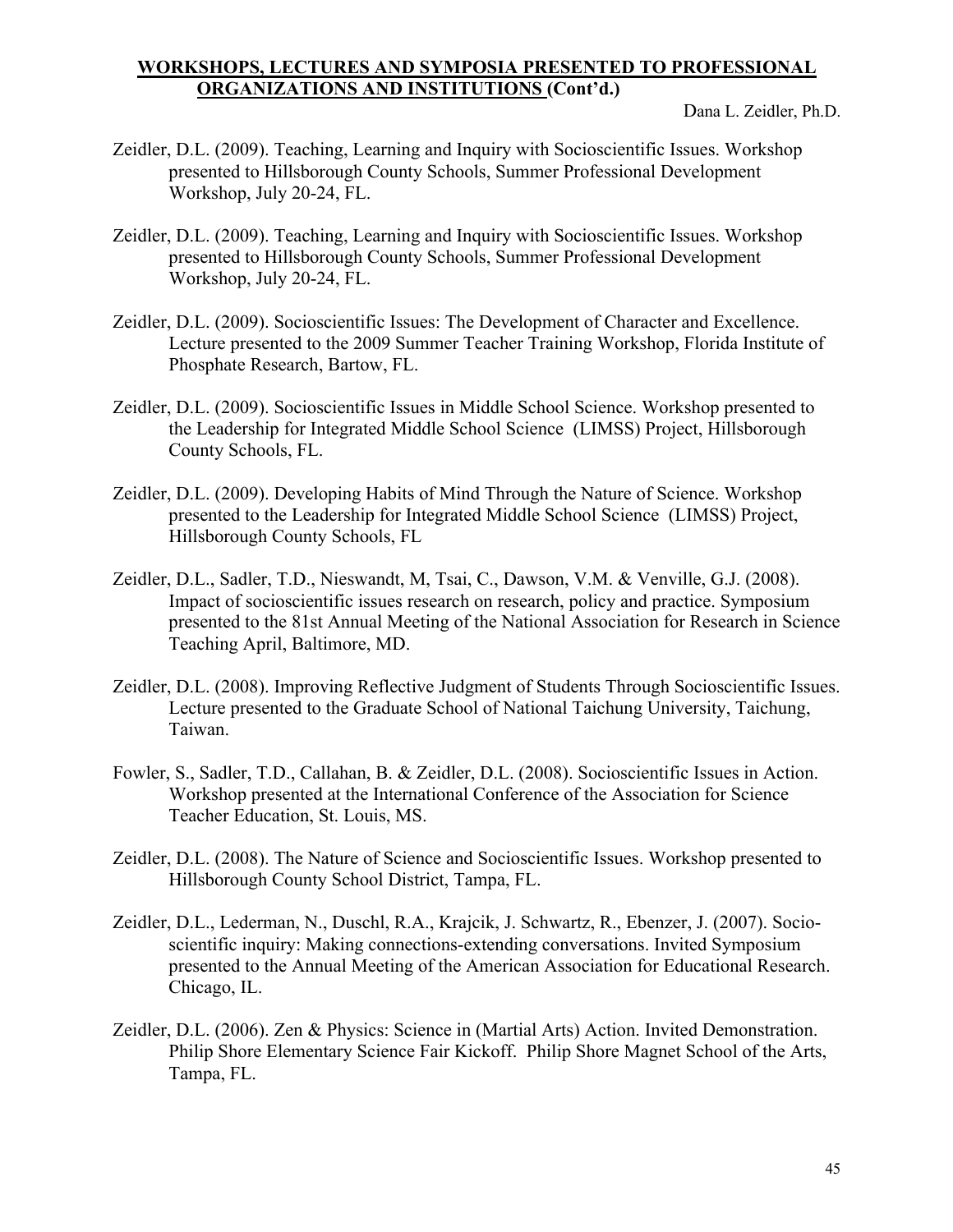## WORKSHOPS, LECTURES AND SYMPOSIA PRESENTED TO PROFESSIONAL ORGANIZATIONS AND INSTITUTIONS (Cont'd.)

Dana L. Zeidler, Ph.D.

Zeidler, D.L. (2009). Teaching, Learning and Inquiry with Socioscientific Issues. Workshop presented to Hillsborough County Schools, Summer Professional Development Workshop, July 20-24, FL.

Zeidler, D.L. (2009). Teaching, Learning and Inquiry with Socioscientific Issues. Workshop presented to Hillsborough County Schools, Summer Professional Development Workshop, July 20-24, FL.

Zeidler, D.L. (2009). Socioscientific Issues: The Development of Character and Excellence. Lecture presented to the 2009 Summer Teacher Training Workshop, Florida Institute of Phosphate Research, Bartow, FL.

Zeidler, D.L. (2009). Socioscientific Issues in Middle School Science. Workshop presented to the Leadership for Integrated Middle School Science (LIMSS) Project, Hillsborough County Schools, FL.

Zeidler, D.L. (2009). Developing Habits of Mind Through the Nature of Science. Workshop presented to the Leadership for Integrated Middle School Science (LIMSS) Project, Hillsborough County Schools, FL

Zeidler, D.L., Sadler, T.D., Nieswandt, M, Tsai, C., Dawson, V.M. & Venville, G.J. (2008). Impact of socioscientific issues research on research, policy and practice. Symposium presented to the 81st Annual Meeting of the National Association for Research in Science Teaching April, Baltimore, MD.

Zeidler, D.L. (2008). Improving Reflective Judgment of Students Through Socioscientific Issues. Lecture presented to the Graduate School of National Taichung University, Taichung, Taiwan.

Fowler, S., Sadler, T.D., Callahan, B. & Zeidler, D.L. (2008). Socioscientific Issues in Action. Workshop presented at the International Conference of the Association for Science Teacher Education, St. Louis, MS.

Zeidler, D.L. (2008). The Nature of Science and Socioscientific Issues. Workshop presented to Hillsborough County School District, Tampa, FL.

Zeidler, D.L., Lederman, N., Duschl, R.A., Krajcik, J. Schwartz, R., Ebenzer, J. (2007). Socio-scientific inquiry: Making connections-extending conversations. Invited Symposium presented to the Annual Meeting of the American Association for Educational Research. Chicago, IL.

Zeidler, D.L. (2006). Zen & Physics: Science in (Martial Arts) Action. Invited Demonstration. Philip Shore Elementary Science Fair Kickoff. Philip Shore Magnet School of the Arts, Tampa, FL.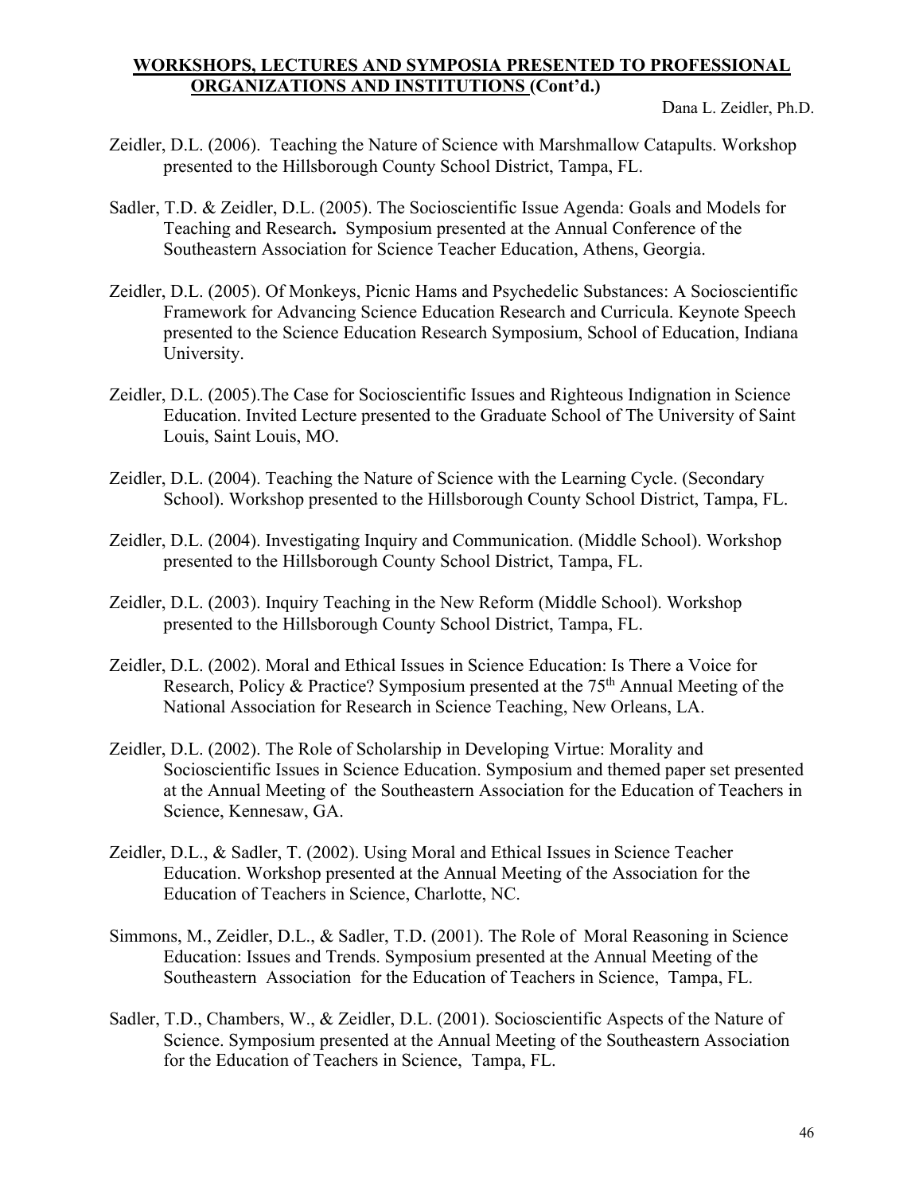## WORKSHOPS, LECTURES AND SYMPOSIA PRESENTED TO PROFESSIONAL ORGANIZATIONS AND INSTITUTIONS (Cont'd.)

Zeidler, D.L. (2006). Teaching the Nature of Science with Marshmallow Catapults. Workshop presented to the Hillsborough County School District, Tampa, FL.

Sadler, T.D. & Zeidler, D.L. (2005). The Socioscientific Issue Agenda: Goals and Models for Teaching and Research. Symposium presented at the Annual Conference of the Southeastern Association for Science Teacher Education, Athens, Georgia.

Zeidler, D.L. (2005). Of Monkeys, Picnic Hams and Psychedelic Substances: A Socioscientific Framework for Advancing Science Education Research and Curricula. Keynote Speech presented to the Science Education Research Symposium, School of Education, Indiana University.

Zeidler, D.L. (2005).The Case for Socioscientific Issues and Righteous Indignation in Science Education. Invited Lecture presented to the Graduate School of The University of Saint Louis, Saint Louis, MO.

Zeidler, D.L. (2004). Teaching the Nature of Science with the Learning Cycle. (Secondary School). Workshop presented to the Hillsborough County School District, Tampa, FL.

Zeidler, D.L. (2004). Investigating Inquiry and Communication. (Middle School). Workshop presented to the Hillsborough County School District, Tampa, FL.

Zeidler, D.L. (2003). Inquiry Teaching in the New Reform (Middle School). Workshop presented to the Hillsborough County School District, Tampa, FL.

Zeidler, D.L. (2002). Moral and Ethical Issues in Science Education: Is There a Voice for Research, Policy & Practice? Symposium presented at the 75th Annual Meeting of the National Association for Research in Science Teaching, New Orleans, LA.

Zeidler, D.L. (2002). The Role of Scholarship in Developing Virtue: Morality and Socioscientific Issues in Science Education. Symposium and themed paper set presented at the Annual Meeting of the Southeastern Association for the Education of Teachers in Science, Kennesaw, GA.

Zeidler, D.L., & Sadler, T. (2002). Using Moral and Ethical Issues in Science Teacher Education. Workshop presented at the Annual Meeting of the Association for the Education of Teachers in Science, Charlotte, NC.

Simmons, M., Zeidler, D.L., & Sadler, T.D. (2001). The Role of Moral Reasoning in Science Education: Issues and Trends. Symposium presented at the Annual Meeting of the Southeastern Association for the Education of Teachers in Science, Tampa, FL.

Sadler, T.D., Chambers, W., & Zeidler, D.L. (2001). Socioscientific Aspects of the Nature of Science. Symposium presented at the Annual Meeting of the Southeastern Association for the Education of Teachers in Science, Tampa, FL.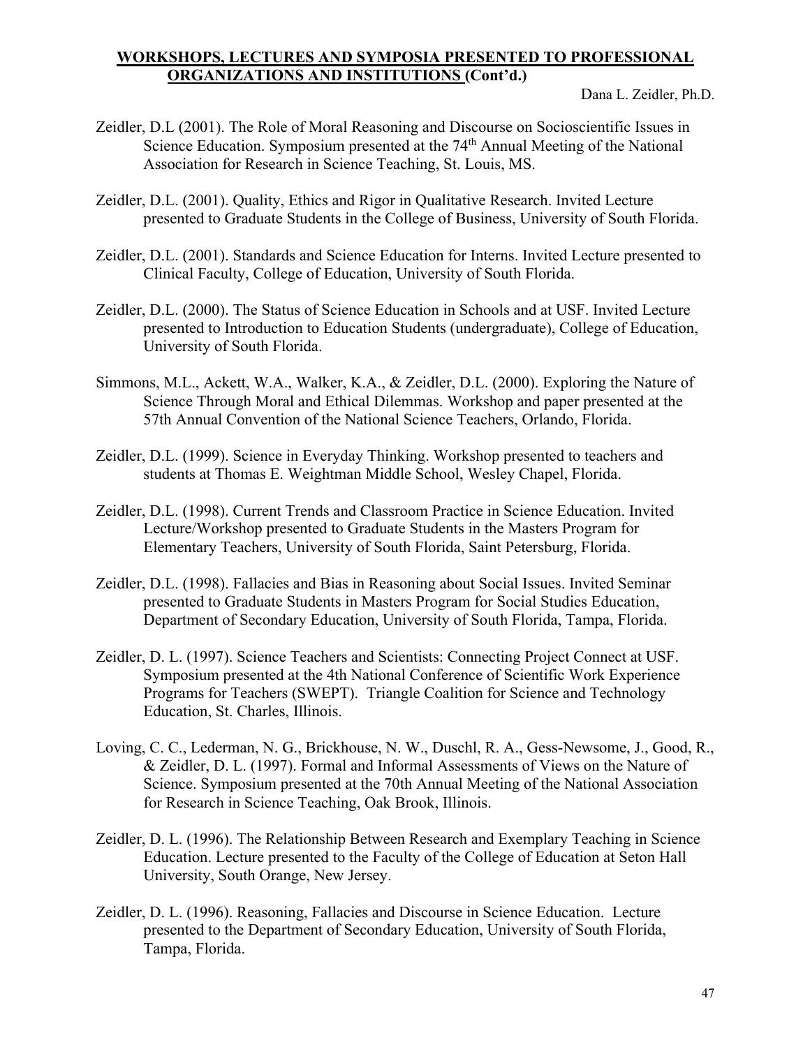## WORKSHOPS, LECTURES AND SYMPOSIA PRESENTED TO PROFESSIONAL ORGANIZATIONS AND INSTITUTIONS (Cont'd.)

Zeidler, D.L (2001). The Role of Moral Reasoning and Discourse on Socioscientific Issues in Science Education. Symposium presented at the 74th Annual Meeting of the National Association for Research in Science Teaching, St. Louis, MS.

Zeidler, D.L. (2001). Quality, Ethics and Rigor in Qualitative Research. Invited Lecture presented to Graduate Students in the College of Business, University of South Florida.

Zeidler, D.L. (2001). Standards and Science Education for Interns. Invited Lecture presented to Clinical Faculty, College of Education, University of South Florida.

Zeidler, D.L. (2000). The Status of Science Education in Schools and at USF. Invited Lecture presented to Introduction to Education Students (undergraduate), College of Education, University of South Florida.

Simmons, M.L., Ackett, W.A., Walker, K.A., & Zeidler, D.L. (2000). Exploring the Nature of Science Through Moral and Ethical Dilemmas. Workshop and paper presented at the 57th Annual Convention of the National Science Teachers, Orlando, Florida.

Zeidler, D.L. (1999). Science in Everyday Thinking. Workshop presented to teachers and students at Thomas E. Weightman Middle School, Wesley Chapel, Florida.

Zeidler, D.L. (1998). Current Trends and Classroom Practice in Science Education. Invited Lecture/Workshop presented to Graduate Students in the Masters Program for Elementary Teachers, University of South Florida, Saint Petersburg, Florida.

Zeidler, D.L. (1998). Fallacies and Bias in Reasoning about Social Issues. Invited Seminar presented to Graduate Students in Masters Program for Social Studies Education, Department of Secondary Education, University of South Florida, Tampa, Florida.

Zeidler, D. L. (1997). Science Teachers and Scientists: Connecting Project Connect at USF. Symposium presented at the 4th National Conference of Scientific Work Experience Programs for Teachers (SWEPT). Triangle Coalition for Science and Technology Education, St. Charles, Illinois.

Loving, C. C., Lederman, N. G., Brickhouse, N. W., Duschl, R. A., Gess-Newsome, J., Good, R., & Zeidler, D. L. (1997). Formal and Informal Assessments of Views on the Nature of Science. Symposium presented at the 70th Annual Meeting of the National Association for Research in Science Teaching, Oak Brook, Illinois.

Zeidler, D. L. (1996). The Relationship Between Research and Exemplary Teaching in Science Education. Lecture presented to the Faculty of the College of Education at Seton Hall University, South Orange, New Jersey.

Zeidler, D. L. (1996). Reasoning, Fallacies and Discourse in Science Education. Lecture presented to the Department of Secondary Education, University of South Florida, Tampa, Florida.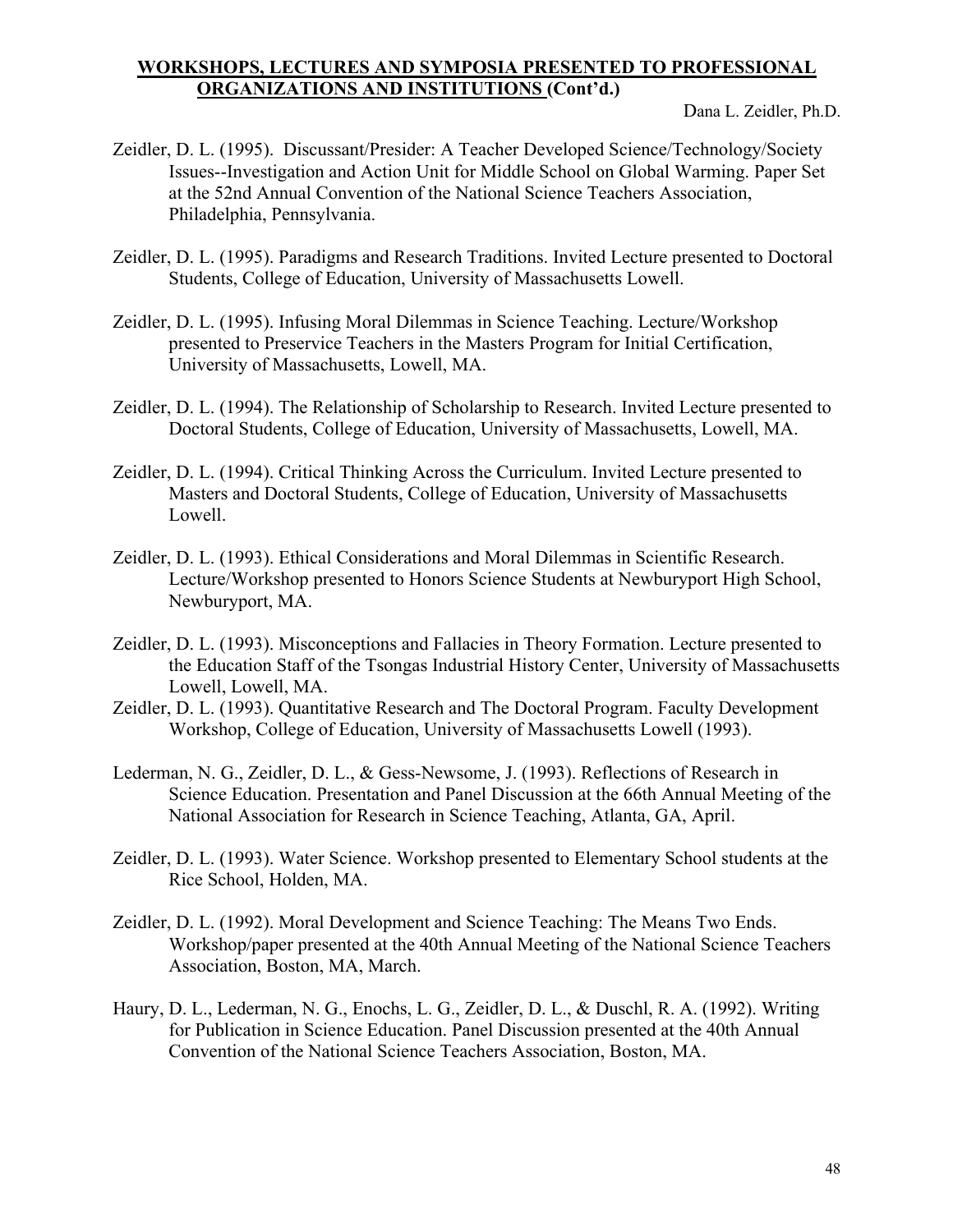**WORKSHOPS, LECTURES AND SYMPOSIA PRESENTED TO PROFESSIONAL ORGANIZATIONS AND INSTITUTIONS (Cont'd.)**

Zeidler, D. L. (1995). Discussant/Presider: A Teacher Developed Science/Technology/Society Issues--Investigation and Action Unit for Middle School on Global Warming. Paper Set at the 52nd Annual Convention of the National Science Teachers Association, Philadelphia, Pennsylvania.

Zeidler, D. L. (1995). Paradigms and Research Traditions. Invited Lecture presented to Doctoral Students, College of Education, University of Massachusetts Lowell.

Zeidler, D. L. (1995). Infusing Moral Dilemmas in Science Teaching. Lecture/Workshop presented to Preservice Teachers in the Masters Program for Initial Certification, University of Massachusetts, Lowell, MA.

Zeidler, D. L. (1994). The Relationship of Scholarship to Research. Invited Lecture presented to Doctoral Students, College of Education, University of Massachusetts, Lowell, MA.

Zeidler, D. L. (1994). Critical Thinking Across the Curriculum. Invited Lecture presented to Masters and Doctoral Students, College of Education, University of Massachusetts Lowell.

Zeidler, D. L. (1993). Ethical Considerations and Moral Dilemmas in Scientific Research. Lecture/Workshop presented to Honors Science Students at Newburyport High School, Newburyport, MA.

Zeidler, D. L. (1993). Misconceptions and Fallacies in Theory Formation. Lecture presented to the Education Staff of the Tsongas Industrial History Center, University of Massachusetts Lowell, Lowell, MA.

Zeidler, D. L. (1993). Quantitative Research and The Doctoral Program. Faculty Development Workshop, College of Education, University of Massachusetts Lowell (1993).

Lederman, N. G., Zeidler, D. L., & Gess-Newsome, J. (1993). Reflections of Research in Science Education. Presentation and Panel Discussion at the 66th Annual Meeting of the National Association for Research in Science Teaching, Atlanta, GA, April.

Zeidler, D. L. (1993). Water Science. Workshop presented to Elementary School students at the Rice School, Holden, MA.

Zeidler, D. L. (1992). Moral Development and Science Teaching: The Means Two Ends. Workshop/paper presented at the 40th Annual Meeting of the National Science Teachers Association, Boston, MA, March.

Haury, D. L., Lederman, N. G., Enochs, L. G., Zeidler, D. L., & Duschl, R. A. (1992). Writing for Publication in Science Education. Panel Discussion presented at the 40th Annual Convention of the National Science Teachers Association, Boston, MA.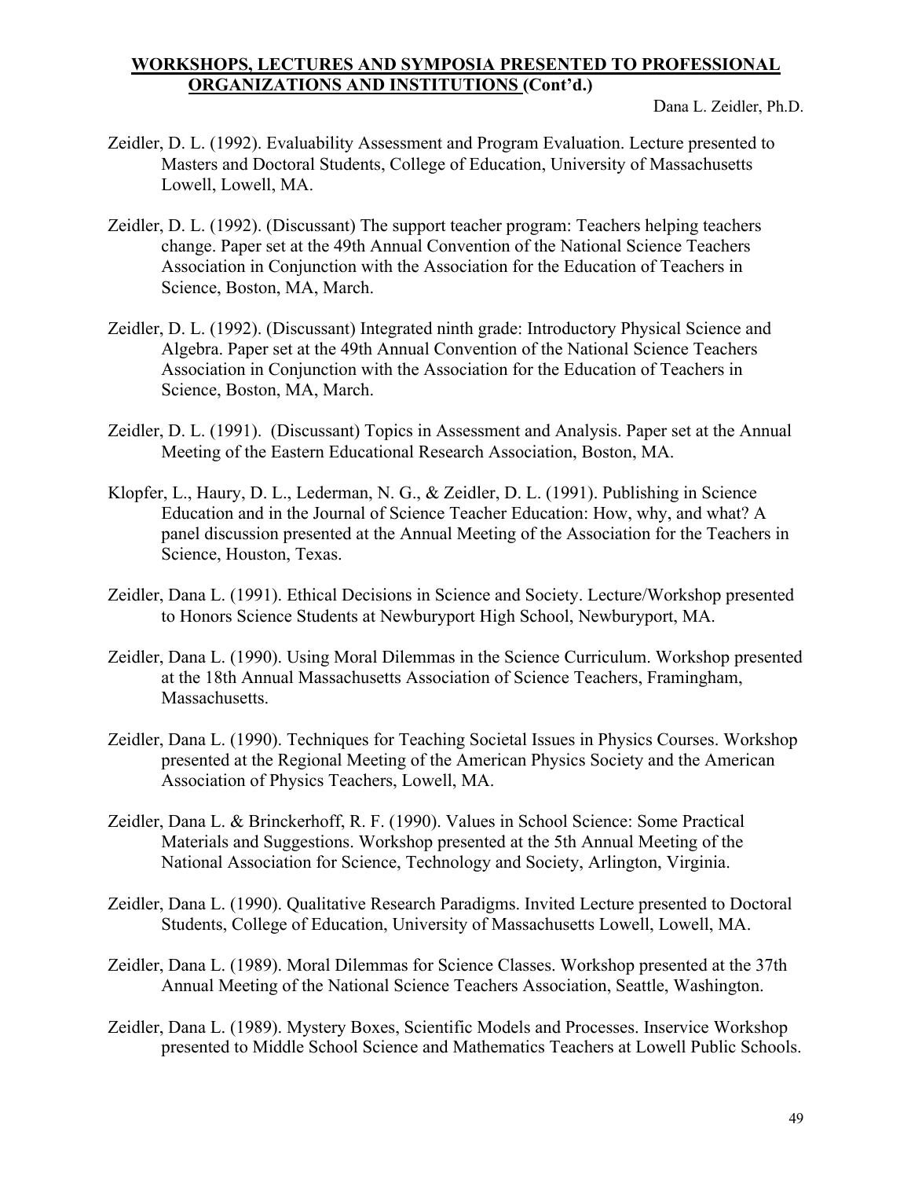## WORKSHOPS, LECTURES AND SYMPOSIA PRESENTED TO PROFESSIONAL ORGANIZATIONS AND INSTITUTIONS (Cont'd.)

Zeidler, D. L. (1992). Evaluability Assessment and Program Evaluation. Lecture presented to Masters and Doctoral Students, College of Education, University of Massachusetts Lowell, Lowell, MA.

Zeidler, D. L. (1992). (Discussant) The support teacher program: Teachers helping teachers change. Paper set at the 49th Annual Convention of the National Science Teachers Association in Conjunction with the Association for the Education of Teachers in Science, Boston, MA, March.

Zeidler, D. L. (1992). (Discussant) Integrated ninth grade: Introductory Physical Science and Algebra. Paper set at the 49th Annual Convention of the National Science Teachers Association in Conjunction with the Association for the Education of Teachers in Science, Boston, MA, March.

Zeidler, D. L. (1991). (Discussant) Topics in Assessment and Analysis. Paper set at the Annual Meeting of the Eastern Educational Research Association, Boston, MA.

Klopfer, L., Haury, D. L., Lederman, N. G., & Zeidler, D. L. (1991). Publishing in Science Education and in the Journal of Science Teacher Education: How, why, and what? A panel discussion presented at the Annual Meeting of the Association for the Teachers in Science, Houston, Texas.

Zeidler, Dana L. (1991). Ethical Decisions in Science and Society. Lecture/Workshop presented to Honors Science Students at Newburyport High School, Newburyport, MA.

Zeidler, Dana L. (1990). Using Moral Dilemmas in the Science Curriculum. Workshop presented at the 18th Annual Massachusetts Association of Science Teachers, Framingham, Massachusetts.

Zeidler, Dana L. (1990). Techniques for Teaching Societal Issues in Physics Courses. Workshop presented at the Regional Meeting of the American Physics Society and the American Association of Physics Teachers, Lowell, MA.

Zeidler, Dana L. & Brinckerhoff, R. F. (1990). Values in School Science: Some Practical Materials and Suggestions. Workshop presented at the 5th Annual Meeting of the National Association for Science, Technology and Society, Arlington, Virginia.

Zeidler, Dana L. (1990). Qualitative Research Paradigms. Invited Lecture presented to Doctoral Students, College of Education, University of Massachusetts Lowell, Lowell, MA.

Zeidler, Dana L. (1989). Moral Dilemmas for Science Classes. Workshop presented at the 37th Annual Meeting of the National Science Teachers Association, Seattle, Washington.

Zeidler, Dana L. (1989). Mystery Boxes, Scientific Models and Processes. Inservice Workshop presented to Middle School Science and Mathematics Teachers at Lowell Public Schools.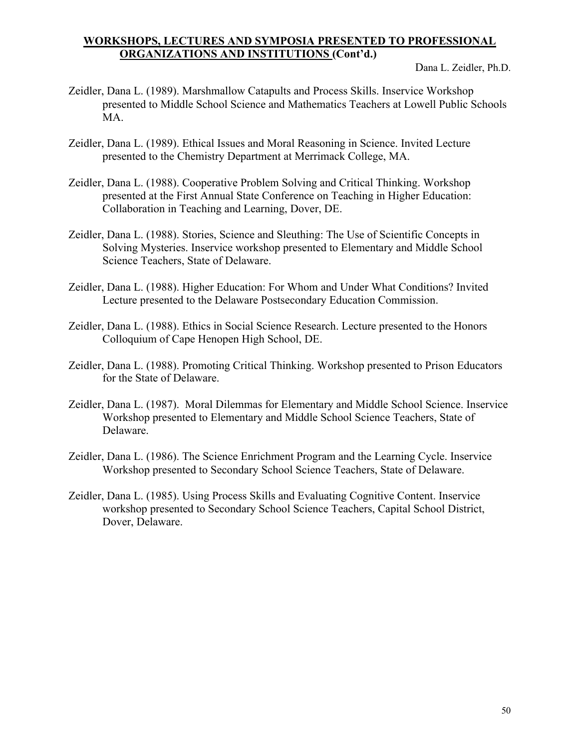## WORKSHOPS, LECTURES AND SYMPOSIA PRESENTED TO PROFESSIONAL ORGANIZATIONS AND INSTITUTIONS (Cont'd.)

Zeidler, Dana L. (1989). Marshmallow Catapults and Process Skills. Inservice Workshop presented to Middle School Science and Mathematics Teachers at Lowell Public Schools MA.

Zeidler, Dana L. (1989). Ethical Issues and Moral Reasoning in Science. Invited Lecture presented to the Chemistry Department at Merrimack College, MA.

Zeidler, Dana L. (1988). Cooperative Problem Solving and Critical Thinking. Workshop presented at the First Annual State Conference on Teaching in Higher Education: Collaboration in Teaching and Learning, Dover, DE.

Zeidler, Dana L. (1988). Stories, Science and Sleuthing: The Use of Scientific Concepts in Solving Mysteries. Inservice workshop presented to Elementary and Middle School Science Teachers, State of Delaware.

Zeidler, Dana L. (1988). Higher Education: For Whom and Under What Conditions? Invited Lecture presented to the Delaware Postsecondary Education Commission.

Zeidler, Dana L. (1988). Ethics in Social Science Research. Lecture presented to the Honors Colloquium of Cape Henopen High School, DE.

Zeidler, Dana L. (1988). Promoting Critical Thinking. Workshop presented to Prison Educators for the State of Delaware.

Zeidler, Dana L. (1987). Moral Dilemmas for Elementary and Middle School Science. Inservice Workshop presented to Elementary and Middle School Science Teachers, State of Delaware.

Zeidler, Dana L. (1986). The Science Enrichment Program and the Learning Cycle. Inservice Workshop presented to Secondary School Science Teachers, State of Delaware.

Zeidler, Dana L. (1985). Using Process Skills and Evaluating Cognitive Content. Inservice workshop presented to Secondary School Science Teachers, Capital School District, Dover, Delaware.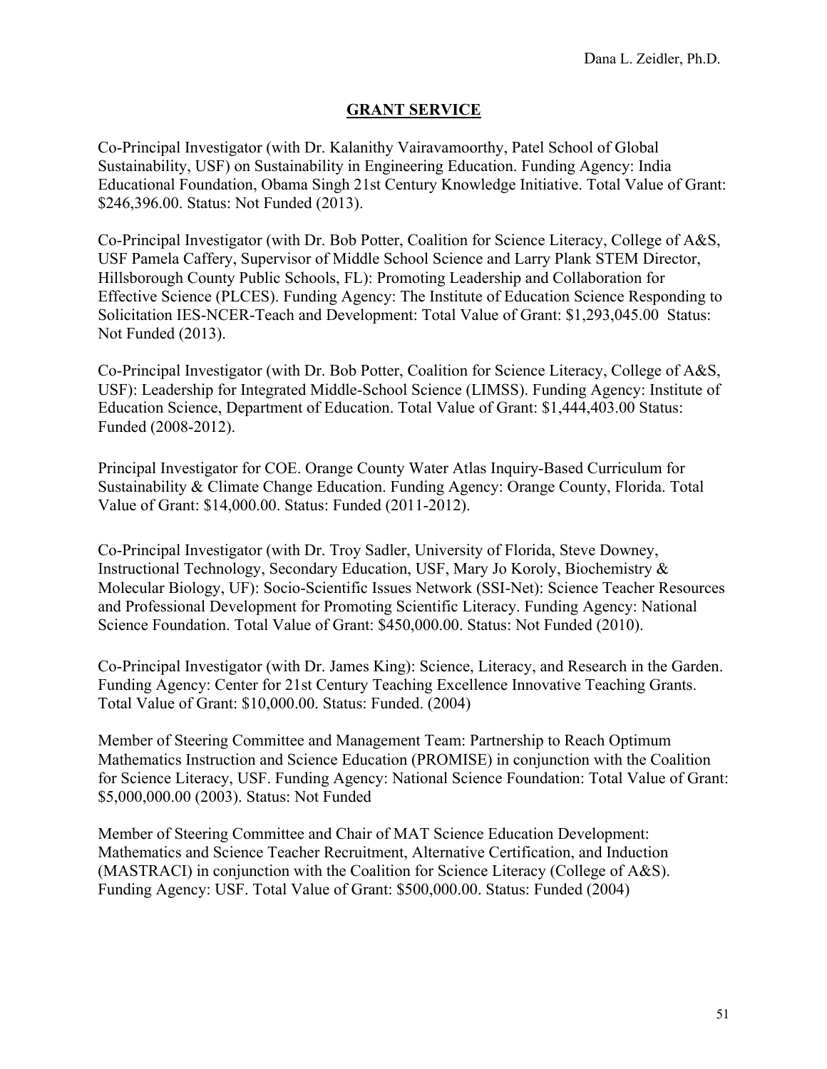## GRANT SERVICE

Co-Principal Investigator (with Dr. Kalanithy Vairavamoorthy, Patel School of Global Sustainability, USF) on Sustainability in Engineering Education. Funding Agency: India Educational Foundation, Obama Singh 21st Century Knowledge Initiative. Total Value of Grant: $246,396.00. Status: Not Funded (2013).

Co-Principal Investigator (with Dr. Bob Potter, Coalition for Science Literacy, College of A&S, USF Pamela Caffery, Supervisor of Middle School Science and Larry Plank STEM Director, Hillsborough County Public Schools, FL): Promoting Leadership and Collaboration for Effective Science (PLCES). Funding Agency: The Institute of Education Science Responding to Solicitation IES-NCER-Teach and Development: Total Value of Grant: $1,293,045.00 Status: Not Funded (2013).

Co-Principal Investigator (with Dr. Bob Potter, Coalition for Science Literacy, College of A&S, USF): Leadership for Integrated Middle-School Science (LIMSS). Funding Agency: Institute of Education Science, Department of Education. Total Value of Grant: $1,444,403.00 Status: Funded (2008-2012).

Principal Investigator for COE. Orange County Water Atlas Inquiry-Based Curriculum for Sustainability & Climate Change Education. Funding Agency: Orange County, Florida. Total Value of Grant: $14,000.00. Status: Funded (2011-2012).

Co-Principal Investigator (with Dr. Troy Sadler, University of Florida, Steve Downey, Instructional Technology, Secondary Education, USF, Mary Jo Koroly, Biochemistry & Molecular Biology, UF): Socio-Scientific Issues Network (SSI-Net): Science Teacher Resources and Professional Development for Promoting Scientific Literacy. Funding Agency: National Science Foundation. Total Value of Grant: $450,000.00. Status: Not Funded (2010).

Co-Principal Investigator (with Dr. James King): Science, Literacy, and Research in the Garden. Funding Agency: Center for 21st Century Teaching Excellence Innovative Teaching Grants. Total Value of Grant: $10,000.00. Status: Funded. (2004)

Member of Steering Committee and Management Team: Partnership to Reach Optimum Mathematics Instruction and Science Education (PROMISE) in conjunction with the Coalition for Science Literacy, USF. Funding Agency: National Science Foundation: Total Value of Grant: $5,000,000.00 (2003). Status: Not Funded

Member of Steering Committee and Chair of MAT Science Education Development: Mathematics and Science Teacher Recruitment, Alternative Certification, and Induction (MASTRACI) in conjunction with the Coalition for Science Literacy (College of A&S). Funding Agency: USF. Total Value of Grant: $500,000.00. Status: Funded (2004)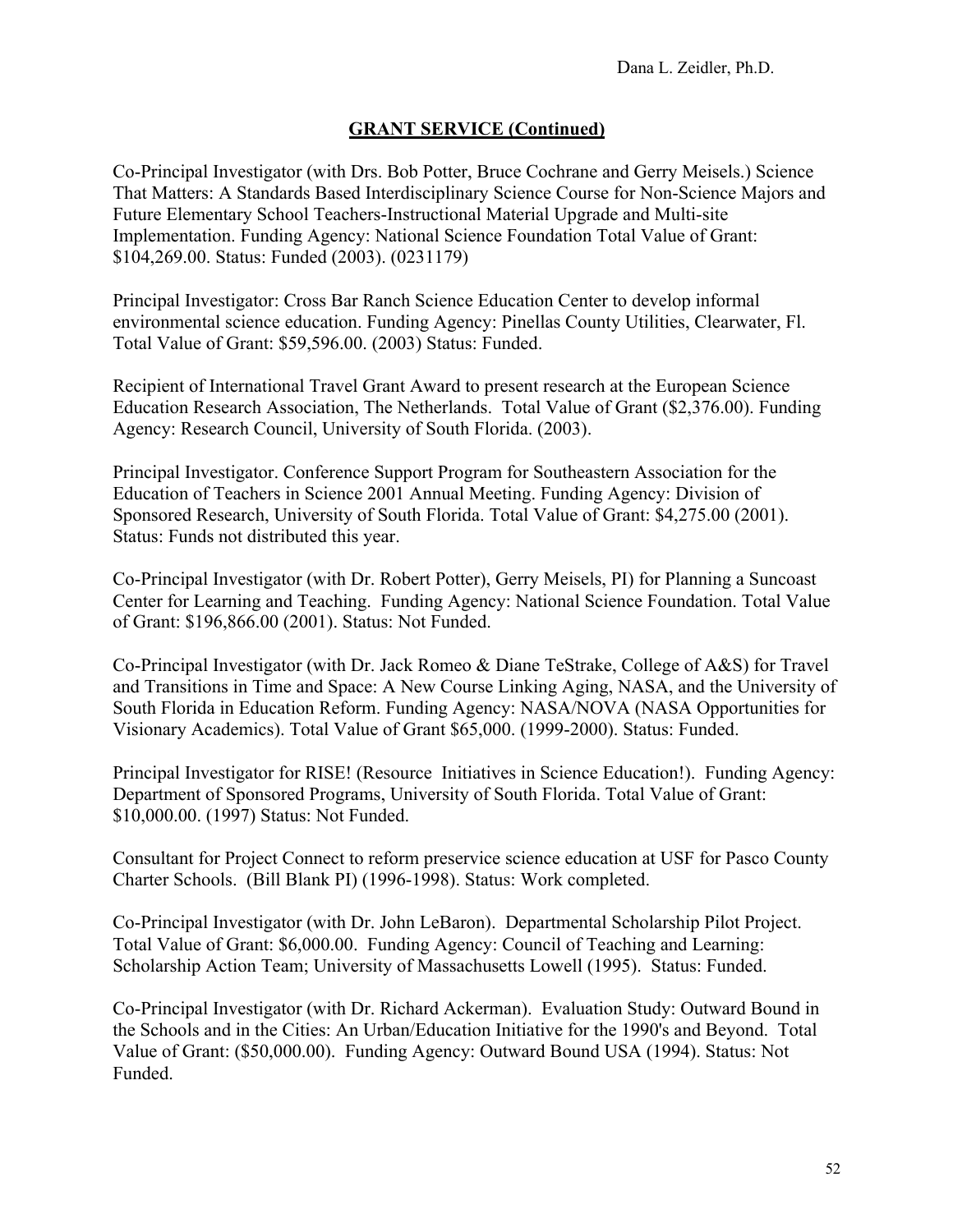## GRANT SERVICE (Continued)

Co-Principal Investigator (with Drs. Bob Potter, Bruce Cochrane and Gerry Meisels.) Science That Matters: A Standards Based Interdisciplinary Science Course for Non-Science Majors and Future Elementary School Teachers-Instructional Material Upgrade and Multi-site Implementation. Funding Agency: National Science Foundation Total Value of Grant: $104,269.00. Status: Funded (2003). (0231179)

Principal Investigator: Cross Bar Ranch Science Education Center to develop informal environmental science education. Funding Agency: Pinellas County Utilities, Clearwater, Fl. Total Value of Grant: $59,596.00. (2003) Status: Funded.

Recipient of International Travel Grant Award to present research at the European Science Education Research Association, The Netherlands. Total Value of Grant ($2,376.00). Funding Agency: Research Council, University of South Florida. (2003).

Principal Investigator. Conference Support Program for Southeastern Association for the Education of Teachers in Science 2001 Annual Meeting. Funding Agency: Division of Sponsored Research, University of South Florida. Total Value of Grant: $4,275.00 (2001). Status: Funds not distributed this year.

Co-Principal Investigator (with Dr. Robert Potter), Gerry Meisels, PI) for Planning a Suncoast Center for Learning and Teaching. Funding Agency: National Science Foundation. Total Value of Grant: $196,866.00 (2001). Status: Not Funded.

Co-Principal Investigator (with Dr. Jack Romeo & Diane TeStrake, College of A&S) for Travel and Transitions in Time and Space: A New Course Linking Aging, NASA, and the University of South Florida in Education Reform. Funding Agency: NASA/NOVA (NASA Opportunities for Visionary Academics). Total Value of Grant $65,000. (1999-2000). Status: Funded.

Principal Investigator for RISE! (Resource Initiatives in Science Education!). Funding Agency: Department of Sponsored Programs, University of South Florida. Total Value of Grant: $10,000.00. (1997) Status: Not Funded.

Consultant for Project Connect to reform preservice science education at USF for Pasco County Charter Schools. (Bill Blank PI) (1996-1998). Status: Work completed.

Co-Principal Investigator (with Dr. John LeBaron). Departmental Scholarship Pilot Project. Total Value of Grant: $6,000.00. Funding Agency: Council of Teaching and Learning: Scholarship Action Team; University of Massachusetts Lowell (1995). Status: Funded.

Co-Principal Investigator (with Dr. Richard Ackerman). Evaluation Study: Outward Bound in the Schools and in the Cities: An Urban/Education Initiative for the 1990's and Beyond. Total Value of Grant: ($50,000.00). Funding Agency: Outward Bound USA (1994). Status: Not Funded.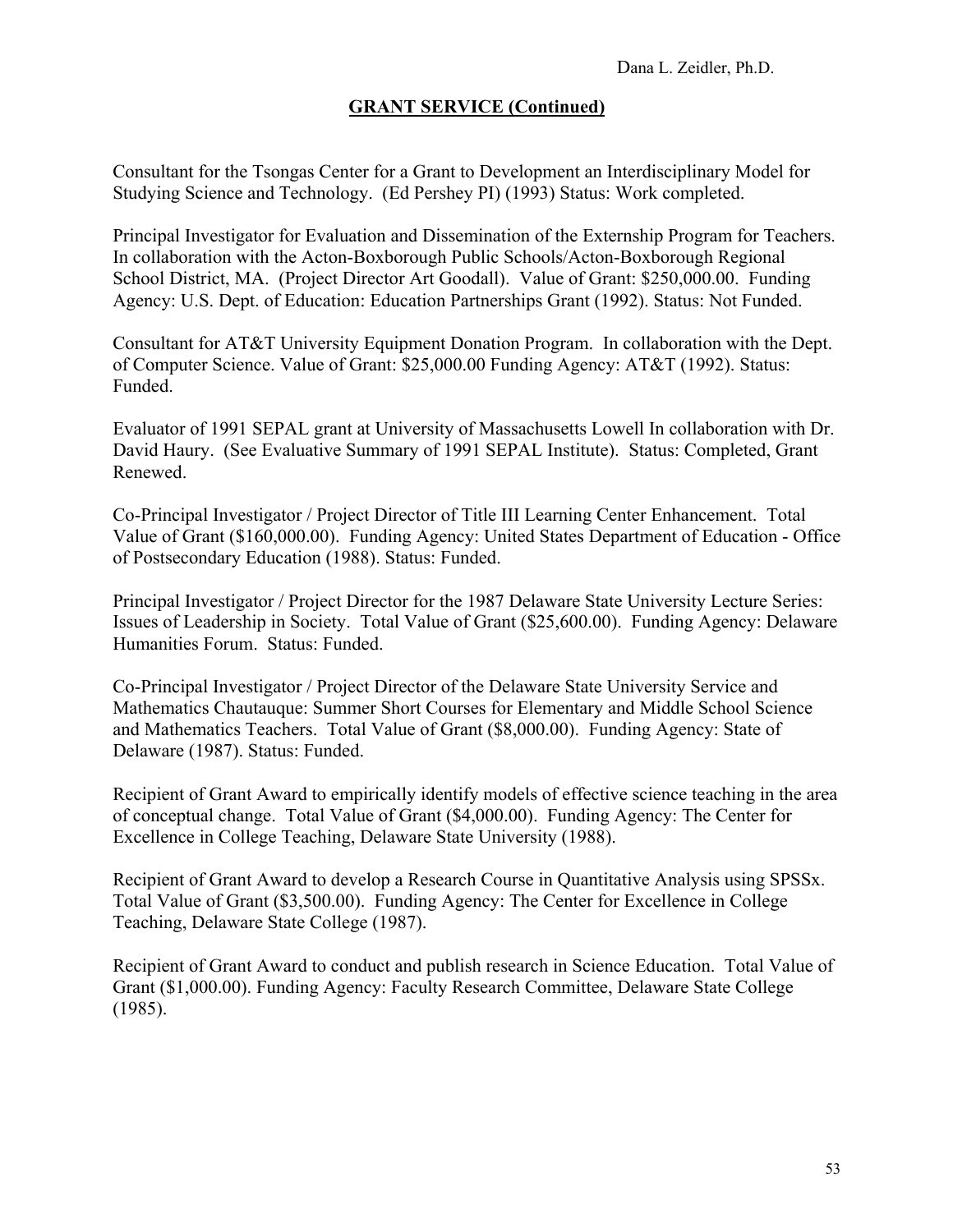## GRANT SERVICE (Continued)

Consultant for the Tsongas Center for a Grant to Development an Interdisciplinary Model for Studying Science and Technology. (Ed Pershey PI) (1993) Status: Work completed.

Principal Investigator for Evaluation and Dissemination of the Externship Program for Teachers. In collaboration with the Acton-Boxborough Public Schools/Acton-Boxborough Regional School District, MA. (Project Director Art Goodall). Value of Grant: $250,000.00. Funding Agency: U.S. Dept. of Education: Education Partnerships Grant (1992). Status: Not Funded.

Consultant for AT&T University Equipment Donation Program. In collaboration with the Dept. of Computer Science. Value of Grant: $25,000.00 Funding Agency: AT&T (1992). Status: Funded.

Evaluator of 1991 SEPAL grant at University of Massachusetts Lowell In collaboration with Dr. David Haury. (See Evaluative Summary of 1991 SEPAL Institute). Status: Completed, Grant Renewed.

Co-Principal Investigator / Project Director of Title III Learning Center Enhancement. Total Value of Grant ($160,000.00). Funding Agency: United States Department of Education - Office of Postsecondary Education (1988). Status: Funded.

Principal Investigator / Project Director for the 1987 Delaware State University Lecture Series: Issues of Leadership in Society. Total Value of Grant ($25,600.00). Funding Agency: Delaware Humanities Forum. Status: Funded.

Co-Principal Investigator / Project Director of the Delaware State University Service and Mathematics Chautauque: Summer Short Courses for Elementary and Middle School Science and Mathematics Teachers. Total Value of Grant ($8,000.00). Funding Agency: State of Delaware (1987). Status: Funded.

Recipient of Grant Award to empirically identify models of effective science teaching in the area of conceptual change. Total Value of Grant ($4,000.00). Funding Agency: The Center for Excellence in College Teaching, Delaware State University (1988).

Recipient of Grant Award to develop a Research Course in Quantitative Analysis using SPSSx. Total Value of Grant ($3,500.00). Funding Agency: The Center for Excellence in College Teaching, Delaware State College (1987).

Recipient of Grant Award to conduct and publish research in Science Education. Total Value of Grant ($1,000.00). Funding Agency: Faculty Research Committee, Delaware State College (1985).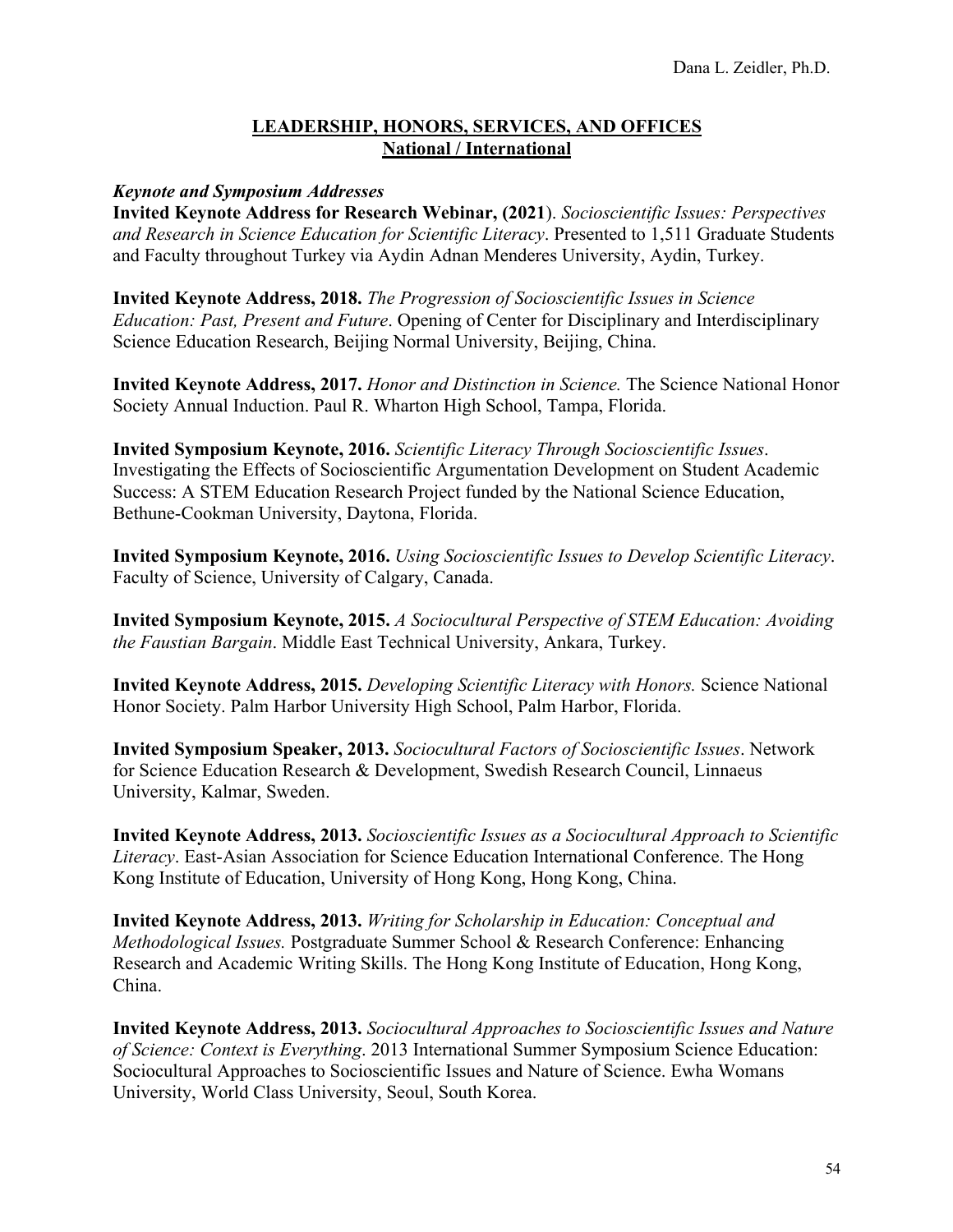## LEADERSHIP, HONORS, SERVICES, AND OFFICES
## National / International

***Keynote and Symposium Addresses***

**Invited Keynote Address for Research Webinar, (2021**). *Socioscientific Issues: Perspectives and Research in Science Education for Scientific Literacy*. Presented to 1,511 Graduate Students and Faculty throughout Turkey via Aydin Adnan Menderes University, Aydin, Turkey.

**Invited Keynote Address, 2018.** *The Progression of Socioscientific Issues in Science Education: Past, Present and Future*. Opening of Center for Disciplinary and Interdisciplinary Science Education Research, Beijing Normal University, Beijing, China.

**Invited Keynote Address, 2017.** *Honor and Distinction in Science.* The Science National Honor Society Annual Induction. Paul R. Wharton High School, Tampa, Florida.

**Invited Symposium Keynote, 2016.** *Scientific Literacy Through Socioscientific Issues*. Investigating the Effects of Socioscientific Argumentation Development on Student Academic Success: A STEM Education Research Project funded by the National Science Education, Bethune-Cookman University, Daytona, Florida.

**Invited Symposium Keynote, 2016.** *Using Socioscientific Issues to Develop Scientific Literacy*. Faculty of Science, University of Calgary, Canada.

**Invited Symposium Keynote, 2015.** *A Sociocultural Perspective of STEM Education: Avoiding the Faustian Bargain*. Middle East Technical University, Ankara, Turkey.

**Invited Keynote Address, 2015.** *Developing Scientific Literacy with Honors.* Science National Honor Society. Palm Harbor University High School, Palm Harbor, Florida.

**Invited Symposium Speaker, 2013.** *Sociocultural Factors of Socioscientific Issues*. Network for Science Education Research & Development, Swedish Research Council, Linnaeus University, Kalmar, Sweden.

**Invited Keynote Address, 2013.** *Socioscientific Issues as a Sociocultural Approach to Scientific Literacy*. East-Asian Association for Science Education International Conference. The Hong Kong Institute of Education, University of Hong Kong, Hong Kong, China.

**Invited Keynote Address, 2013.** *Writing for Scholarship in Education: Conceptual and Methodological Issues.* Postgraduate Summer School & Research Conference: Enhancing Research and Academic Writing Skills. The Hong Kong Institute of Education, Hong Kong, China.

**Invited Keynote Address, 2013.** *Sociocultural Approaches to Socioscientific Issues and Nature of Science: Context is Everything*. 2013 International Summer Symposium Science Education: Sociocultural Approaches to Socioscientific Issues and Nature of Science. Ewha Womans University, World Class University, Seoul, South Korea.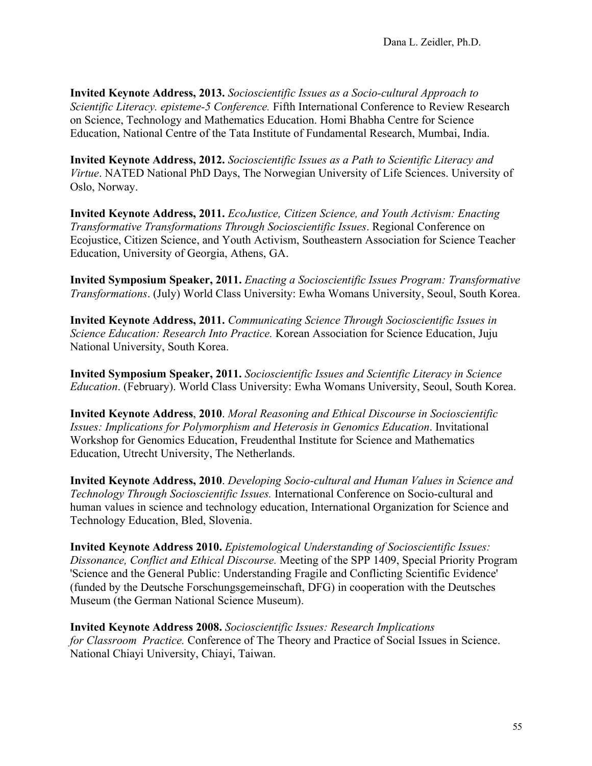**Invited Keynote Address, 2013.** *Socioscientific Issues as a Socio-cultural Approach to Scientific Literacy. episteme-5 Conference.* Fifth International Conference to Review Research on Science, Technology and Mathematics Education. Homi Bhabha Centre for Science Education, National Centre of the Tata Institute of Fundamental Research, Mumbai, India.

**Invited Keynote Address, 2012.** *Socioscientific Issues as a Path to Scientific Literacy and Virtue*. NATED National PhD Days, The Norwegian University of Life Sciences. University of Oslo, Norway.

**Invited Keynote Address, 2011.** *EcoJustice, Citizen Science, and Youth Activism: Enacting Transformative Transformations Through Socioscientific Issues*. Regional Conference on Ecojustice, Citizen Science, and Youth Activism, Southeastern Association for Science Teacher Education, University of Georgia, Athens, GA.

**Invited Symposium Speaker, 2011.** *Enacting a Socioscientific Issues Program: Transformative Transformations*. (July) World Class University: Ewha Womans University, Seoul, South Korea.

**Invited Keynote Address, 2011.** *Communicating Science Through Socioscientific Issues in Science Education: Research Into Practice.* Korean Association for Science Education, Juju National University, South Korea.

**Invited Symposium Speaker, 2011.** *Socioscientific Issues and Scientific Literacy in Science Education*. (February). World Class University: Ewha Womans University, Seoul, South Korea.

**Invited Keynote Address**, **2010**. *Moral Reasoning and Ethical Discourse in Socioscientific Issues: Implications for Polymorphism and Heterosis in Genomics Education*. Invitational Workshop for Genomics Education, Freudenthal Institute for Science and Mathematics Education, Utrecht University, The Netherlands.

**Invited Keynote Address, 2010**. *Developing Socio-cultural and Human Values in Science and Technology Through Socioscientific Issues.* International Conference on Socio-cultural and human values in science and technology education, International Organization for Science and Technology Education, Bled, Slovenia.

**Invited Keynote Address 2010.** *Epistemological Understanding of Socioscientific Issues: Dissonance, Conflict and Ethical Discourse.* Meeting of the SPP 1409, Special Priority Program 'Science and the General Public: Understanding Fragile and Conflicting Scientific Evidence' (funded by the Deutsche Forschungsgemeinschaft, DFG) in cooperation with the Deutsches Museum (the German National Science Museum).

**Invited Keynote Address 2008.** *Socioscientific Issues: Research Implications for Classroom Practice.* Conference of The Theory and Practice of Social Issues in Science. National Chiayi University, Chiayi, Taiwan.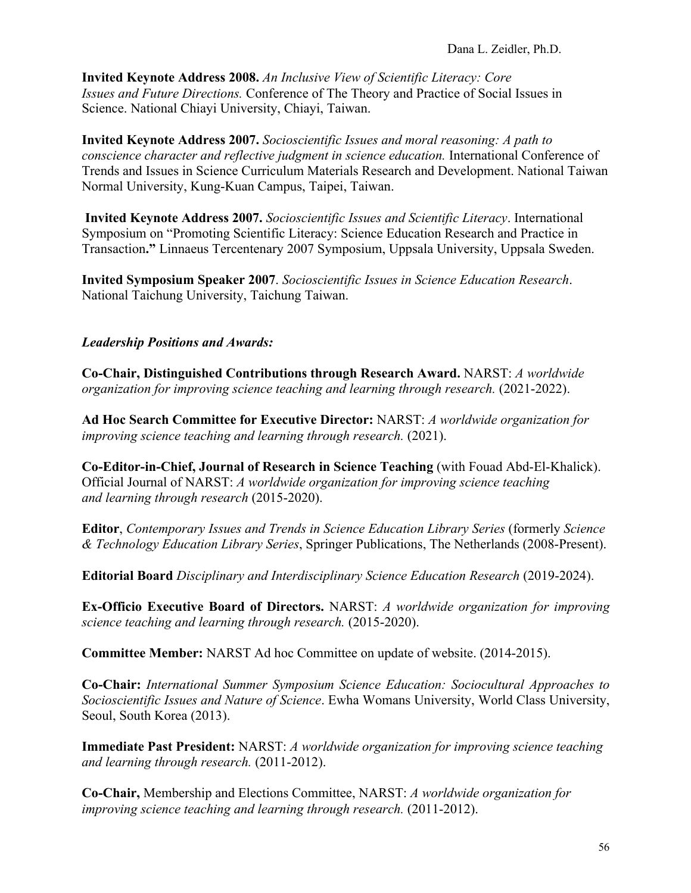**Invited Keynote Address 2008.** *An Inclusive View of Scientific Literacy: Core Issues and Future Directions.* Conference of The Theory and Practice of Social Issues in Science. National Chiayi University, Chiayi, Taiwan.

**Invited Keynote Address 2007.** *Socioscientific Issues and moral reasoning: A path to conscience character and reflective judgment in science education.* International Conference of Trends and Issues in Science Curriculum Materials Research and Development. National Taiwan Normal University, Kung-Kuan Campus, Taipei, Taiwan.

**Invited Keynote Address 2007.** *Socioscientific Issues and Scientific Literacy*. International Symposium on "Promoting Scientific Literacy: Science Education Research and Practice in Transaction**."** Linnaeus Tercentenary 2007 Symposium, Uppsala University, Uppsala Sweden.

**Invited Symposium Speaker 2007**. *Socioscientific Issues in Science Education Research*. National Taichung University, Taichung Taiwan.

### ***Leadership Positions and Awards:***

**Co-Chair, Distinguished Contributions through Research Award.** NARST: *A worldwide organization for improving science teaching and learning through research.* (2021-2022).

**Ad Hoc Search Committee for Executive Director:** NARST: *A worldwide organization for improving science teaching and learning through research.* (2021).

**Co-Editor-in-Chief, Journal of Research in Science Teaching** (with Fouad Abd-El-Khalick). Official Journal of NARST: *A worldwide organization for improving science teaching and learning through research* (2015-2020).

**Editor**, *Contemporary Issues and Trends in Science Education Library Series* (formerly *Science & Technology Education Library Series*, Springer Publications, The Netherlands (2008-Present).

**Editorial Board** *Disciplinary and Interdisciplinary Science Education Research* (2019-2024).

**Ex-Officio Executive Board of Directors.** NARST: *A worldwide organization for improving science teaching and learning through research.* (2015-2020).

**Committee Member:** NARST Ad hoc Committee on update of website. (2014-2015).

**Co-Chair:** *International Summer Symposium Science Education: Sociocultural Approaches to Socioscientific Issues and Nature of Science*. Ewha Womans University, World Class University, Seoul, South Korea (2013).

**Immediate Past President:** NARST: *A worldwide organization for improving science teaching and learning through research.* (2011-2012).

**Co-Chair,** Membership and Elections Committee, NARST: *A worldwide organization for improving science teaching and learning through research.* (2011-2012).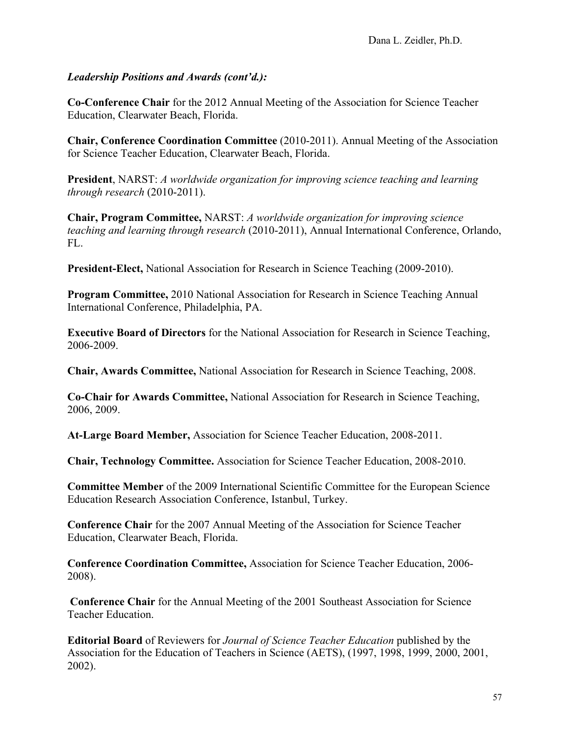***Leadership Positions and Awards (cont'd.):***

**Co-Conference Chair** for the 2012 Annual Meeting of the Association for Science Teacher Education, Clearwater Beach, Florida.

**Chair, Conference Coordination Committee** (2010-2011). Annual Meeting of the Association for Science Teacher Education, Clearwater Beach, Florida.

**President**, NARST: *A worldwide organization for improving science teaching and learning through research* (2010-2011).

**Chair, Program Committee,** NARST: *A worldwide organization for improving science teaching and learning through research* (2010-2011), Annual International Conference, Orlando, FL.

**President-Elect,** National Association for Research in Science Teaching (2009-2010).

**Program Committee,** 2010 National Association for Research in Science Teaching Annual International Conference, Philadelphia, PA.

**Executive Board of Directors** for the National Association for Research in Science Teaching, 2006-2009.

**Chair, Awards Committee,** National Association for Research in Science Teaching, 2008.

**Co-Chair for Awards Committee,** National Association for Research in Science Teaching, 2006, 2009.

**At-Large Board Member,** Association for Science Teacher Education, 2008-2011.

**Chair, Technology Committee.** Association for Science Teacher Education, 2008-2010.

**Committee Member** of the 2009 International Scientific Committee for the European Science Education Research Association Conference, Istanbul, Turkey.

**Conference Chair** for the 2007 Annual Meeting of the Association for Science Teacher Education, Clearwater Beach, Florida.

**Conference Coordination Committee,** Association for Science Teacher Education, 2006-2008).

**Conference Chair** for the Annual Meeting of the 2001 Southeast Association for Science Teacher Education.

**Editorial Board** of Reviewers for *Journal of Science Teacher Education* published by the Association for the Education of Teachers in Science (AETS), (1997, 1998, 1999, 2000, 2001, 2002).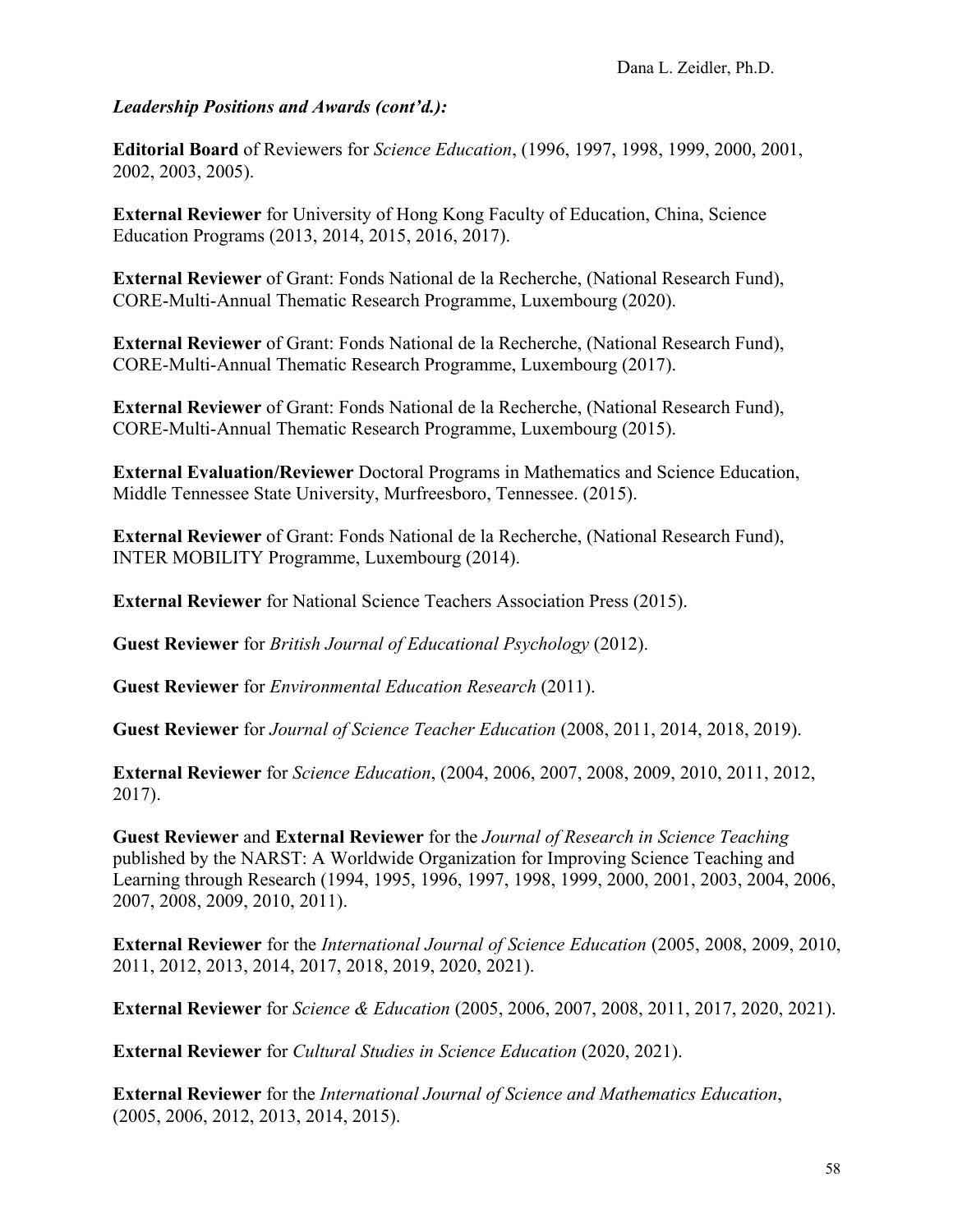***Leadership Positions and Awards (cont'd.):***

**Editorial Board** of Reviewers for *Science Education*, (1996, 1997, 1998, 1999, 2000, 2001, 2002, 2003, 2005).

**External Reviewer** for University of Hong Kong Faculty of Education, China, Science Education Programs (2013, 2014, 2015, 2016, 2017).

**External Reviewer** of Grant: Fonds National de la Recherche, (National Research Fund), CORE-Multi-Annual Thematic Research Programme, Luxembourg (2020).

**External Reviewer** of Grant: Fonds National de la Recherche, (National Research Fund), CORE-Multi-Annual Thematic Research Programme, Luxembourg (2017).

**External Reviewer** of Grant: Fonds National de la Recherche, (National Research Fund), CORE-Multi-Annual Thematic Research Programme, Luxembourg (2015).

**External Evaluation/Reviewer** Doctoral Programs in Mathematics and Science Education, Middle Tennessee State University, Murfreesboro, Tennessee. (2015).

**External Reviewer** of Grant: Fonds National de la Recherche, (National Research Fund), INTER MOBILITY Programme, Luxembourg (2014).

**External Reviewer** for National Science Teachers Association Press (2015).

**Guest Reviewer** for *British Journal of Educational Psychology* (2012).

**Guest Reviewer** for *Environmental Education Research* (2011).

**Guest Reviewer** for *Journal of Science Teacher Education* (2008, 2011, 2014, 2018, 2019).

**External Reviewer** for *Science Education*, (2004, 2006, 2007, 2008, 2009, 2010, 2011, 2012, 2017).

**Guest Reviewer** and **External Reviewer** for the *Journal of Research in Science Teaching* published by the NARST: A Worldwide Organization for Improving Science Teaching and Learning through Research (1994, 1995, 1996, 1997, 1998, 1999, 2000, 2001, 2003, 2004, 2006, 2007, 2008, 2009, 2010, 2011).

**External Reviewer** for the *International Journal of Science Education* (2005, 2008, 2009, 2010, 2011, 2012, 2013, 2014, 2017, 2018, 2019, 2020, 2021).

**External Reviewer** for *Science & Education* (2005, 2006, 2007, 2008, 2011, 2017, 2020, 2021).

**External Reviewer** for *Cultural Studies in Science Education* (2020, 2021).

**External Reviewer** for the *International Journal of Science and Mathematics Education*, (2005, 2006, 2012, 2013, 2014, 2015).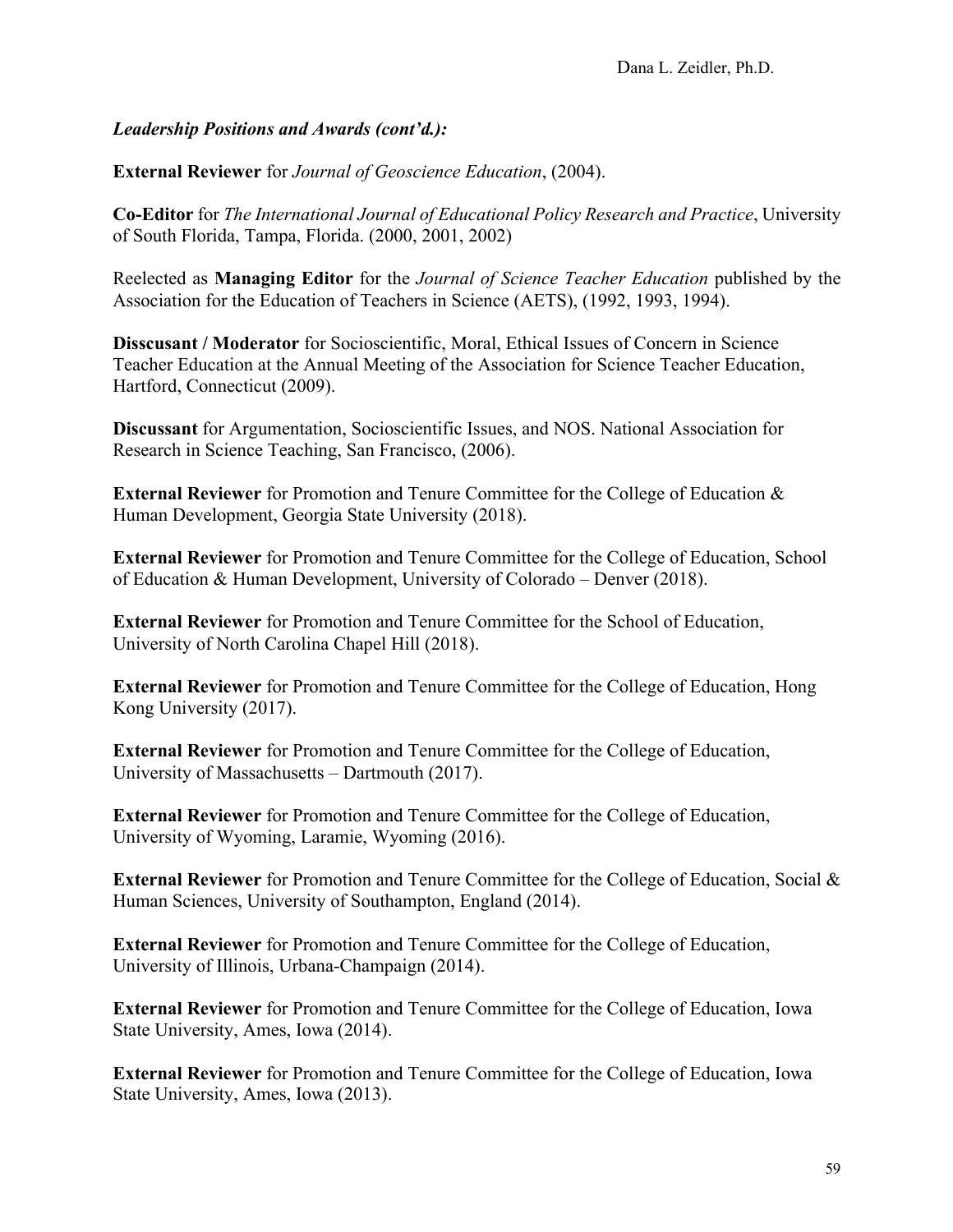***Leadership Positions and Awards (cont'd.):***

**External Reviewer** for *Journal of Geoscience Education*, (2004).

**Co-Editor** for *The International Journal of Educational Policy Research and Practice*, University of South Florida, Tampa, Florida. (2000, 2001, 2002)

Reelected as **Managing Editor** for the *Journal of Science Teacher Education* published by the Association for the Education of Teachers in Science (AETS), (1992, 1993, 1994).

**Disscusant / Moderator** for Socioscientific, Moral, Ethical Issues of Concern in Science Teacher Education at the Annual Meeting of the Association for Science Teacher Education, Hartford, Connecticut (2009).

**Discussant** for Argumentation, Socioscientific Issues, and NOS. National Association for Research in Science Teaching, San Francisco, (2006).

**External Reviewer** for Promotion and Tenure Committee for the College of Education & Human Development, Georgia State University (2018).

**External Reviewer** for Promotion and Tenure Committee for the College of Education, School of Education & Human Development, University of Colorado – Denver (2018).

**External Reviewer** for Promotion and Tenure Committee for the School of Education, University of North Carolina Chapel Hill (2018).

**External Reviewer** for Promotion and Tenure Committee for the College of Education, Hong Kong University (2017).

**External Reviewer** for Promotion and Tenure Committee for the College of Education, University of Massachusetts – Dartmouth (2017).

**External Reviewer** for Promotion and Tenure Committee for the College of Education, University of Wyoming, Laramie, Wyoming (2016).

**External Reviewer** for Promotion and Tenure Committee for the College of Education, Social & Human Sciences, University of Southampton, England (2014).

**External Reviewer** for Promotion and Tenure Committee for the College of Education, University of Illinois, Urbana-Champaign (2014).

**External Reviewer** for Promotion and Tenure Committee for the College of Education, Iowa State University, Ames, Iowa (2014).

**External Reviewer** for Promotion and Tenure Committee for the College of Education, Iowa State University, Ames, Iowa (2013).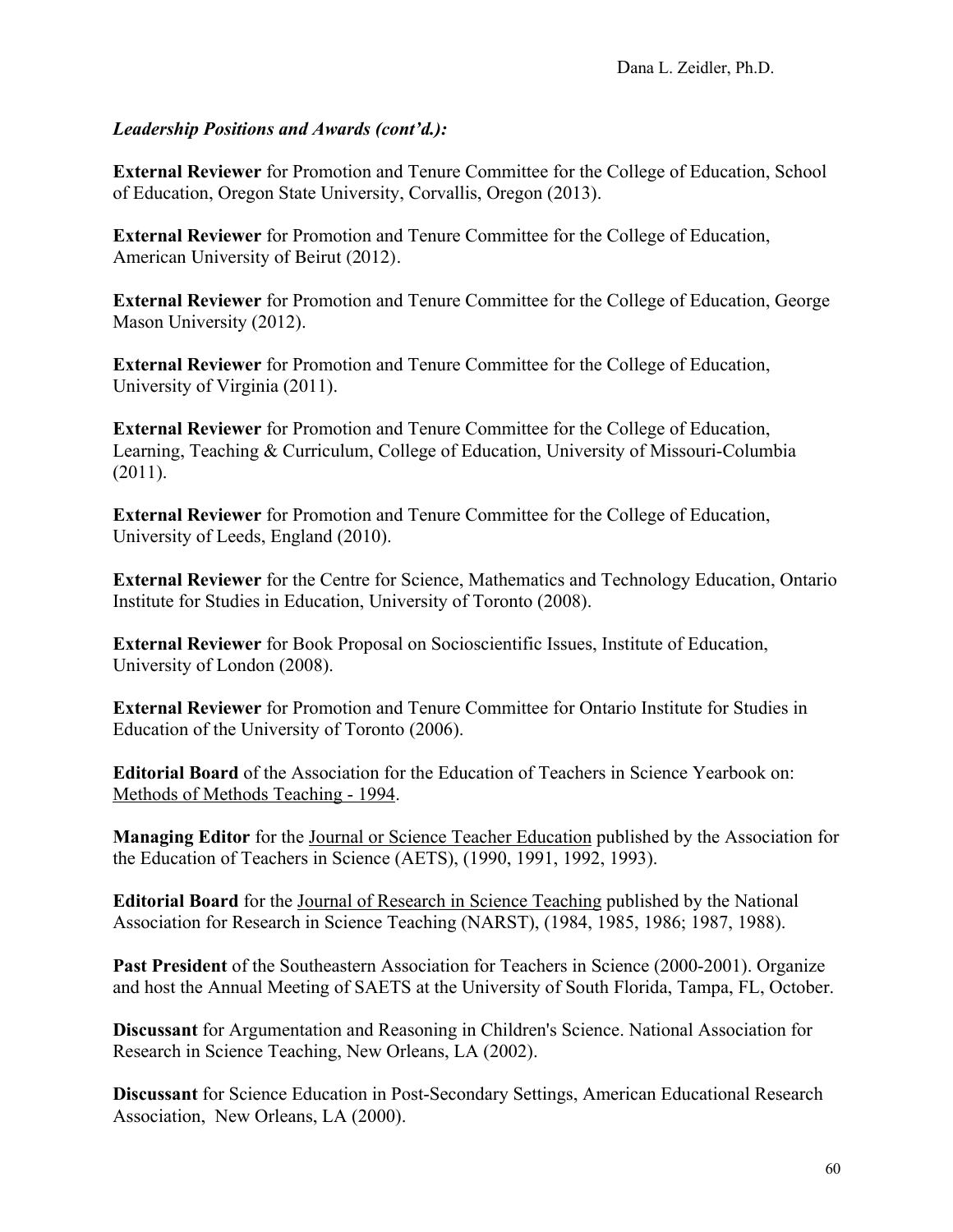***Leadership Positions and Awards (cont'd.):***

**External Reviewer** for Promotion and Tenure Committee for the College of Education, School of Education, Oregon State University, Corvallis, Oregon (2013).

**External Reviewer** for Promotion and Tenure Committee for the College of Education, American University of Beirut (2012).

**External Reviewer** for Promotion and Tenure Committee for the College of Education, George Mason University (2012).

**External Reviewer** for Promotion and Tenure Committee for the College of Education, University of Virginia (2011).

**External Reviewer** for Promotion and Tenure Committee for the College of Education, Learning, Teaching & Curriculum, College of Education, University of Missouri-Columbia (2011).

**External Reviewer** for Promotion and Tenure Committee for the College of Education, University of Leeds, England (2010).

**External Reviewer** for the Centre for Science, Mathematics and Technology Education, Ontario Institute for Studies in Education, University of Toronto (2008).

**External Reviewer** for Book Proposal on Socioscientific Issues, Institute of Education, University of London (2008).

**External Reviewer** for Promotion and Tenure Committee for Ontario Institute for Studies in Education of the University of Toronto (2006).

**Editorial Board** of the Association for the Education of Teachers in Science Yearbook on: Methods of Methods Teaching - 1994.

**Managing Editor** for the Journal or Science Teacher Education published by the Association for the Education of Teachers in Science (AETS), (1990, 1991, 1992, 1993).

**Editorial Board** for the Journal of Research in Science Teaching published by the National Association for Research in Science Teaching (NARST), (1984, 1985, 1986; 1987, 1988).

**Past President** of the Southeastern Association for Teachers in Science (2000-2001). Organize and host the Annual Meeting of SAETS at the University of South Florida, Tampa, FL, October.

**Discussant** for Argumentation and Reasoning in Children's Science. National Association for Research in Science Teaching, New Orleans, LA (2002).

**Discussant** for Science Education in Post-Secondary Settings, American Educational Research Association, New Orleans, LA (2000).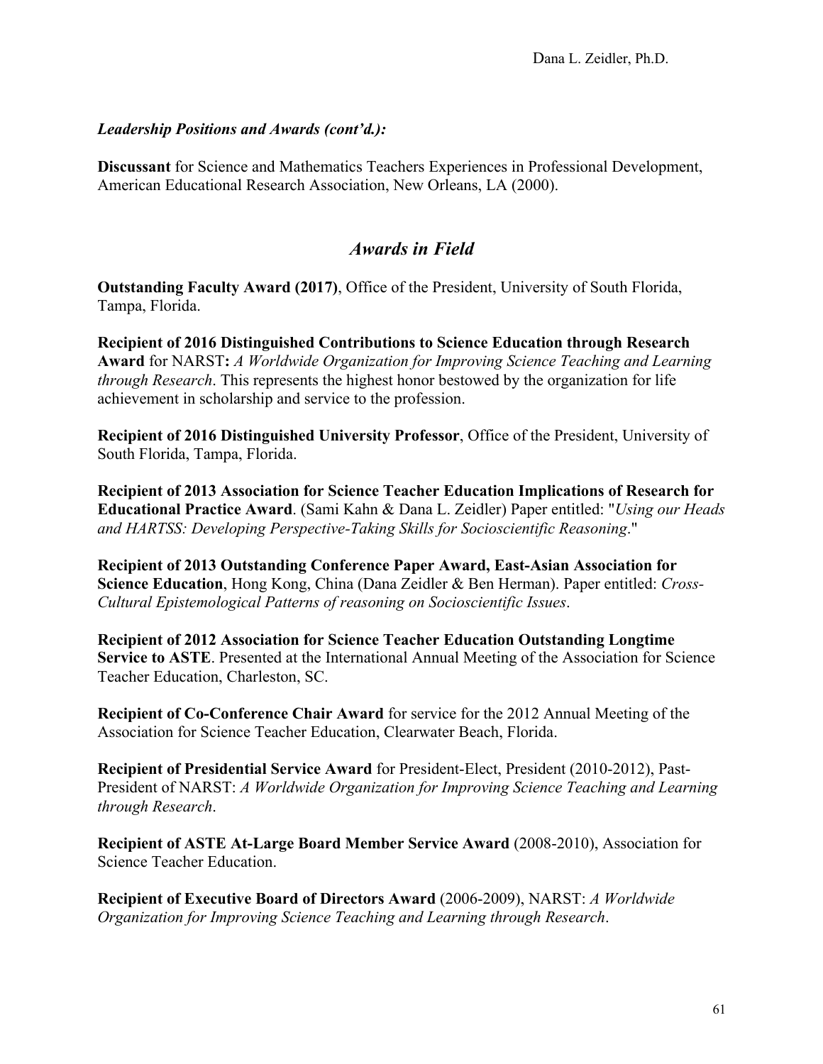***Leadership Positions and Awards (cont'd.):***

**Discussant** for Science and Mathematics Teachers Experiences in Professional Development, American Educational Research Association, New Orleans, LA (2000).

## *Awards in Field*

**Outstanding Faculty Award (2017)**, Office of the President, University of South Florida, Tampa, Florida.

**Recipient of 2016 Distinguished Contributions to Science Education through Research Award** for NARST**:** *A Worldwide Organization for Improving Science Teaching and Learning through Research*. This represents the highest honor bestowed by the organization for life achievement in scholarship and service to the profession.

**Recipient of 2016 Distinguished University Professor**, Office of the President, University of South Florida, Tampa, Florida.

**Recipient of 2013 Association for Science Teacher Education Implications of Research for Educational Practice Award**. (Sami Kahn & Dana L. Zeidler) Paper entitled: "*Using our Heads and HARTSS: Developing Perspective-Taking Skills for Socioscientific Reasoning*."

**Recipient of 2013 Outstanding Conference Paper Award, East-Asian Association for Science Education**, Hong Kong, China (Dana Zeidler & Ben Herman). Paper entitled: *Cross-Cultural Epistemological Patterns of reasoning on Socioscientific Issues*.

**Recipient of 2012 Association for Science Teacher Education Outstanding Longtime Service to ASTE**. Presented at the International Annual Meeting of the Association for Science Teacher Education, Charleston, SC.

**Recipient of Co-Conference Chair Award** for service for the 2012 Annual Meeting of the Association for Science Teacher Education, Clearwater Beach, Florida.

**Recipient of Presidential Service Award** for President-Elect, President (2010-2012), Past-President of NARST: *A Worldwide Organization for Improving Science Teaching and Learning through Research*.

**Recipient of ASTE At-Large Board Member Service Award** (2008-2010), Association for Science Teacher Education.

**Recipient of Executive Board of Directors Award** (2006-2009), NARST: *A Worldwide Organization for Improving Science Teaching and Learning through Research*.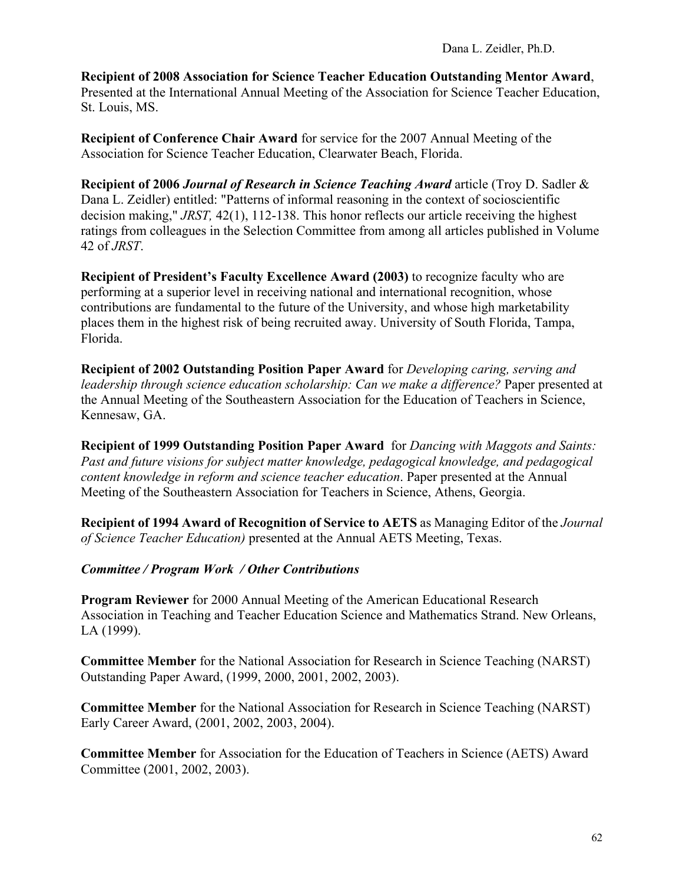**Recipient of 2008 Association for Science Teacher Education Outstanding Mentor Award**, Presented at the International Annual Meeting of the Association for Science Teacher Education, St. Louis, MS.

**Recipient of Conference Chair Award** for service for the 2007 Annual Meeting of the Association for Science Teacher Education, Clearwater Beach, Florida.

**Recipient of 2006 *Journal of Research in Science Teaching Award*** article (Troy D. Sadler & Dana L. Zeidler) entitled: "Patterns of informal reasoning in the context of socioscientific decision making," *JRST,* 42(1), 112-138. This honor reflects our article receiving the highest ratings from colleagues in the Selection Committee from among all articles published in Volume 42 of *JRST*.

**Recipient of President's Faculty Excellence Award (2003)** to recognize faculty who are performing at a superior level in receiving national and international recognition, whose contributions are fundamental to the future of the University, and whose high marketability places them in the highest risk of being recruited away. University of South Florida, Tampa, Florida.

**Recipient of 2002 Outstanding Position Paper Award** for *Developing caring, serving and leadership through science education scholarship: Can we make a difference?* Paper presented at the Annual Meeting of the Southeastern Association for the Education of Teachers in Science, Kennesaw, GA.

**Recipient of 1999 Outstanding Position Paper Award** for *Dancing with Maggots and Saints: Past and future visions for subject matter knowledge, pedagogical knowledge, and pedagogical content knowledge in reform and science teacher education*. Paper presented at the Annual Meeting of the Southeastern Association for Teachers in Science, Athens, Georgia.

**Recipient of 1994 Award of Recognition of Service to AETS** as Managing Editor of the *Journal of Science Teacher Education)* presented at the Annual AETS Meeting, Texas.

***Committee / Program Work / Other Contributions***

**Program Reviewer** for 2000 Annual Meeting of the American Educational Research Association in Teaching and Teacher Education Science and Mathematics Strand. New Orleans, LA (1999).

**Committee Member** for the National Association for Research in Science Teaching (NARST) Outstanding Paper Award, (1999, 2000, 2001, 2002, 2003).

**Committee Member** for the National Association for Research in Science Teaching (NARST) Early Career Award, (2001, 2002, 2003, 2004).

**Committee Member** for Association for the Education of Teachers in Science (AETS) Award Committee (2001, 2002, 2003).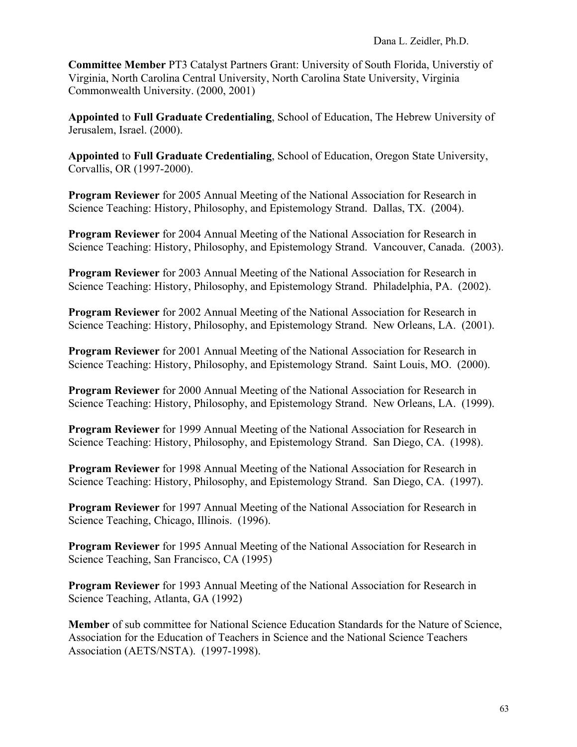**Committee Member** PT3 Catalyst Partners Grant: University of South Florida, Universtiy of Virginia, North Carolina Central University, North Carolina State University, Virginia Commonwealth University. (2000, 2001)

**Appointed** to **Full Graduate Credentialing**, School of Education, The Hebrew University of Jerusalem, Israel. (2000).

**Appointed** to **Full Graduate Credentialing**, School of Education, Oregon State University, Corvallis, OR (1997-2000).

**Program Reviewer** for 2005 Annual Meeting of the National Association for Research in Science Teaching: History, Philosophy, and Epistemology Strand. Dallas, TX. (2004).

**Program Reviewer** for 2004 Annual Meeting of the National Association for Research in Science Teaching: History, Philosophy, and Epistemology Strand. Vancouver, Canada. (2003).

**Program Reviewer** for 2003 Annual Meeting of the National Association for Research in Science Teaching: History, Philosophy, and Epistemology Strand. Philadelphia, PA. (2002).

**Program Reviewer** for 2002 Annual Meeting of the National Association for Research in Science Teaching: History, Philosophy, and Epistemology Strand. New Orleans, LA. (2001).

**Program Reviewer** for 2001 Annual Meeting of the National Association for Research in Science Teaching: History, Philosophy, and Epistemology Strand. Saint Louis, MO. (2000).

**Program Reviewer** for 2000 Annual Meeting of the National Association for Research in Science Teaching: History, Philosophy, and Epistemology Strand. New Orleans, LA. (1999).

**Program Reviewer** for 1999 Annual Meeting of the National Association for Research in Science Teaching: History, Philosophy, and Epistemology Strand. San Diego, CA. (1998).

**Program Reviewer** for 1998 Annual Meeting of the National Association for Research in Science Teaching: History, Philosophy, and Epistemology Strand. San Diego, CA. (1997).

**Program Reviewer** for 1997 Annual Meeting of the National Association for Research in Science Teaching, Chicago, Illinois. (1996).

**Program Reviewer** for 1995 Annual Meeting of the National Association for Research in Science Teaching, San Francisco, CA (1995)

**Program Reviewer** for 1993 Annual Meeting of the National Association for Research in Science Teaching, Atlanta, GA (1992)

**Member** of sub committee for National Science Education Standards for the Nature of Science, Association for the Education of Teachers in Science and the National Science Teachers Association (AETS/NSTA). (1997-1998).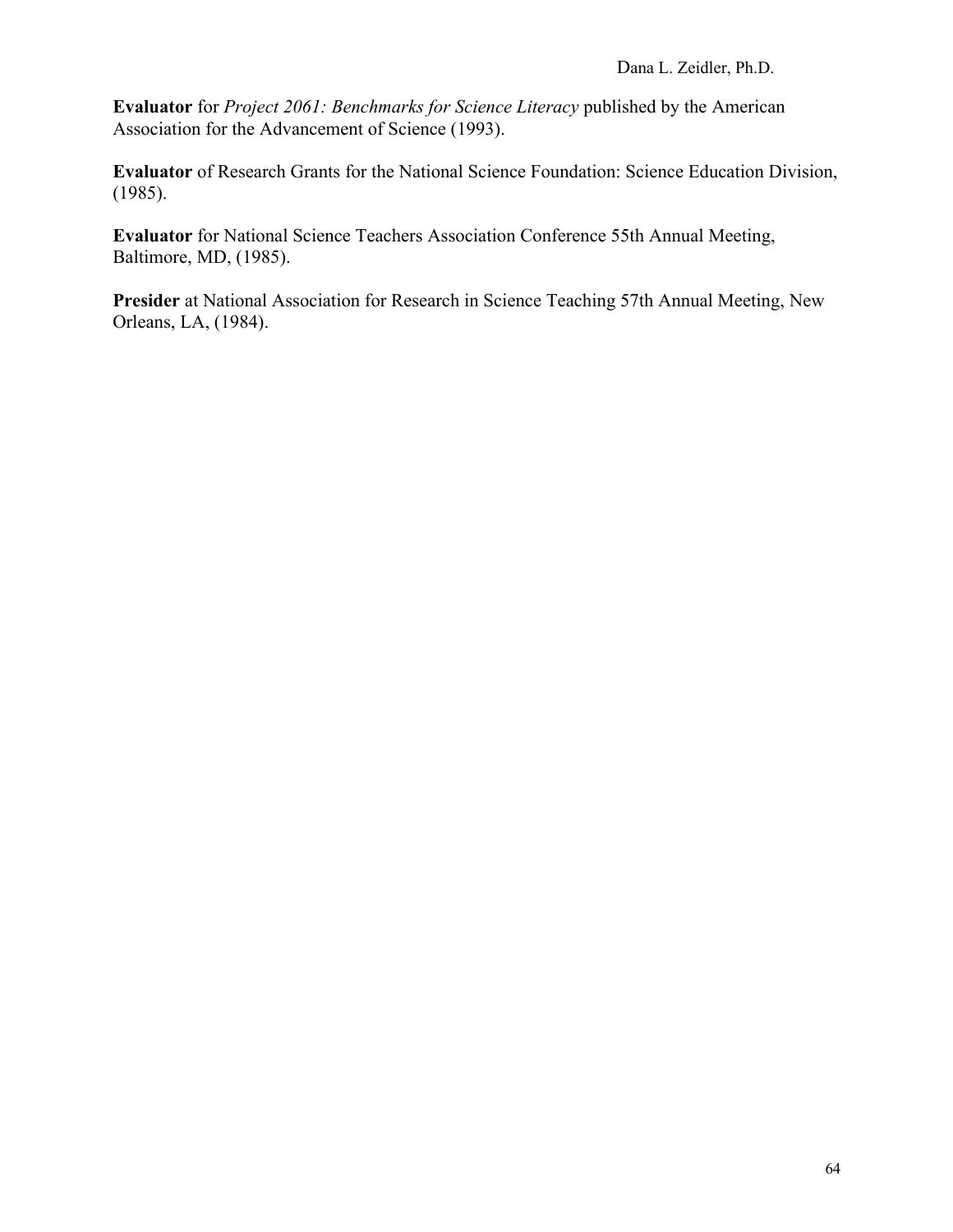**Evaluator** for *Project 2061: Benchmarks for Science Literacy* published by the American Association for the Advancement of Science (1993).

**Evaluator** of Research Grants for the National Science Foundation: Science Education Division, (1985).

**Evaluator** for National Science Teachers Association Conference 55th Annual Meeting, Baltimore, MD, (1985).

**Presider** at National Association for Research in Science Teaching 57th Annual Meeting, New Orleans, LA, (1984).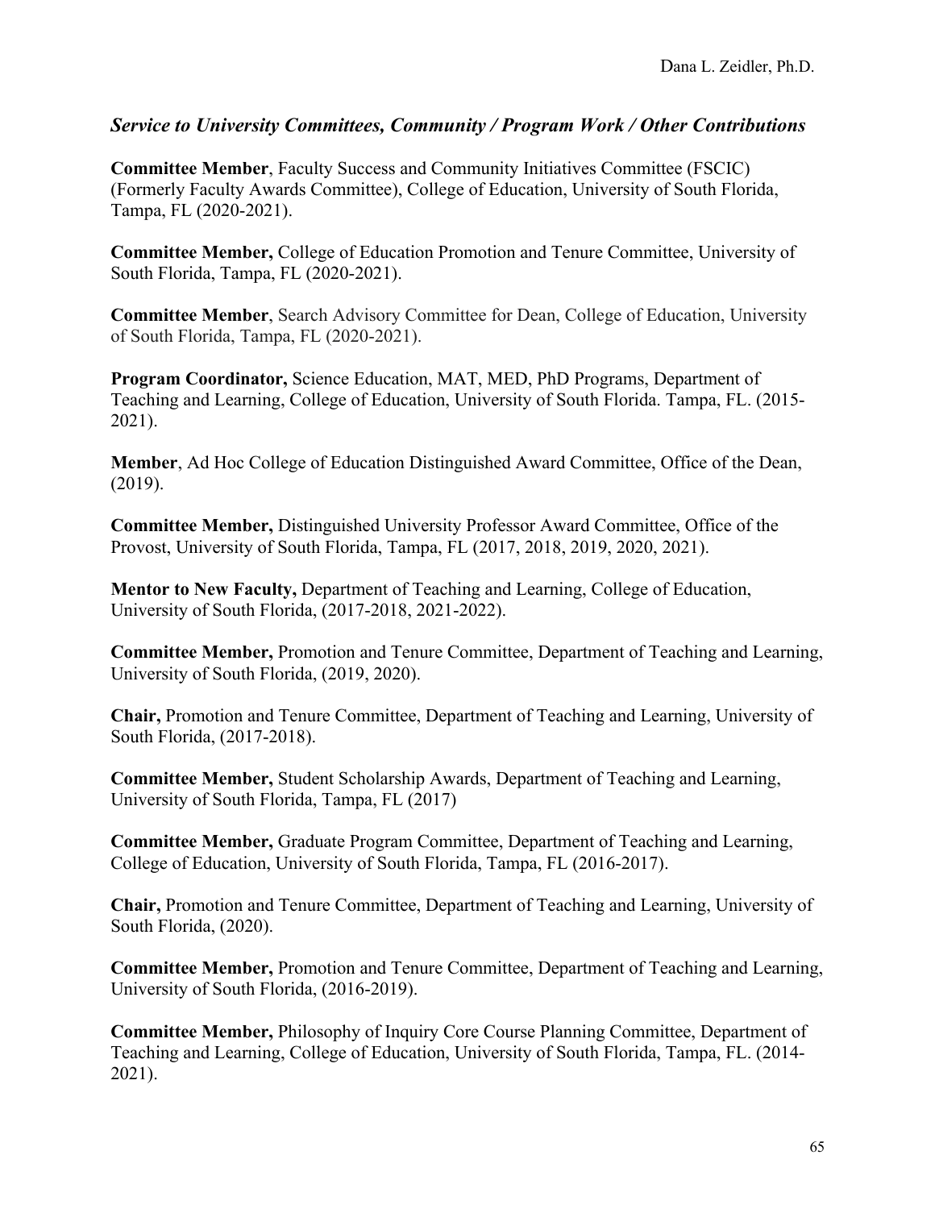### *Service to University Committees, Community / Program Work / Other Contributions*

**Committee Member**, Faculty Success and Community Initiatives Committee (FSCIC) (Formerly Faculty Awards Committee), College of Education, University of South Florida, Tampa, FL (2020-2021).

**Committee Member,** College of Education Promotion and Tenure Committee, University of South Florida, Tampa, FL (2020-2021).

**Committee Member**, Search Advisory Committee for Dean, College of Education, University of South Florida, Tampa, FL (2020-2021).

**Program Coordinator,** Science Education, MAT, MED, PhD Programs, Department of Teaching and Learning, College of Education, University of South Florida. Tampa, FL. (2015-2021).

**Member**, Ad Hoc College of Education Distinguished Award Committee, Office of the Dean, (2019).

**Committee Member,** Distinguished University Professor Award Committee, Office of the Provost, University of South Florida, Tampa, FL (2017, 2018, 2019, 2020, 2021).

**Mentor to New Faculty,** Department of Teaching and Learning, College of Education, University of South Florida, (2017-2018, 2021-2022).

**Committee Member,** Promotion and Tenure Committee, Department of Teaching and Learning, University of South Florida, (2019, 2020).

**Chair,** Promotion and Tenure Committee, Department of Teaching and Learning, University of South Florida, (2017-2018).

**Committee Member,** Student Scholarship Awards, Department of Teaching and Learning, University of South Florida, Tampa, FL (2017)

**Committee Member,** Graduate Program Committee, Department of Teaching and Learning, College of Education, University of South Florida, Tampa, FL (2016-2017).

**Chair,** Promotion and Tenure Committee, Department of Teaching and Learning, University of South Florida, (2020).

**Committee Member,** Promotion and Tenure Committee, Department of Teaching and Learning, University of South Florida, (2016-2019).

**Committee Member,** Philosophy of Inquiry Core Course Planning Committee, Department of Teaching and Learning, College of Education, University of South Florida, Tampa, FL. (2014-2021).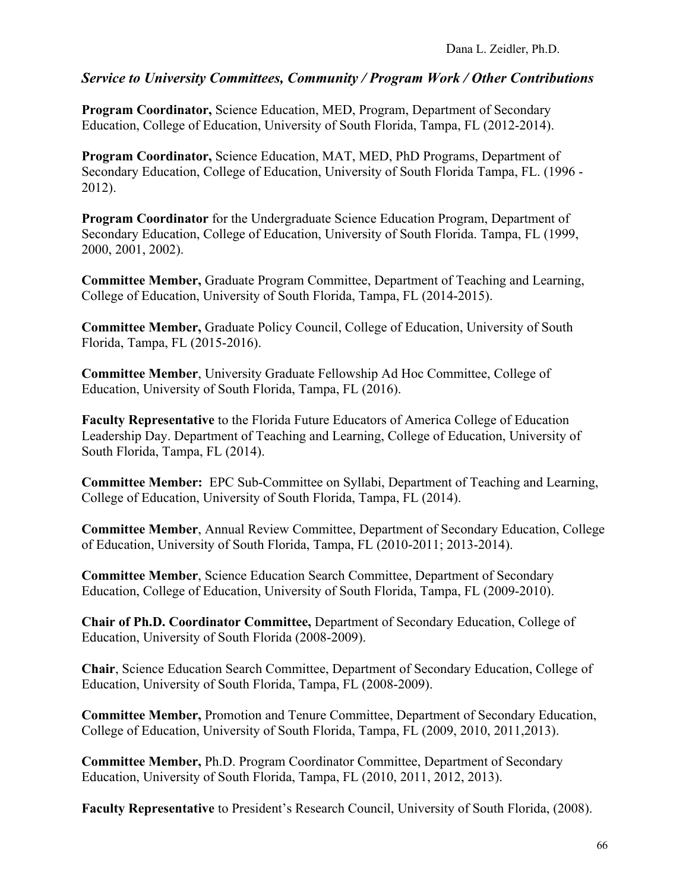### *Service to University Committees, Community / Program Work / Other Contributions*

**Program Coordinator,** Science Education, MED, Program, Department of Secondary Education, College of Education, University of South Florida, Tampa, FL (2012-2014).

**Program Coordinator,** Science Education, MAT, MED, PhD Programs, Department of Secondary Education, College of Education, University of South Florida Tampa, FL. (1996 - 2012).

**Program Coordinator** for the Undergraduate Science Education Program, Department of Secondary Education, College of Education, University of South Florida. Tampa, FL (1999, 2000, 2001, 2002).

**Committee Member,** Graduate Program Committee, Department of Teaching and Learning, College of Education, University of South Florida, Tampa, FL (2014-2015).

**Committee Member,** Graduate Policy Council, College of Education, University of South Florida, Tampa, FL (2015-2016).

**Committee Member**, University Graduate Fellowship Ad Hoc Committee, College of Education, University of South Florida, Tampa, FL (2016).

**Faculty Representative** to the Florida Future Educators of America College of Education Leadership Day. Department of Teaching and Learning, College of Education, University of South Florida, Tampa, FL (2014).

**Committee Member:** EPC Sub-Committee on Syllabi, Department of Teaching and Learning, College of Education, University of South Florida, Tampa, FL (2014).

**Committee Member**, Annual Review Committee, Department of Secondary Education, College of Education, University of South Florida, Tampa, FL (2010-2011; 2013-2014).

**Committee Member**, Science Education Search Committee, Department of Secondary Education, College of Education, University of South Florida, Tampa, FL (2009-2010).

**Chair of Ph.D. Coordinator Committee,** Department of Secondary Education, College of Education, University of South Florida (2008-2009).

**Chair**, Science Education Search Committee, Department of Secondary Education, College of Education, University of South Florida, Tampa, FL (2008-2009).

**Committee Member,** Promotion and Tenure Committee, Department of Secondary Education, College of Education, University of South Florida, Tampa, FL (2009, 2010, 2011,2013).

**Committee Member,** Ph.D. Program Coordinator Committee, Department of Secondary Education, University of South Florida, Tampa, FL (2010, 2011, 2012, 2013).

**Faculty Representative** to President's Research Council, University of South Florida, (2008).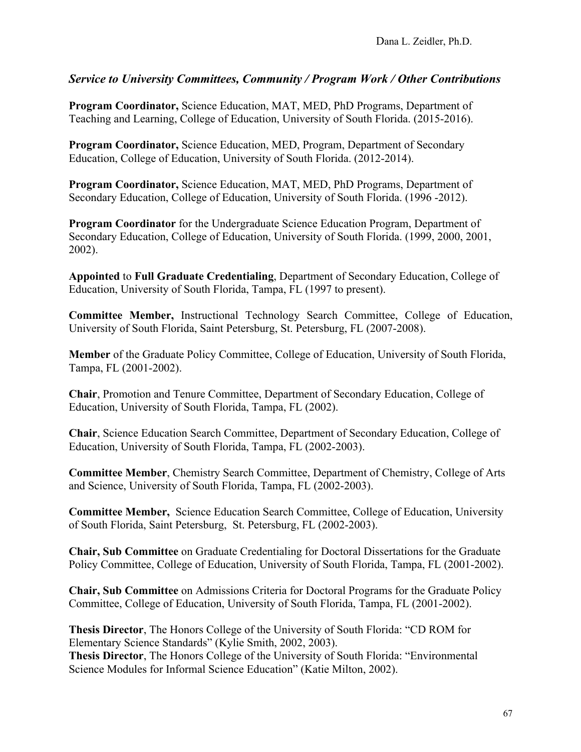## *Service to University Committees, Community / Program Work / Other Contributions*

**Program Coordinator,** Science Education, MAT, MED, PhD Programs, Department of Teaching and Learning, College of Education, University of South Florida. (2015-2016).

**Program Coordinator,** Science Education, MED, Program, Department of Secondary Education, College of Education, University of South Florida. (2012-2014).

**Program Coordinator,** Science Education, MAT, MED, PhD Programs, Department of Secondary Education, College of Education, University of South Florida. (1996 -2012).

**Program Coordinator** for the Undergraduate Science Education Program, Department of Secondary Education, College of Education, University of South Florida. (1999, 2000, 2001, 2002).

**Appointed** to **Full Graduate Credentialing**, Department of Secondary Education, College of Education, University of South Florida, Tampa, FL (1997 to present).

**Committee Member,** Instructional Technology Search Committee, College of Education, University of South Florida, Saint Petersburg, St. Petersburg, FL (2007-2008).

**Member** of the Graduate Policy Committee, College of Education, University of South Florida, Tampa, FL (2001-2002).

**Chair**, Promotion and Tenure Committee, Department of Secondary Education, College of Education, University of South Florida, Tampa, FL (2002).

**Chair**, Science Education Search Committee, Department of Secondary Education, College of Education, University of South Florida, Tampa, FL (2002-2003).

**Committee Member**, Chemistry Search Committee, Department of Chemistry, College of Arts and Science, University of South Florida, Tampa, FL (2002-2003).

**Committee Member,** Science Education Search Committee, College of Education, University of South Florida, Saint Petersburg, St. Petersburg, FL (2002-2003).

**Chair, Sub Committee** on Graduate Credentialing for Doctoral Dissertations for the Graduate Policy Committee, College of Education, University of South Florida, Tampa, FL (2001-2002).

**Chair, Sub Committee** on Admissions Criteria for Doctoral Programs for the Graduate Policy Committee, College of Education, University of South Florida, Tampa, FL (2001-2002).

**Thesis Director**, The Honors College of the University of South Florida: "CD ROM for Elementary Science Standards" (Kylie Smith, 2002, 2003).
**Thesis Director**, The Honors College of the University of South Florida: "Environmental Science Modules for Informal Science Education" (Katie Milton, 2002).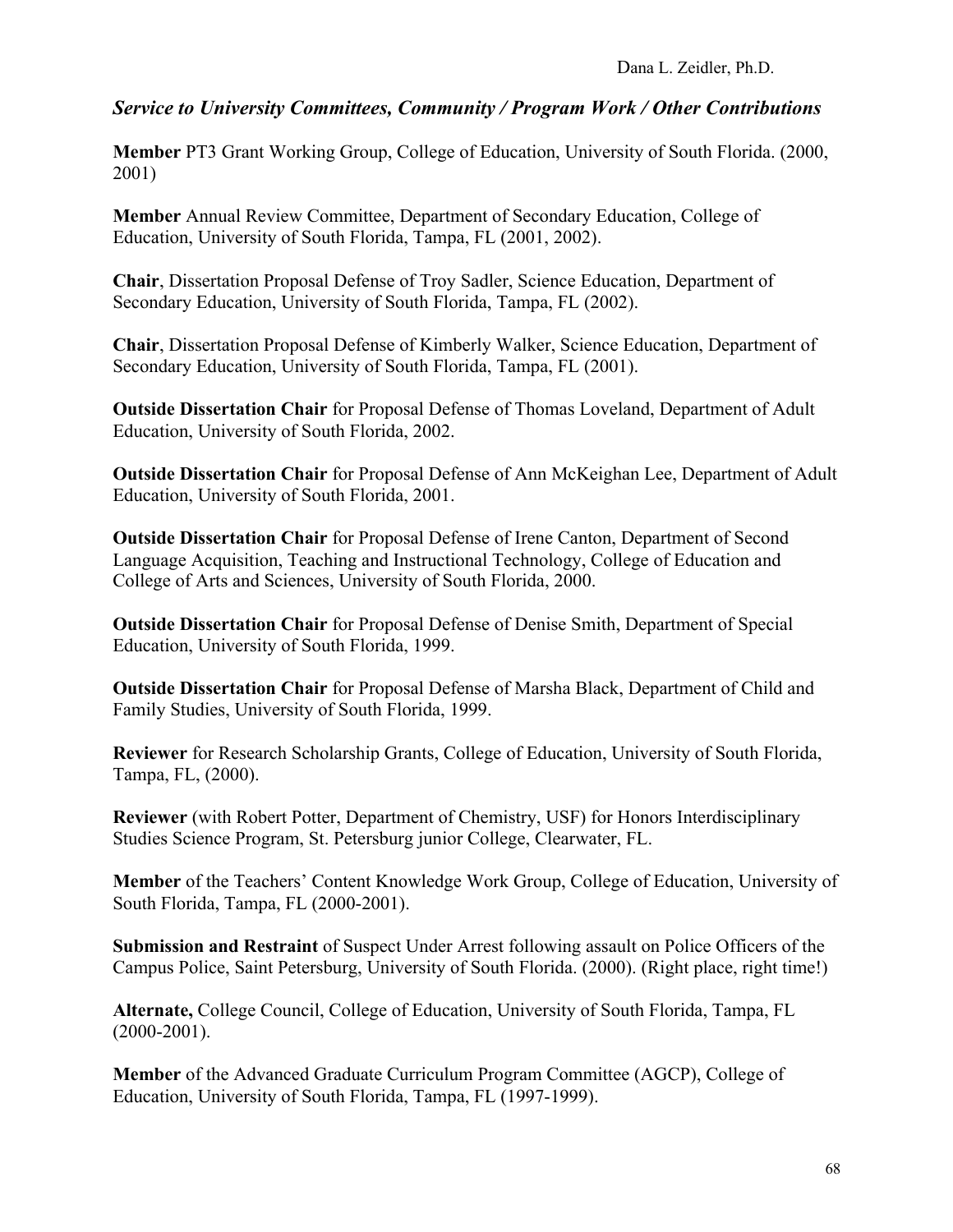### *Service to University Committees, Community / Program Work / Other Contributions*

**Member** PT3 Grant Working Group, College of Education, University of South Florida. (2000, 2001)

**Member** Annual Review Committee, Department of Secondary Education, College of Education, University of South Florida, Tampa, FL (2001, 2002).

**Chair**, Dissertation Proposal Defense of Troy Sadler, Science Education, Department of Secondary Education, University of South Florida, Tampa, FL (2002).

**Chair**, Dissertation Proposal Defense of Kimberly Walker, Science Education, Department of Secondary Education, University of South Florida, Tampa, FL (2001).

**Outside Dissertation Chair** for Proposal Defense of Thomas Loveland, Department of Adult Education, University of South Florida, 2002.

**Outside Dissertation Chair** for Proposal Defense of Ann McKeighan Lee, Department of Adult Education, University of South Florida, 2001.

**Outside Dissertation Chair** for Proposal Defense of Irene Canton, Department of Second Language Acquisition, Teaching and Instructional Technology, College of Education and College of Arts and Sciences, University of South Florida, 2000.

**Outside Dissertation Chair** for Proposal Defense of Denise Smith, Department of Special Education, University of South Florida, 1999.

**Outside Dissertation Chair** for Proposal Defense of Marsha Black, Department of Child and Family Studies, University of South Florida, 1999.

**Reviewer** for Research Scholarship Grants, College of Education, University of South Florida, Tampa, FL, (2000).

**Reviewer** (with Robert Potter, Department of Chemistry, USF) for Honors Interdisciplinary Studies Science Program, St. Petersburg junior College, Clearwater, FL.

**Member** of the Teachers' Content Knowledge Work Group, College of Education, University of South Florida, Tampa, FL (2000-2001).

**Submission and Restraint** of Suspect Under Arrest following assault on Police Officers of the Campus Police, Saint Petersburg, University of South Florida. (2000). (Right place, right time!)

**Alternate,** College Council, College of Education, University of South Florida, Tampa, FL (2000-2001).

**Member** of the Advanced Graduate Curriculum Program Committee (AGCP), College of Education, University of South Florida, Tampa, FL (1997-1999).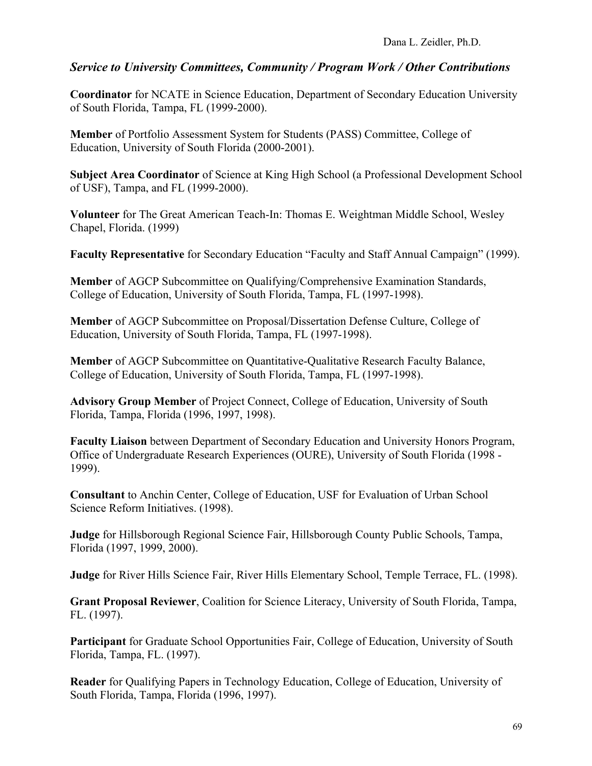### *Service to University Committees, Community / Program Work / Other Contributions*

**Coordinator** for NCATE in Science Education, Department of Secondary Education University of South Florida, Tampa, FL (1999-2000).

**Member** of Portfolio Assessment System for Students (PASS) Committee, College of Education, University of South Florida (2000-2001).

**Subject Area Coordinator** of Science at King High School (a Professional Development School of USF), Tampa, and FL (1999-2000).

**Volunteer** for The Great American Teach-In: Thomas E. Weightman Middle School, Wesley Chapel, Florida. (1999)

**Faculty Representative** for Secondary Education "Faculty and Staff Annual Campaign" (1999).

**Member** of AGCP Subcommittee on Qualifying/Comprehensive Examination Standards, College of Education, University of South Florida, Tampa, FL (1997-1998).

**Member** of AGCP Subcommittee on Proposal/Dissertation Defense Culture, College of Education, University of South Florida, Tampa, FL (1997-1998).

**Member** of AGCP Subcommittee on Quantitative-Qualitative Research Faculty Balance, College of Education, University of South Florida, Tampa, FL (1997-1998).

**Advisory Group Member** of Project Connect, College of Education, University of South Florida, Tampa, Florida (1996, 1997, 1998).

**Faculty Liaison** between Department of Secondary Education and University Honors Program, Office of Undergraduate Research Experiences (OURE), University of South Florida (1998 - 1999).

**Consultant** to Anchin Center, College of Education, USF for Evaluation of Urban School Science Reform Initiatives. (1998).

**Judge** for Hillsborough Regional Science Fair, Hillsborough County Public Schools, Tampa, Florida (1997, 1999, 2000).

**Judge** for River Hills Science Fair, River Hills Elementary School, Temple Terrace, FL. (1998).

**Grant Proposal Reviewer**, Coalition for Science Literacy, University of South Florida, Tampa, FL. (1997).

**Participant** for Graduate School Opportunities Fair, College of Education, University of South Florida, Tampa, FL. (1997).

**Reader** for Qualifying Papers in Technology Education, College of Education, University of South Florida, Tampa, Florida (1996, 1997).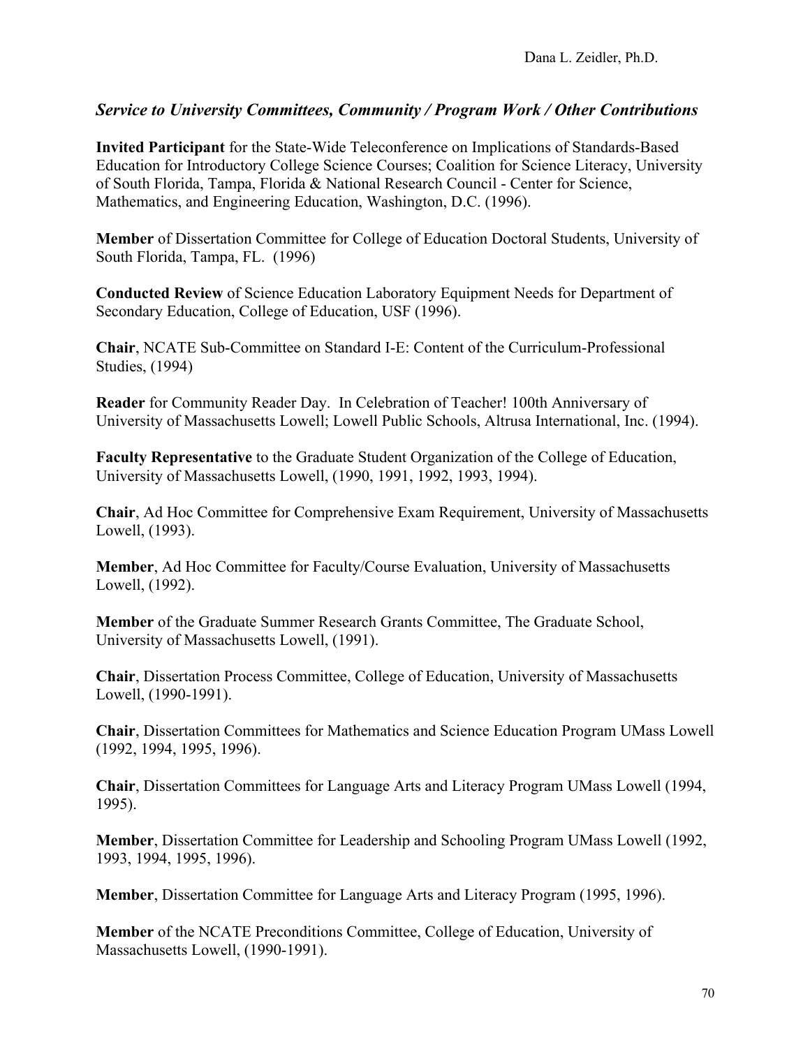### *Service to University Committees, Community / Program Work / Other Contributions*

**Invited Participant** for the State-Wide Teleconference on Implications of Standards-Based Education for Introductory College Science Courses; Coalition for Science Literacy, University of South Florida, Tampa, Florida & National Research Council - Center for Science, Mathematics, and Engineering Education, Washington, D.C. (1996).

**Member** of Dissertation Committee for College of Education Doctoral Students, University of South Florida, Tampa, FL. (1996)

**Conducted Review** of Science Education Laboratory Equipment Needs for Department of Secondary Education, College of Education, USF (1996).

**Chair**, NCATE Sub-Committee on Standard I-E: Content of the Curriculum-Professional Studies, (1994)

**Reader** for Community Reader Day. In Celebration of Teacher! 100th Anniversary of University of Massachusetts Lowell; Lowell Public Schools, Altrusa International, Inc. (1994).

**Faculty Representative** to the Graduate Student Organization of the College of Education, University of Massachusetts Lowell, (1990, 1991, 1992, 1993, 1994).

**Chair**, Ad Hoc Committee for Comprehensive Exam Requirement, University of Massachusetts Lowell, (1993).

**Member**, Ad Hoc Committee for Faculty/Course Evaluation, University of Massachusetts Lowell, (1992).

**Member** of the Graduate Summer Research Grants Committee, The Graduate School, University of Massachusetts Lowell, (1991).

**Chair**, Dissertation Process Committee, College of Education, University of Massachusetts Lowell, (1990-1991).

**Chair**, Dissertation Committees for Mathematics and Science Education Program UMass Lowell (1992, 1994, 1995, 1996).

**Chair**, Dissertation Committees for Language Arts and Literacy Program UMass Lowell (1994, 1995).

**Member**, Dissertation Committee for Leadership and Schooling Program UMass Lowell (1992, 1993, 1994, 1995, 1996).

**Member**, Dissertation Committee for Language Arts and Literacy Program (1995, 1996).

**Member** of the NCATE Preconditions Committee, College of Education, University of Massachusetts Lowell, (1990-1991).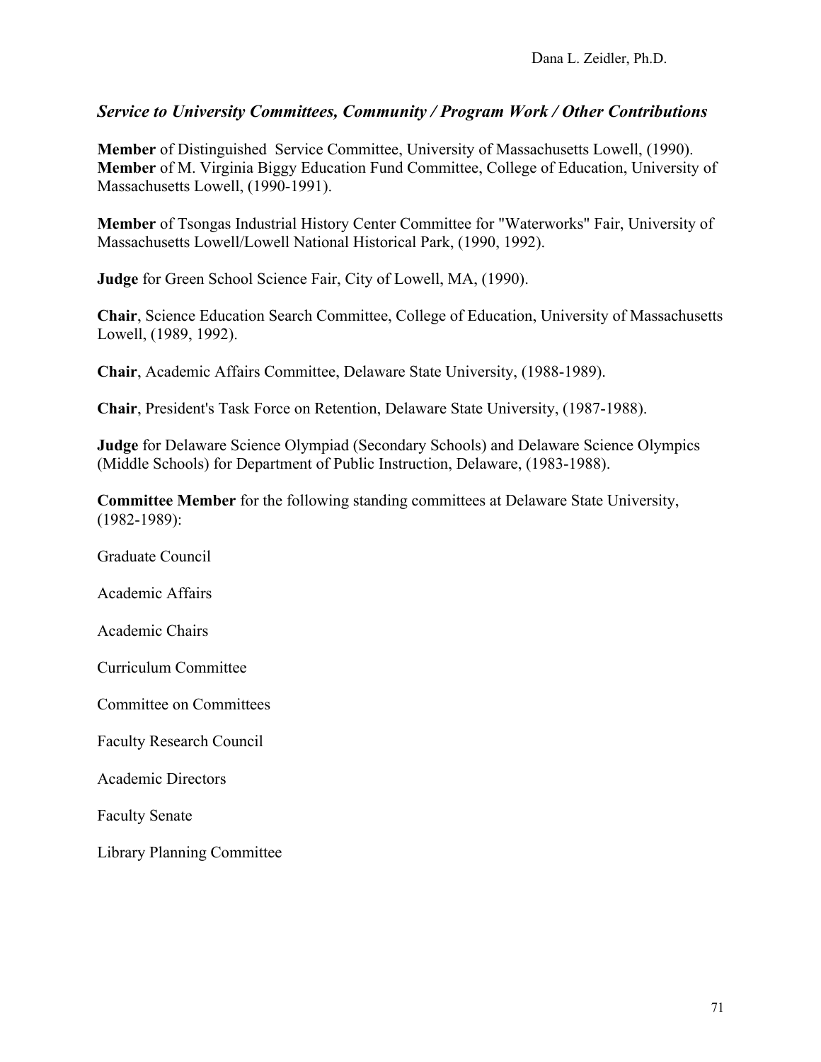### *Service to University Committees, Community / Program Work / Other Contributions*

**Member** of Distinguished Service Committee, University of Massachusetts Lowell, (1990).
**Member** of M. Virginia Biggy Education Fund Committee, College of Education, University of Massachusetts Lowell, (1990-1991).

**Member** of Tsongas Industrial History Center Committee for "Waterworks" Fair, University of Massachusetts Lowell/Lowell National Historical Park, (1990, 1992).

**Judge** for Green School Science Fair, City of Lowell, MA, (1990).

**Chair**, Science Education Search Committee, College of Education, University of Massachusetts Lowell, (1989, 1992).

**Chair**, Academic Affairs Committee, Delaware State University, (1988-1989).

**Chair**, President's Task Force on Retention, Delaware State University, (1987-1988).

**Judge** for Delaware Science Olympiad (Secondary Schools) and Delaware Science Olympics (Middle Schools) for Department of Public Instruction, Delaware, (1983-1988).

**Committee Member** for the following standing committees at Delaware State University, (1982-1989):

Graduate Council

Academic Affairs

Academic Chairs

Curriculum Committee

Committee on Committees

Faculty Research Council

Academic Directors

Faculty Senate

Library Planning Committee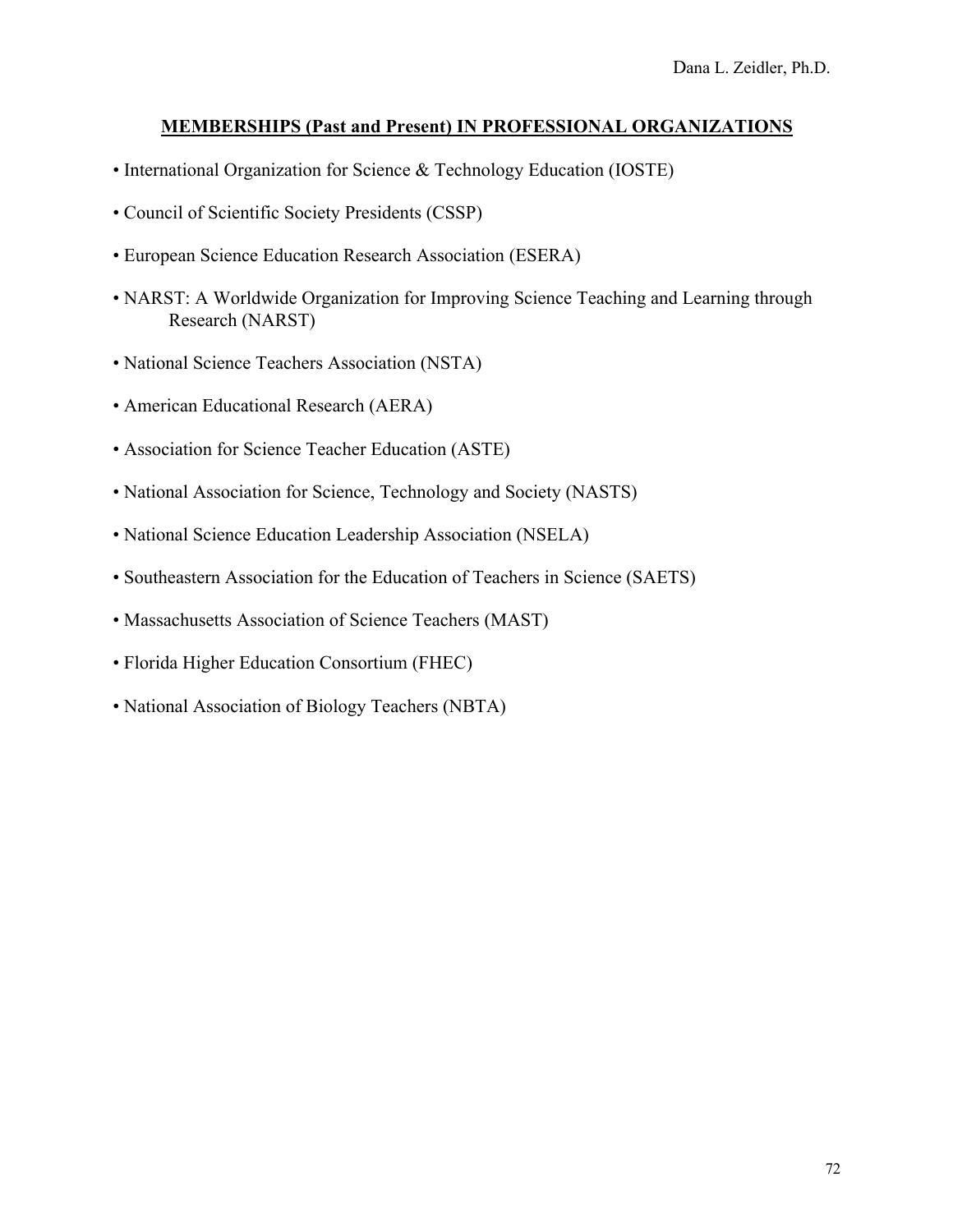## MEMBERSHIPS (Past and Present) IN PROFESSIONAL ORGANIZATIONS

- International Organization for Science & Technology Education (IOSTE)
- Council of Scientific Society Presidents (CSSP)
- European Science Education Research Association (ESERA)
- NARST: A Worldwide Organization for Improving Science Teaching and Learning through Research (NARST)
- National Science Teachers Association (NSTA)
- American Educational Research (AERA)
- Association for Science Teacher Education (ASTE)
- National Association for Science, Technology and Society (NASTS)
- National Science Education Leadership Association (NSELA)
- Southeastern Association for the Education of Teachers in Science (SAETS)
- Massachusetts Association of Science Teachers (MAST)
- Florida Higher Education Consortium (FHEC)
- National Association of Biology Teachers (NBTA)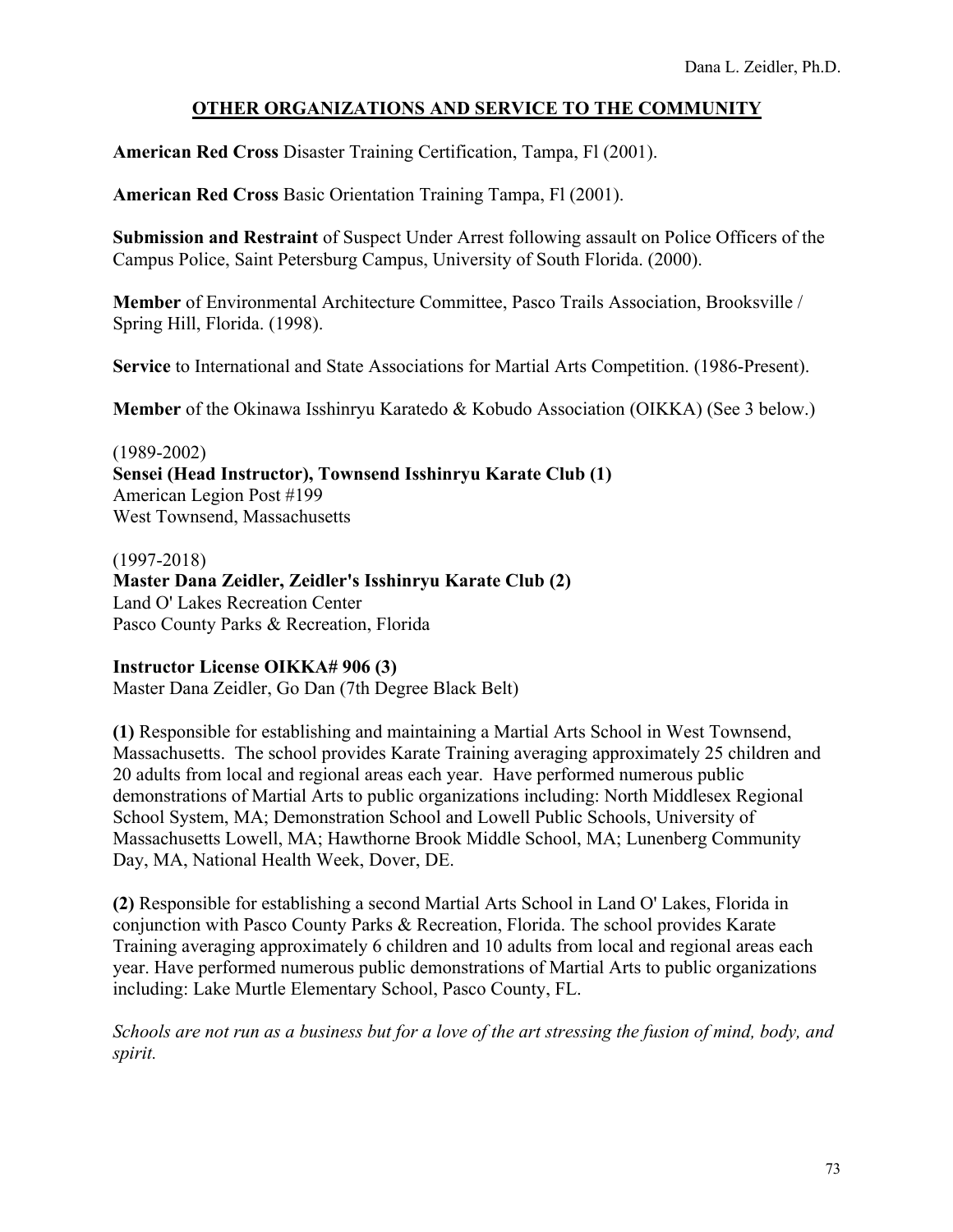## OTHER ORGANIZATIONS AND SERVICE TO THE COMMUNITY

**American Red Cross** Disaster Training Certification, Tampa, Fl (2001).

**American Red Cross** Basic Orientation Training Tampa, Fl (2001).

**Submission and Restraint** of Suspect Under Arrest following assault on Police Officers of the Campus Police, Saint Petersburg Campus, University of South Florida. (2000).

**Member** of Environmental Architecture Committee, Pasco Trails Association, Brooksville / Spring Hill, Florida. (1998).

**Service** to International and State Associations for Martial Arts Competition. (1986-Present).

**Member** of the Okinawa Isshinryu Karatedo & Kobudo Association (OIKKA) (See 3 below.)

(1989-2002)
**Sensei (Head Instructor), Townsend Isshinryu Karate Club (1)**
American Legion Post #199
West Townsend, Massachusetts

(1997-2018)
**Master Dana Zeidler, Zeidler's Isshinryu Karate Club (2)**
Land O' Lakes Recreation Center
Pasco County Parks & Recreation, Florida

**Instructor License OIKKA# 906 (3)**
Master Dana Zeidler, Go Dan (7th Degree Black Belt)

**(1)** Responsible for establishing and maintaining a Martial Arts School in West Townsend, Massachusetts. The school provides Karate Training averaging approximately 25 children and 20 adults from local and regional areas each year. Have performed numerous public demonstrations of Martial Arts to public organizations including: North Middlesex Regional School System, MA; Demonstration School and Lowell Public Schools, University of Massachusetts Lowell, MA; Hawthorne Brook Middle School, MA; Lunenberg Community Day, MA, National Health Week, Dover, DE.

**(2)** Responsible for establishing a second Martial Arts School in Land O' Lakes, Florida in conjunction with Pasco County Parks & Recreation, Florida. The school provides Karate Training averaging approximately 6 children and 10 adults from local and regional areas each year. Have performed numerous public demonstrations of Martial Arts to public organizations including: Lake Murtle Elementary School, Pasco County, FL.

*Schools are not run as a business but for a love of the art stressing the fusion of mind, body, and spirit.*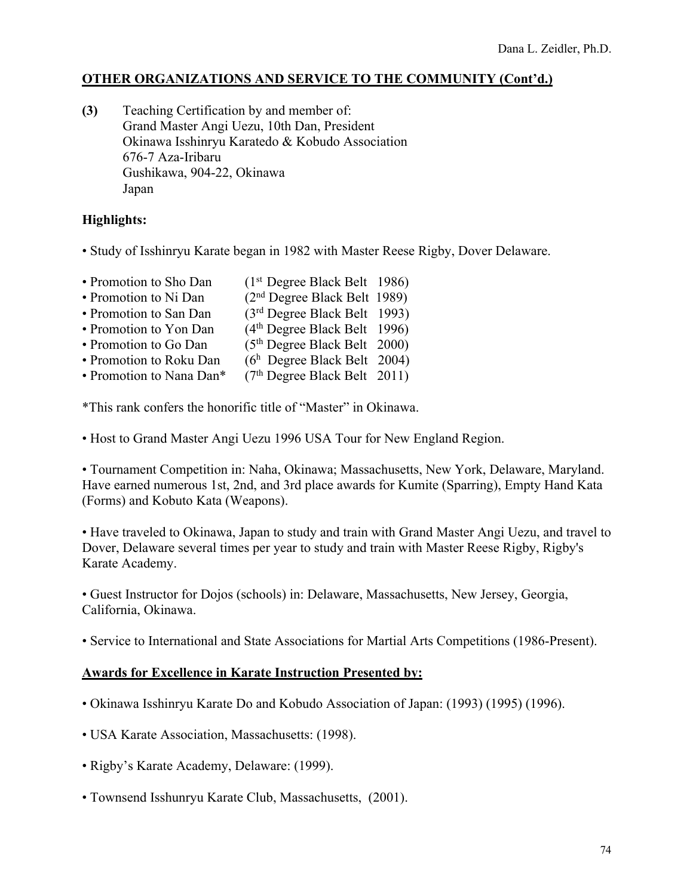## OTHER ORGANIZATIONS AND SERVICE TO THE COMMUNITY (Cont'd.)

**(3)** Teaching Certification by and member of:
Grand Master Angi Uezu, 10th Dan, President
Okinawa Isshinryu Karatedo & Kobudo Association
676-7 Aza-Iribaru
Gushikawa, 904-22, Okinawa
Japan

**Highlights:**

• Study of Isshinryu Karate began in 1982 with Master Reese Rigby, Dover Delaware.

• Promotion to Sho Dan (1st Degree Black Belt 1986)
• Promotion to Ni Dan (2nd Degree Black Belt 1989)
• Promotion to San Dan (3rd Degree Black Belt 1993)
• Promotion to Yon Dan (4th Degree Black Belt 1996)
• Promotion to Go Dan (5th Degree Black Belt 2000)
• Promotion to Roku Dan (6h Degree Black Belt 2004)
• Promotion to Nana Dan* (7th Degree Black Belt 2011)

*This rank confers the honorific title of "Master" in Okinawa.

• Host to Grand Master Angi Uezu 1996 USA Tour for New England Region.

• Tournament Competition in: Naha, Okinawa; Massachusetts, New York, Delaware, Maryland. Have earned numerous 1st, 2nd, and 3rd place awards for Kumite (Sparring), Empty Hand Kata (Forms) and Kobuto Kata (Weapons).

• Have traveled to Okinawa, Japan to study and train with Grand Master Angi Uezu, and travel to Dover, Delaware several times per year to study and train with Master Reese Rigby, Rigby's Karate Academy.

• Guest Instructor for Dojos (schools) in: Delaware, Massachusetts, New Jersey, Georgia, California, Okinawa.

• Service to International and State Associations for Martial Arts Competitions (1986-Present).

## Awards for Excellence in Karate Instruction Presented by:

• Okinawa Isshinryu Karate Do and Kobudo Association of Japan: (1993) (1995) (1996).

• USA Karate Association, Massachusetts: (1998).

• Rigby's Karate Academy, Delaware: (1999).

• Townsend Isshunryu Karate Club, Massachusetts, (2001).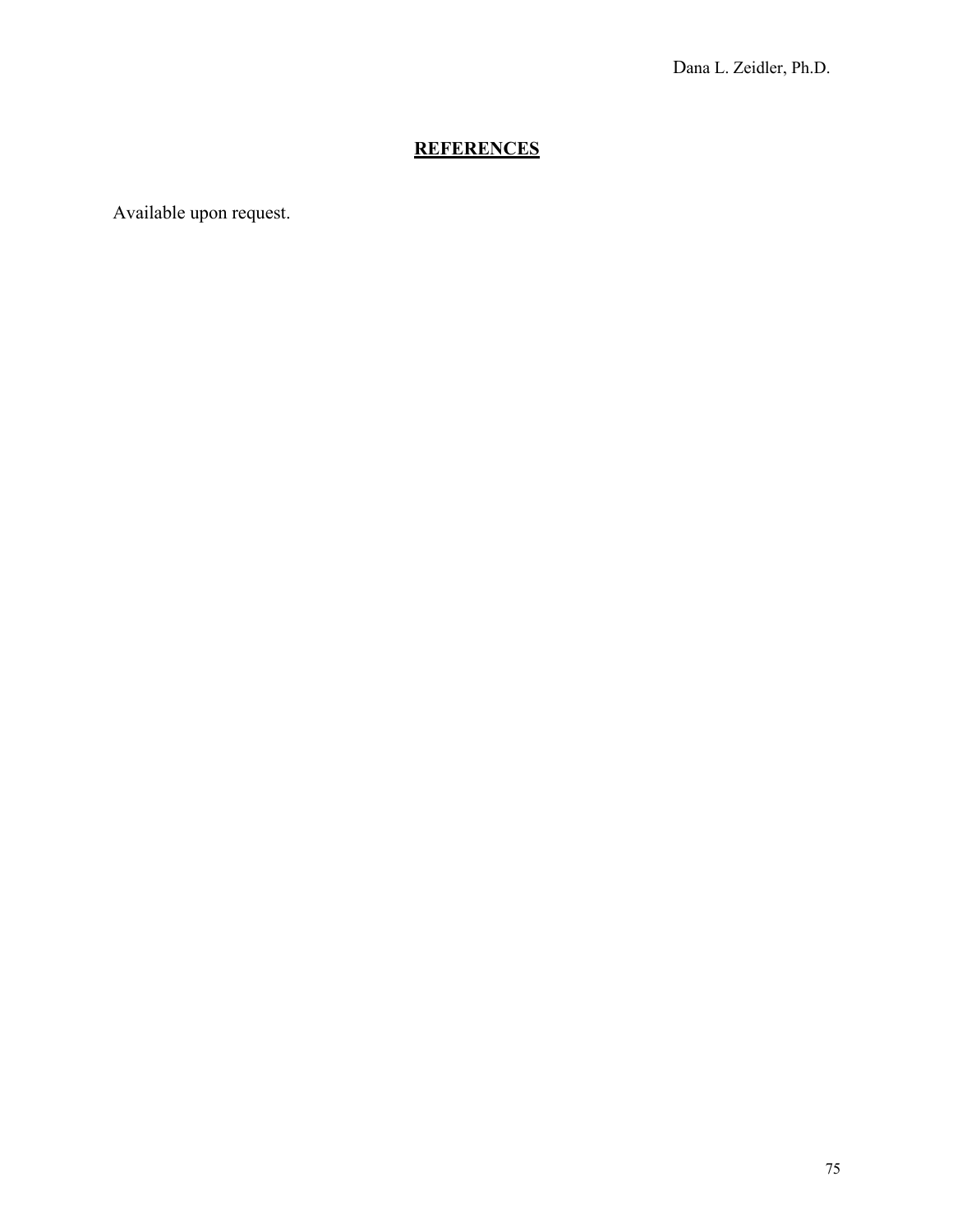## REFERENCES

Available upon request.